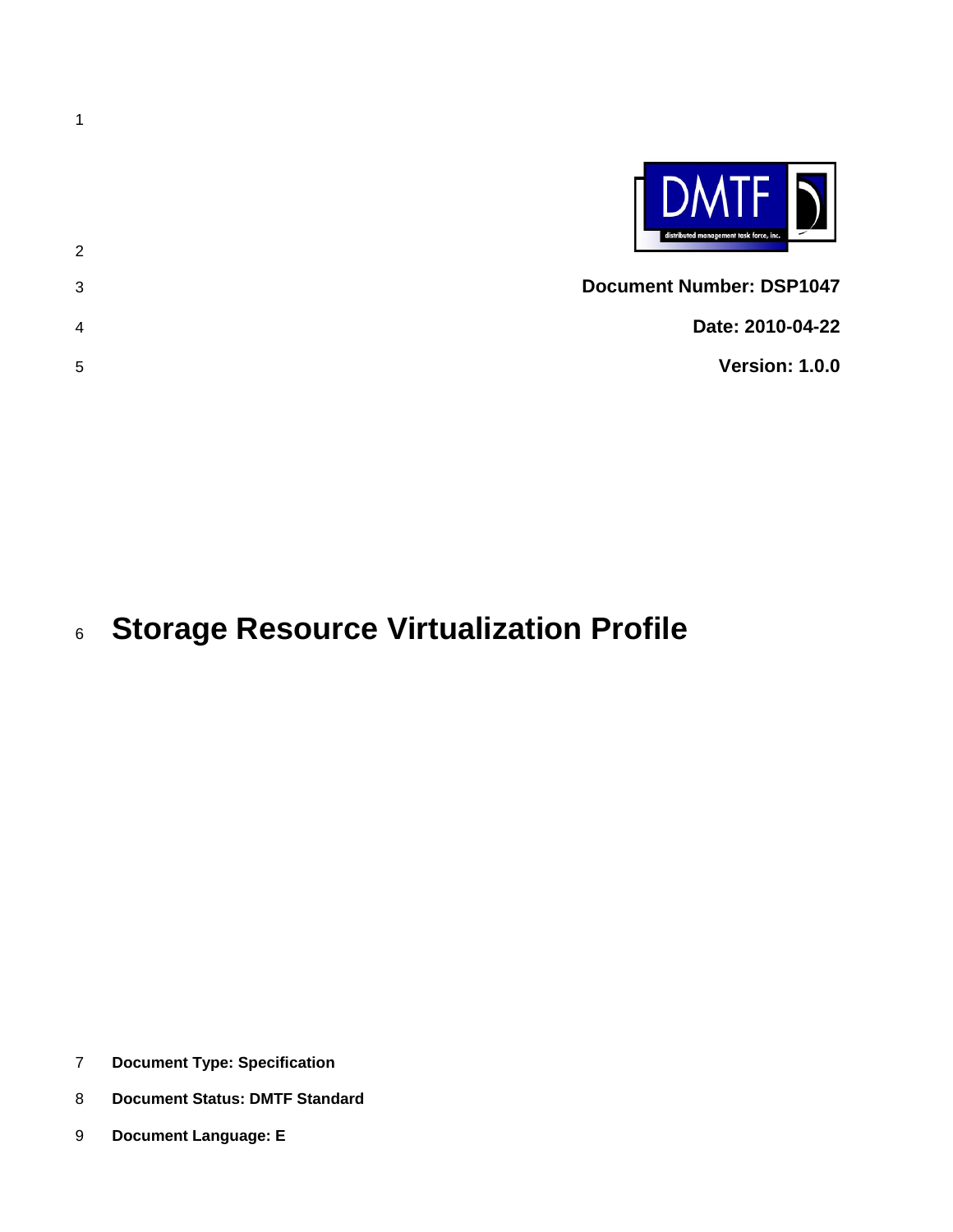**Document Number: DSP1047**

**Date: 2010-04-22**

**Version: 1.0.0**

# Storage Resource Virtualization Profile

**Document Type: Specification**

**Document Status: DMTF Standard**

**Document Language: E**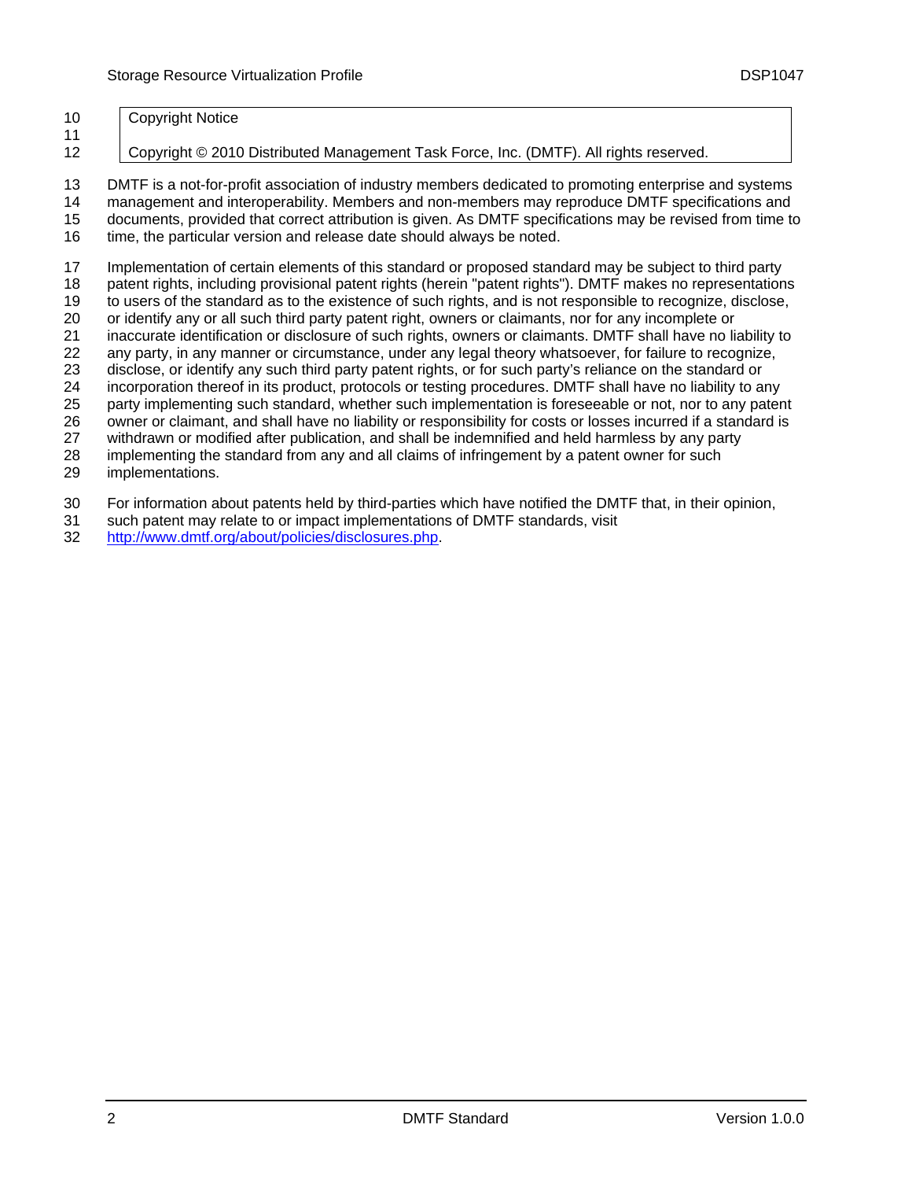Copyright Notice

Copyright © 2010 Distributed Management Task Force, Inc. (DMTF). All rights reserved.

DMTF is a not-for-profit association of industry members dedicated to promoting enterprise and systems management and interoperability. Members and non-members may reproduce DMTF specifications and documents, provided that correct attribution is given. As DMTF specifications may be revised from time to time, the particular version and release date should always be noted.

Implementation of certain elements of this standard or proposed standard may be subject to third party patent rights, including provisional patent rights (herein "patent rights"). DMTF makes no representations to users of the standard as to the existence of such rights, and is not responsible to recognize, disclose, or identify any or all such third party patent right, owners or claimants, nor for any incomplete or inaccurate identification or disclosure of such rights, owners or claimants. DMTF shall have no liability to any party, in any manner or circumstance, under any legal theory whatsoever, for failure to recognize, disclose, or identify any such third party patent rights, or for such party's reliance on the standard or incorporation thereof in its product, protocols or testing procedures. DMTF shall have no liability to any party implementing such standard, whether such implementation is foreseeable or not, nor to any patent owner or claimant, and shall have no liability or responsibility for costs or losses incurred if a standard is withdrawn or modified after publication, and shall be indemnified and held harmless by any party implementing the standard from any and all claims of infringement by a patent owner for such implementations.

For information about patents held by third-parties which have notified the DMTF that, in their opinion, such patent may relate to or impact implementations of DMTF standards, visit http://www.dmtf.org/about/policies/disclosures.php.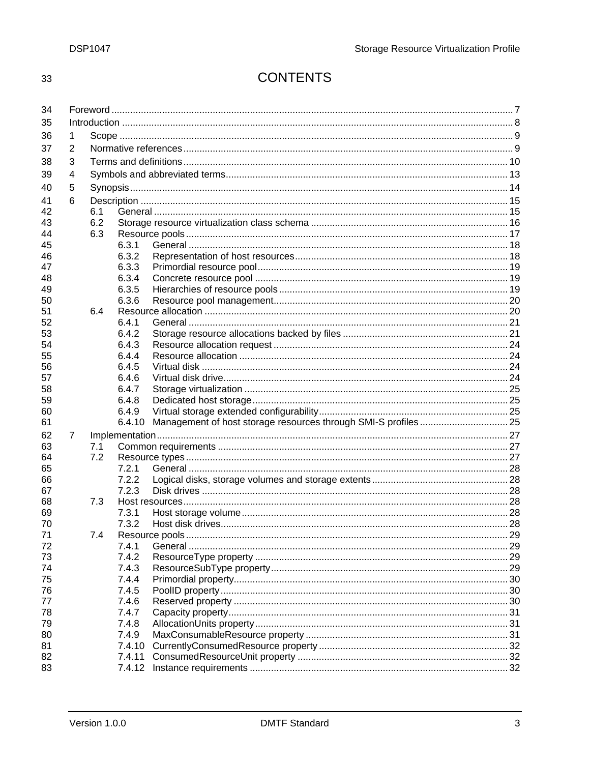# CONTENTS

Foreword ..................................................................................................................................... 7

Introduction ................................................................................................................................. 8

1 Scope .................................................................................................................................. 9

2 Normative references .......................................................................................................... 9

3 Terms and definitions ......................................................................................................... 10

4 Symbols and abbreviated terms ......................................................................................... 13

5 Synopsis ............................................................................................................................. 14

6 Description ......................................................................................................................... 15
   - 6.1 General ................................................................................................................... 15
   - 6.2 Storage resource virtualization class schema ......................................................... 16
   - 6.3 Resource pools ....................................................................................................... 17
     - 6.3.1 General ....................................................................................................... 18
     - 6.3.2 Representation of host resources ............................................................... 18
     - 6.3.3 Primordial resource pool ............................................................................. 19
     - 6.3.4 Concrete resource pool .............................................................................. 19
     - 6.3.5 Hierarchies of resource pools ..................................................................... 19
     - 6.3.6 Resource pool management ....................................................................... 20
   - 6.4 Resource allocation ................................................................................................. 20
     - 6.4.1 General ....................................................................................................... 21
     - 6.4.2 Storage resource allocations backed by files ............................................. 21
     - 6.4.3 Resource allocation request ....................................................................... 24
     - 6.4.4 Resource allocation .................................................................................... 24
     - 6.4.5 Virtual disk .................................................................................................. 24
     - 6.4.6 Virtual disk drive .......................................................................................... 24
     - 6.4.7 Storage virtualization .................................................................................. 25
     - 6.4.8 Dedicated host storage ............................................................................... 25
     - 6.4.9 Virtual storage extended configurability ...................................................... 25
     - 6.4.10 Management of host storage resources through SMI-S profiles ................. 25

7 Implementation .................................................................................................................. 27
   - 7.1 Common requirements ............................................................................................ 27
   - 7.2 Resource types ........................................................................................................ 27
     - 7.2.1 General ....................................................................................................... 28
     - 7.2.2 Logical disks, storage volumes and storage extents ................................... 28
     - 7.2.3 Disk drives .................................................................................................. 28
   - 7.3 Host resources ......................................................................................................... 28
     - 7.3.1 Host storage volume ................................................................................... 28
     - 7.3.2 Host disk drives ........................................................................................... 28
   - 7.4 Resource pools ........................................................................................................ 29
     - 7.4.1 General ....................................................................................................... 29
     - 7.4.2 ResourceType property .............................................................................. 29
     - 7.4.3 ResourceSubType property ........................................................................ 29
     - 7.4.4 Primordial property ...................................................................................... 30
     - 7.4.5 PoolID property ........................................................................................... 30
     - 7.4.6 Reserved property ...................................................................................... 30
     - 7.4.7 Capacity property ........................................................................................ 31
     - 7.4.8 AllocationUnits property .............................................................................. 31
     - 7.4.9 MaxConsumableResource property ............................................................ 31
     - 7.4.10 CurrentlyConsumedResource property ....................................................... 32
     - 7.4.11 ConsumedResourceUnit property .............................................................. 32
     - 7.4.12 Instance requirements ................................................................................ 32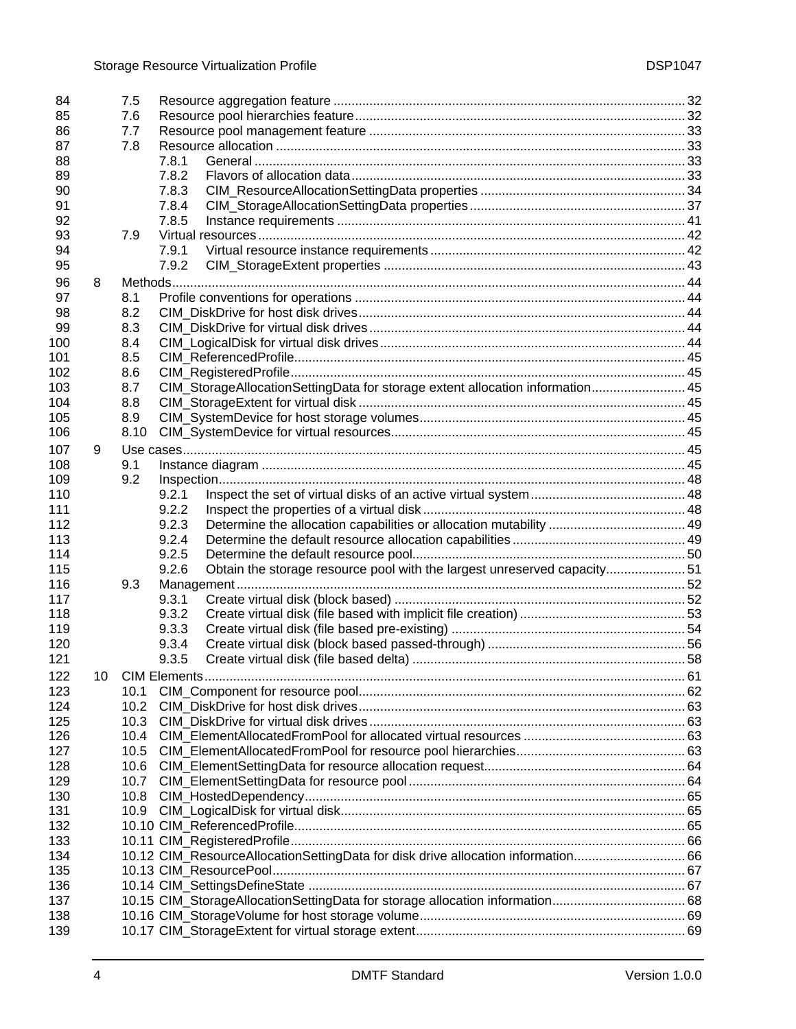7.5 Resource aggregation feature ... 32
7.6 Resource pool hierarchies feature ... 32
7.7 Resource pool management feature ... 33
7.8 Resource allocation ... 33
  7.8.1 General ... 33
  7.8.2 Flavors of allocation data ... 33
  7.8.3 CIM_ResourceAllocationSettingData properties ... 34
  7.8.4 CIM_StorageAllocationSettingData properties ... 37
  7.8.5 Instance requirements ... 41
7.9 Virtual resources ... 42
  7.9.1 Virtual resource instance requirements ... 42
  7.9.2 CIM_StorageExtent properties ... 43

8 Methods ... 44
  8.1 Profile conventions for operations ... 44
  8.2 CIM_DiskDrive for host disk drives ... 44
  8.3 CIM_DiskDrive for virtual disk drives ... 44
  8.4 CIM_LogicalDisk for virtual disk drives ... 44
  8.5 CIM_ReferencedProfile ... 45
  8.6 CIM_RegisteredProfile ... 45
  8.7 CIM_StorageAllocationSettingData for storage extent allocation information ... 45
  8.8 CIM_StorageExtent for virtual disk ... 45
  8.9 CIM_SystemDevice for host storage volumes ... 45
  8.10 CIM_SystemDevice for virtual resources ... 45

9 Use cases ... 45
  9.1 Instance diagram ... 45
  9.2 Inspection ... 48
    9.2.1 Inspect the set of virtual disks of an active virtual system ... 48
    9.2.2 Inspect the properties of a virtual disk ... 48
    9.2.3 Determine the allocation capabilities or allocation mutability ... 49
    9.2.4 Determine the default resource allocation capabilities ... 49
    9.2.5 Determine the default resource pool ... 50
    9.2.6 Obtain the storage resource pool with the largest unreserved capacity ... 51
  9.3 Management ... 52
    9.3.1 Create virtual disk (block based) ... 52
    9.3.2 Create virtual disk (file based with implicit file creation) ... 53
    9.3.3 Create virtual disk (file based pre-existing) ... 54
    9.3.4 Create virtual disk (block based passed-through) ... 56
    9.3.5 Create virtual disk (file based delta) ... 58

10 CIM Elements ... 61
  10.1 CIM_Component for resource pool ... 62
  10.2 CIM_DiskDrive for host disk drives ... 63
  10.3 CIM_DiskDrive for virtual disk drives ... 63
  10.4 CIM_ElementAllocatedFromPool for allocated virtual resources ... 63
  10.5 CIM_ElementAllocatedFromPool for resource pool hierarchies ... 63
  10.6 CIM_ElementSettingData for resource allocation request ... 64
  10.7 CIM_ElementSettingData for resource pool ... 64
  10.8 CIM_HostedDependency ... 65
  10.9 CIM_LogicalDisk for virtual disk ... 65
  10.10 CIM_ReferencedProfile ... 65
  10.11 CIM_RegisteredProfile ... 66
  10.12 CIM_ResourceAllocationSettingData for disk drive allocation information ... 66
  10.13 CIM_ResourcePool ... 67
  10.14 CIM_SettingsDefineState ... 67
  10.15 CIM_StorageAllocationSettingData for storage allocation information ... 68
  10.16 CIM_StorageVolume for host storage volume ... 69
  10.17 CIM_StorageExtent for virtual storage extent ... 69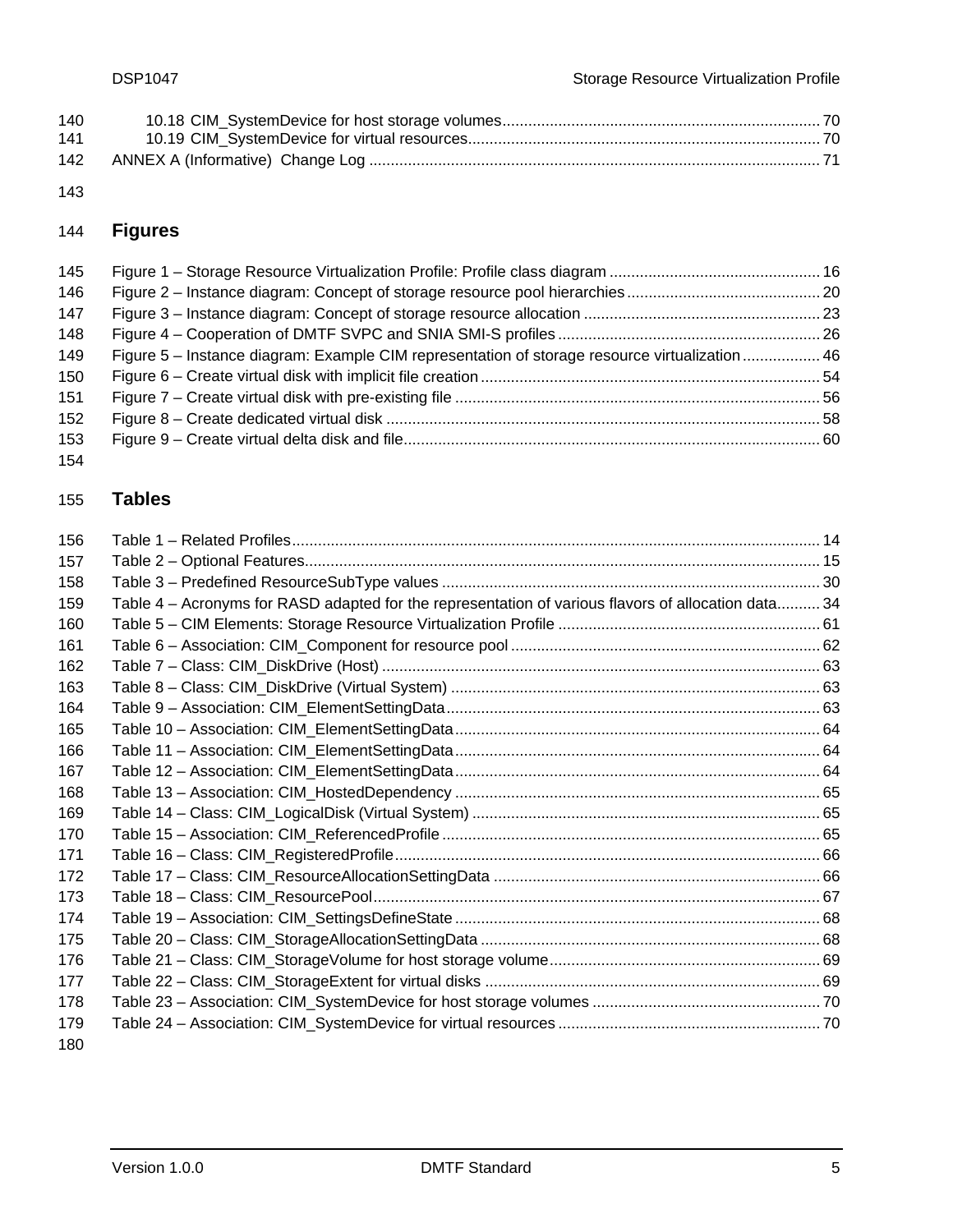10.18 CIM_SystemDevice for host storage volumes ... 70
10.19 CIM_SystemDevice for virtual resources ... 70
ANNEX A (Informative) Change Log ... 71

## Figures

Figure 1 – Storage Resource Virtualization Profile: Profile class diagram ... 16
Figure 2 – Instance diagram: Concept of storage resource pool hierarchies ... 20
Figure 3 – Instance diagram: Concept of storage resource allocation ... 23
Figure 4 – Cooperation of DMTF SVPC and SNIA SMI-S profiles ... 26
Figure 5 – Instance diagram: Example CIM representation of storage resource virtualization ... 46
Figure 6 – Create virtual disk with implicit file creation ... 54
Figure 7 – Create virtual disk with pre-existing file ... 56
Figure 8 – Create dedicated virtual disk ... 58
Figure 9 – Create virtual delta disk and file ... 60

## Tables

Table 1 – Related Profiles ... 14
Table 2 – Optional Features ... 15
Table 3 – Predefined ResourceSubType values ... 30
Table 4 – Acronyms for RASD adapted for the representation of various flavors of allocation data ... 34
Table 5 – CIM Elements: Storage Resource Virtualization Profile ... 61
Table 6 – Association: CIM_Component for resource pool ... 62
Table 7 – Class: CIM_DiskDrive (Host) ... 63
Table 8 – Class: CIM_DiskDrive (Virtual System) ... 63
Table 9 – Association: CIM_ElementSettingData ... 63
Table 10 – Association: CIM_ElementSettingData ... 64
Table 11 – Association: CIM_ElementSettingData ... 64
Table 12 – Association: CIM_ElementSettingData ... 64
Table 13 – Association: CIM_HostedDependency ... 65
Table 14 – Class: CIM_LogicalDisk (Virtual System) ... 65
Table 15 – Association: CIM_ReferencedProfile ... 65
Table 16 – Class: CIM_RegisteredProfile ... 66
Table 17 – Class: CIM_ResourceAllocationSettingData ... 66
Table 18 – Class: CIM_ResourcePool ... 67
Table 19 – Association: CIM_SettingsDefineState ... 68
Table 20 – Class: CIM_StorageAllocationSettingData ... 68
Table 21 – Class: CIM_StorageVolume for host storage volume ... 69
Table 22 – Class: CIM_StorageExtent for virtual disks ... 69
Table 23 – Association: CIM_SystemDevice for host storage volumes ... 70
Table 24 – Association: CIM_SystemDevice for virtual resources ... 70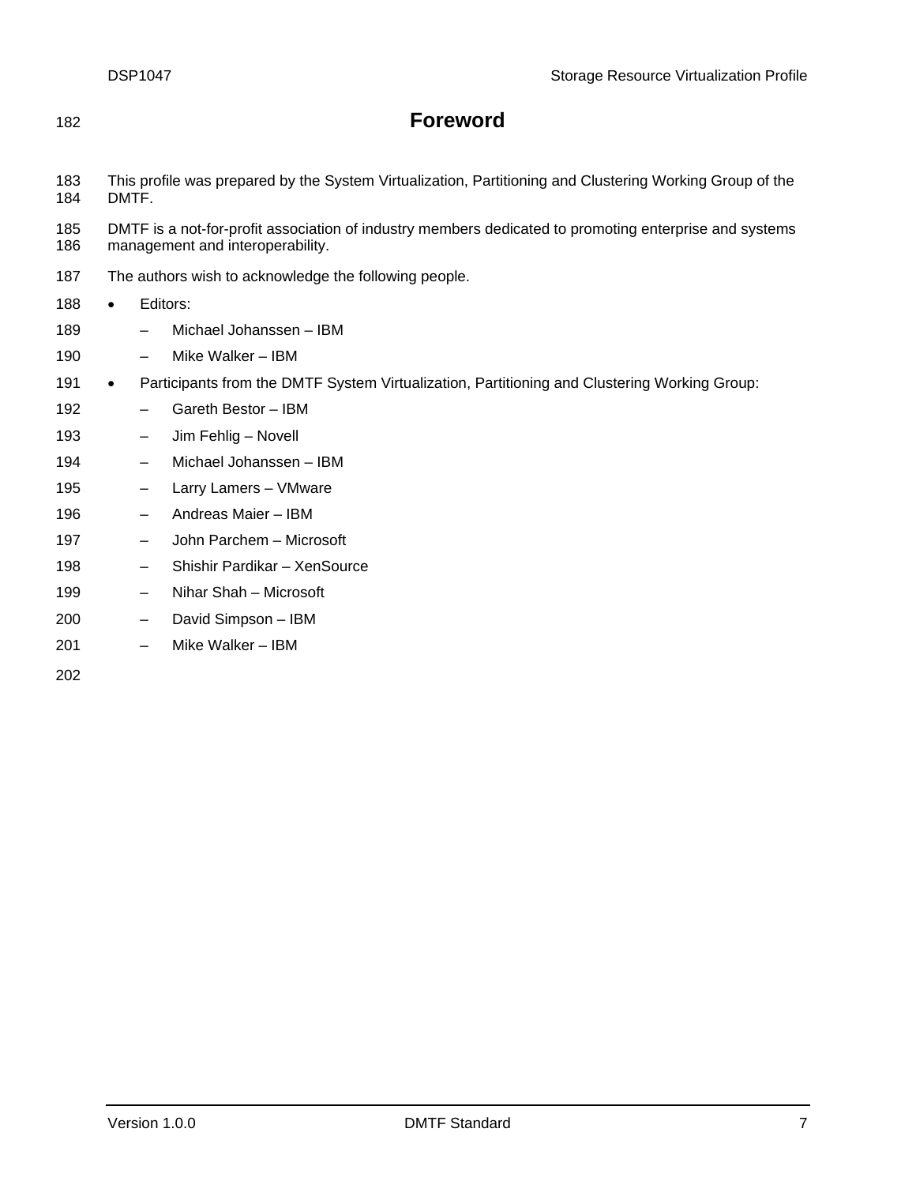# Foreword

This profile was prepared by the System Virtualization, Partitioning and Clustering Working Group of the DMTF.

DMTF is a not-for-profit association of industry members dedicated to promoting enterprise and systems management and interoperability.

The authors wish to acknowledge the following people.

- Editors:
  - Michael Johanssen – IBM
  - Mike Walker – IBM
- Participants from the DMTF System Virtualization, Partitioning and Clustering Working Group:
  - Gareth Bestor – IBM
  - Jim Fehlig – Novell
  - Michael Johanssen – IBM
  - Larry Lamers – VMware
  - Andreas Maier – IBM
  - John Parchem – Microsoft
  - Shishir Pardikar – XenSource
  - Nihar Shah – Microsoft
  - David Simpson – IBM
  - Mike Walker – IBM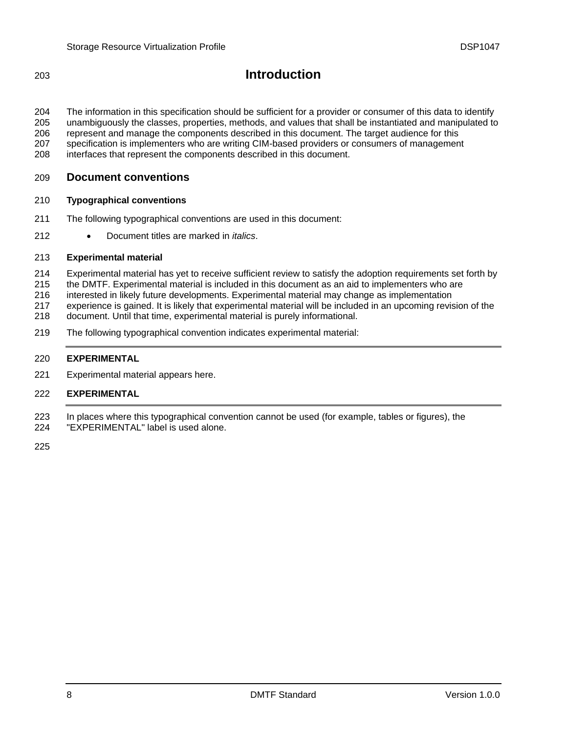# Introduction

The information in this specification should be sufficient for a provider or consumer of this data to identify unambiguously the classes, properties, methods, and values that shall be instantiated and manipulated to represent and manage the components described in this document. The target audience for this specification is implementers who are writing CIM-based providers or consumers of management interfaces that represent the components described in this document.

## Document conventions

### Typographical conventions

The following typographical conventions are used in this document:

- Document titles are marked in *italics*.

### Experimental material

Experimental material has yet to receive sufficient review to satisfy the adoption requirements set forth by the DMTF. Experimental material is included in this document as an aid to implementers who are interested in likely future developments. Experimental material may change as implementation experience is gained. It is likely that experimental material will be included in an upcoming revision of the document. Until that time, experimental material is purely informational.

The following typographical convention indicates experimental material:

---

**EXPERIMENTAL**

Experimental material appears here.

**EXPERIMENTAL**

---

In places where this typographical convention cannot be used (for example, tables or figures), the "EXPERIMENTAL" label is used alone.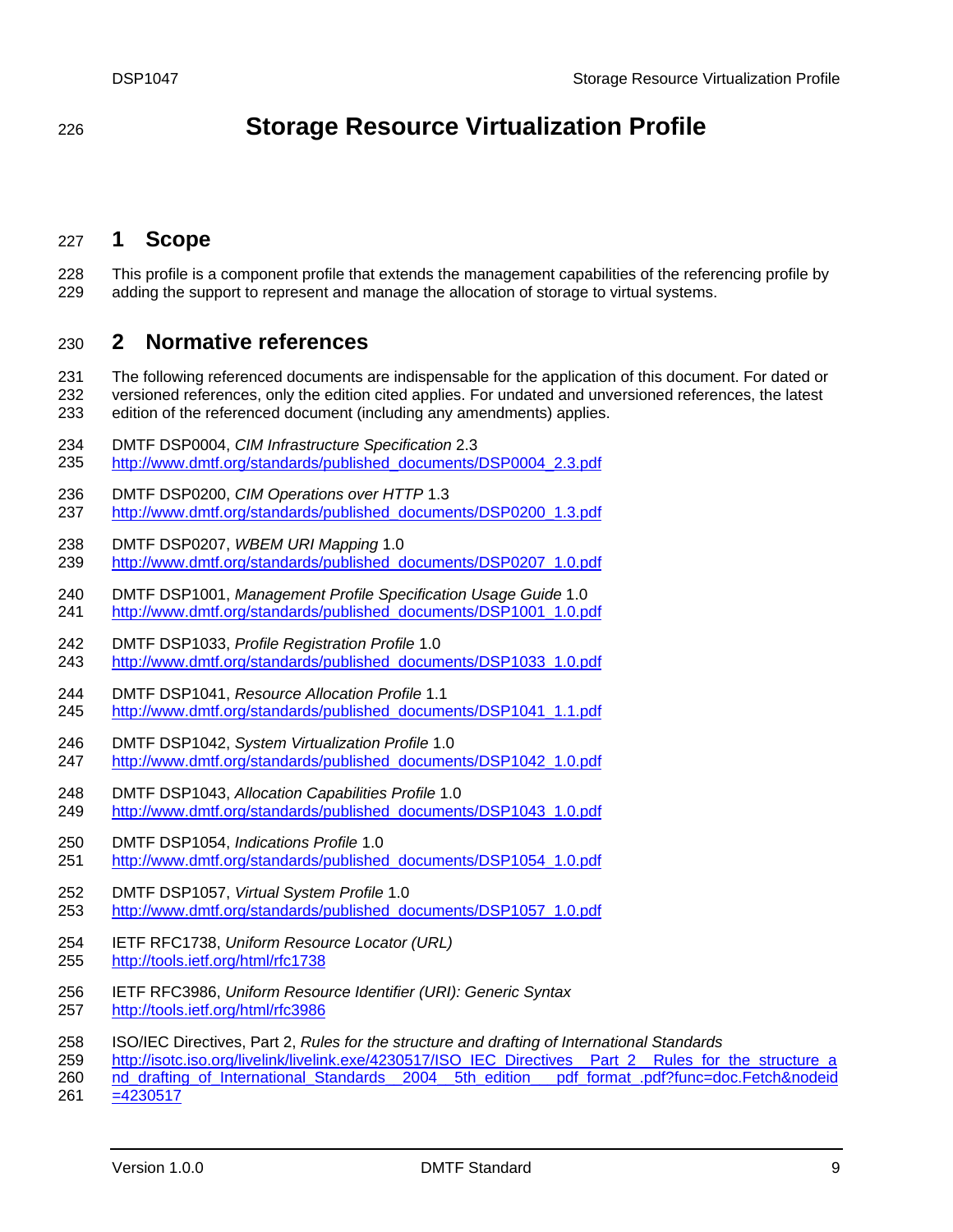# Storage Resource Virtualization Profile

## 1 Scope

This profile is a component profile that extends the management capabilities of the referencing profile by adding the support to represent and manage the allocation of storage to virtual systems.

## 2 Normative references

The following referenced documents are indispensable for the application of this document. For dated or versioned references, only the edition cited applies. For undated and unversioned references, the latest edition of the referenced document (including any amendments) applies.

DMTF DSP0004, *CIM Infrastructure Specification* 2.3
http://www.dmtf.org/standards/published_documents/DSP0004_2.3.pdf

DMTF DSP0200, *CIM Operations over HTTP* 1.3
http://www.dmtf.org/standards/published_documents/DSP0200_1.3.pdf

DMTF DSP0207, *WBEM URI Mapping* 1.0
http://www.dmtf.org/standards/published_documents/DSP0207_1.0.pdf

DMTF DSP1001, *Management Profile Specification Usage Guide* 1.0
http://www.dmtf.org/standards/published_documents/DSP1001_1.0.pdf

DMTF DSP1033, *Profile Registration Profile* 1.0
http://www.dmtf.org/standards/published_documents/DSP1033_1.0.pdf

DMTF DSP1041, *Resource Allocation Profile* 1.1
http://www.dmtf.org/standards/published_documents/DSP1041_1.1.pdf

DMTF DSP1042, *System Virtualization Profile* 1.0
http://www.dmtf.org/standards/published_documents/DSP1042_1.0.pdf

DMTF DSP1043, *Allocation Capabilities Profile* 1.0
http://www.dmtf.org/standards/published_documents/DSP1043_1.0.pdf

DMTF DSP1054, *Indications Profile* 1.0
http://www.dmtf.org/standards/published_documents/DSP1054_1.0.pdf

DMTF DSP1057, *Virtual System Profile* 1.0
http://www.dmtf.org/standards/published_documents/DSP1057_1.0.pdf

IETF RFC1738, *Uniform Resource Locator (URL)*
http://tools.ietf.org/html/rfc1738

IETF RFC3986, *Uniform Resource Identifier (URI): Generic Syntax*
http://tools.ietf.org/html/rfc3986

ISO/IEC Directives, Part 2, *Rules for the structure and drafting of International Standards*
http://isotc.iso.org/livelink/livelink.exe/4230517/ISO_IEC_Directives__Part_2__Rules_for_the_structure_and_drafting_of_International_Standards__2004__5th_edition___pdf_format_.pdf?func=doc.Fetch&nodeid=4230517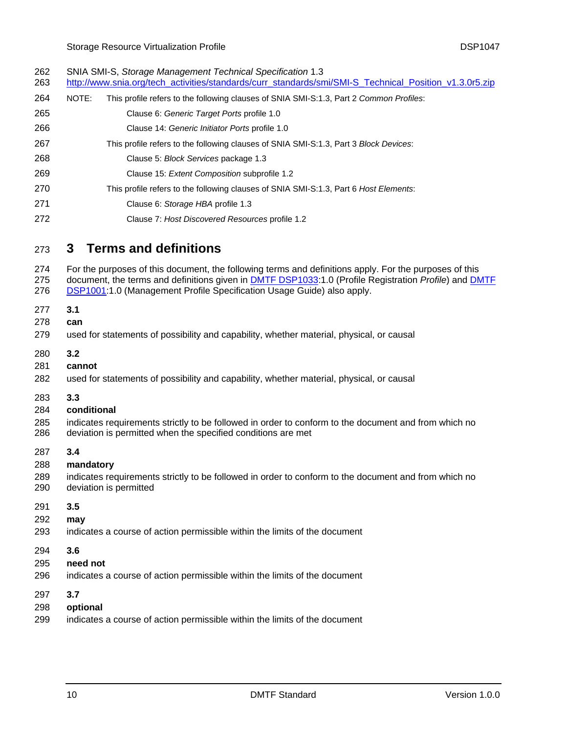SNIA SMI-S, *Storage Management Technical Specification* 1.3
http://www.snia.org/tech_activities/standards/curr_standards/smi/SMI-S_Technical_Position_v1.3.0r5.zip

NOTE: This profile refers to the following clauses of SNIA SMI-S:1.3, Part 2 *Common Profiles*:

Clause 6: *Generic Target Ports* profile 1.0

Clause 14: *Generic Initiator Ports* profile 1.0

This profile refers to the following clauses of SNIA SMI-S:1.3, Part 3 *Block Devices*:

Clause 5: *Block Services* package 1.3

Clause 15: *Extent Composition* subprofile 1.2

This profile refers to the following clauses of SNIA SMI-S:1.3, Part 6 *Host Elements*:

Clause 6: *Storage HBA* profile 1.3

Clause 7: *Host Discovered Resources* profile 1.2

# 3 Terms and definitions

For the purposes of this document, the following terms and definitions apply. For the purposes of this document, the terms and definitions given in DMTF DSP1033:1.0 (Profile Registration *Profile*) and DMTF DSP1001:1.0 (Management Profile Specification Usage Guide) also apply.

**3.1**
**can**
used for statements of possibility and capability, whether material, physical, or causal

**3.2**
**cannot**
used for statements of possibility and capability, whether material, physical, or causal

**3.3**
**conditional**
indicates requirements strictly to be followed in order to conform to the document and from which no deviation is permitted when the specified conditions are met

**3.4**
**mandatory**
indicates requirements strictly to be followed in order to conform to the document and from which no deviation is permitted

**3.5**
**may**
indicates a course of action permissible within the limits of the document

**3.6**
**need not**
indicates a course of action permissible within the limits of the document

**3.7**
**optional**
indicates a course of action permissible within the limits of the document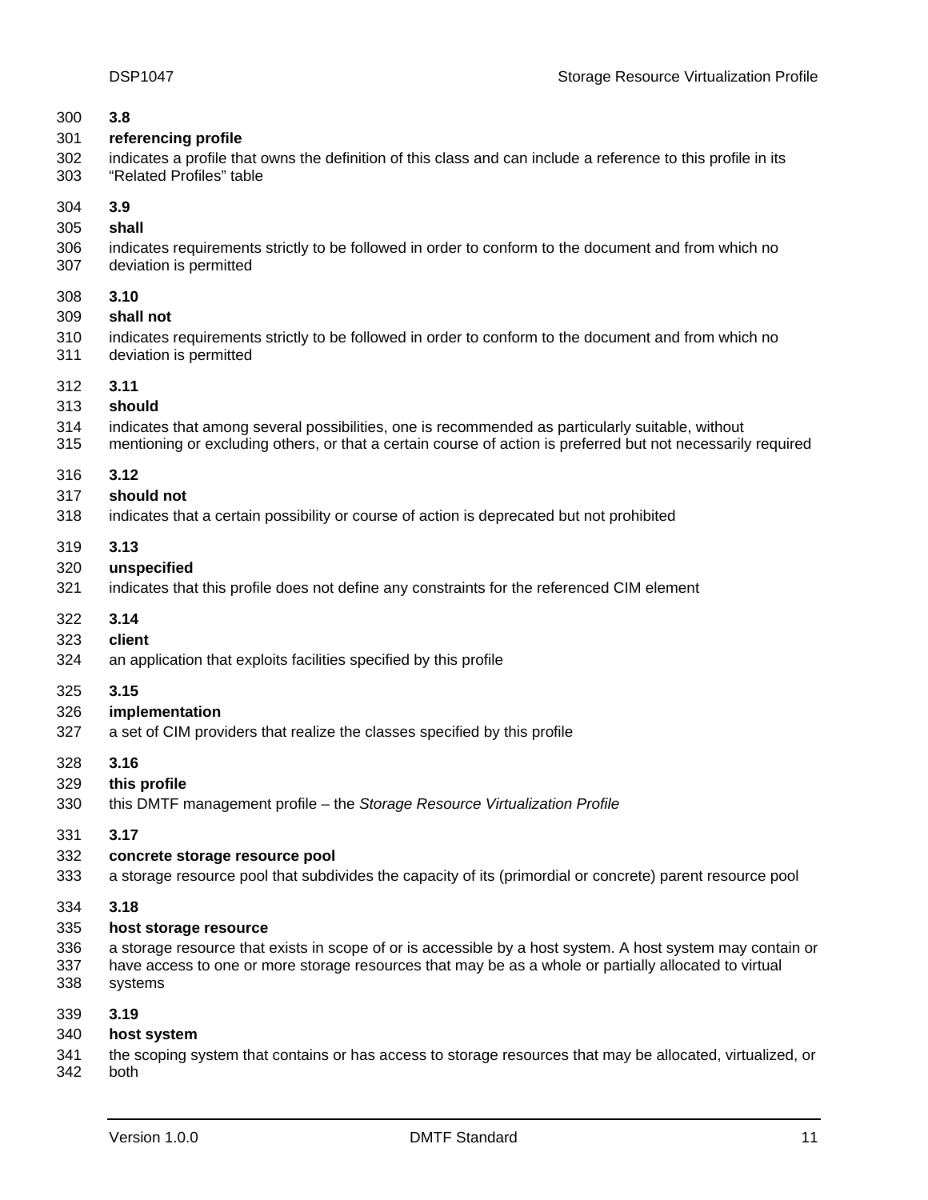**3.8**

**referencing profile**

indicates a profile that owns the definition of this class and can include a reference to this profile in its "Related Profiles" table

**3.9**

**shall**

indicates requirements strictly to be followed in order to conform to the document and from which no deviation is permitted

**3.10**

**shall not**

indicates requirements strictly to be followed in order to conform to the document and from which no deviation is permitted

**3.11**

**should**

indicates that among several possibilities, one is recommended as particularly suitable, without mentioning or excluding others, or that a certain course of action is preferred but not necessarily required

**3.12**

**should not**

indicates that a certain possibility or course of action is deprecated but not prohibited

**3.13**

**unspecified**

indicates that this profile does not define any constraints for the referenced CIM element

**3.14**

**client**

an application that exploits facilities specified by this profile

**3.15**

**implementation**

a set of CIM providers that realize the classes specified by this profile

**3.16**

**this profile**

this DMTF management profile – the *Storage Resource Virtualization Profile*

**3.17**

**concrete storage resource pool**

a storage resource pool that subdivides the capacity of its (primordial or concrete) parent resource pool

**3.18**

**host storage resource**

a storage resource that exists in scope of or is accessible by a host system. A host system may contain or have access to one or more storage resources that may be as a whole or partially allocated to virtual systems

**3.19**

**host system**

the scoping system that contains or has access to storage resources that may be allocated, virtualized, or both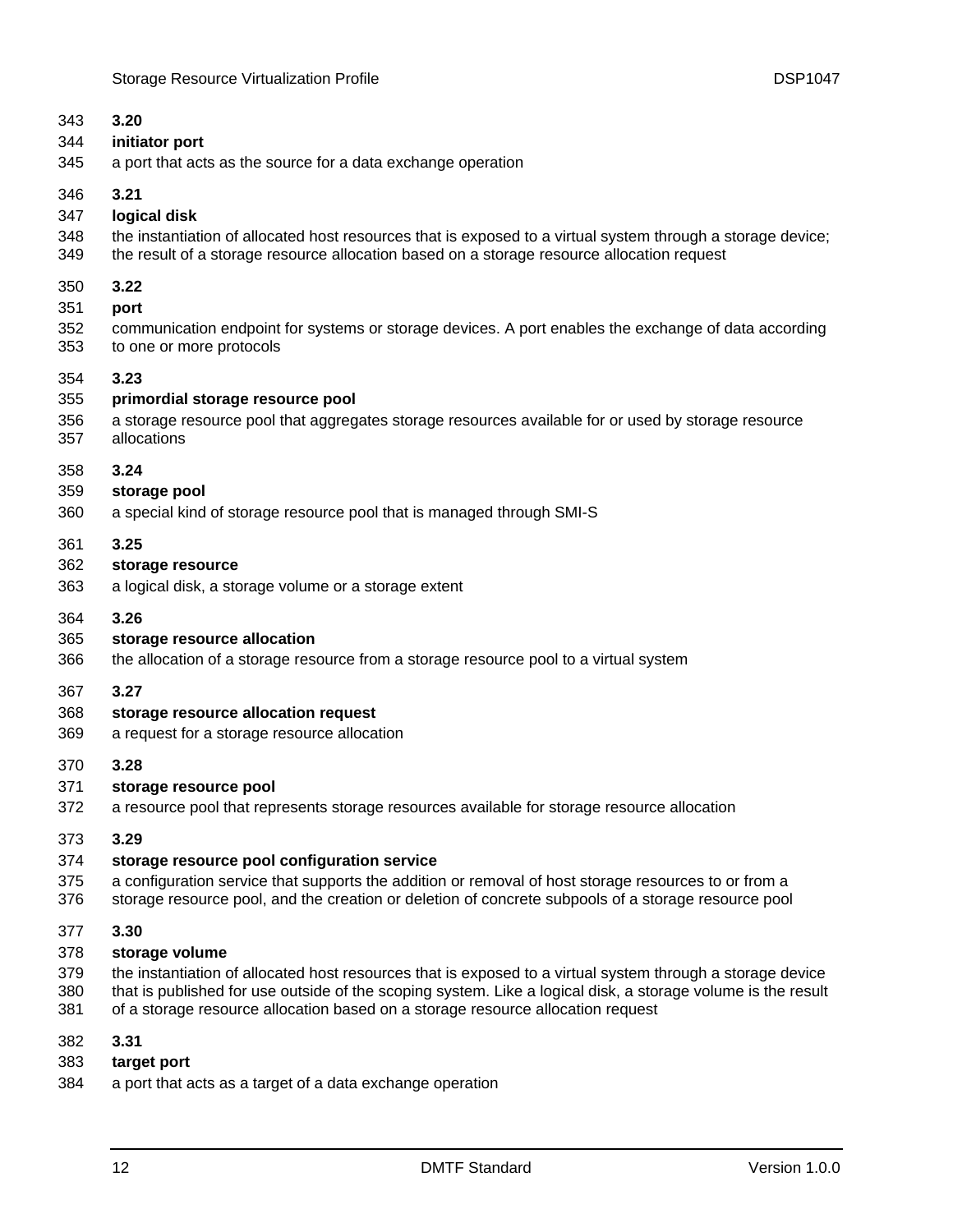**3.20**

**initiator port**

a port that acts as the source for a data exchange operation

**3.21**

**logical disk**

the instantiation of allocated host resources that is exposed to a virtual system through a storage device; the result of a storage resource allocation based on a storage resource allocation request

**3.22**

**port**

communication endpoint for systems or storage devices. A port enables the exchange of data according to one or more protocols

**3.23**

**primordial storage resource pool**

a storage resource pool that aggregates storage resources available for or used by storage resource allocations

**3.24**

**storage pool**

a special kind of storage resource pool that is managed through SMI-S

**3.25**

**storage resource**

a logical disk, a storage volume or a storage extent

**3.26**

**storage resource allocation**

the allocation of a storage resource from a storage resource pool to a virtual system

**3.27**

**storage resource allocation request**

a request for a storage resource allocation

**3.28**

**storage resource pool**

a resource pool that represents storage resources available for storage resource allocation

**3.29**

**storage resource pool configuration service**

a configuration service that supports the addition or removal of host storage resources to or from a storage resource pool, and the creation or deletion of concrete subpools of a storage resource pool

**3.30**

**storage volume**

the instantiation of allocated host resources that is exposed to a virtual system through a storage device that is published for use outside of the scoping system. Like a logical disk, a storage volume is the result of a storage resource allocation based on a storage resource allocation request

**3.31**

**target port**

a port that acts as a target of a data exchange operation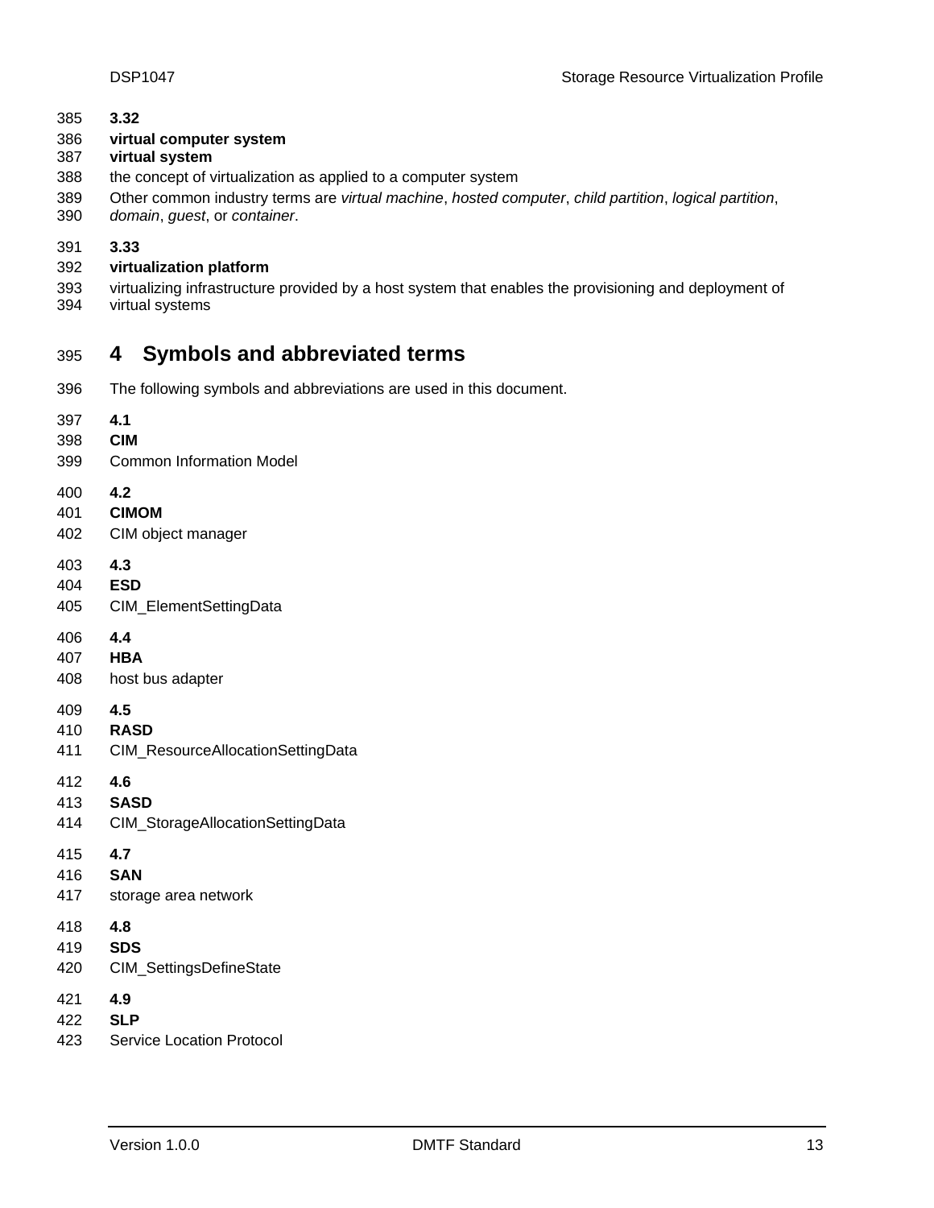**3.32**

**virtual computer system**

**virtual system**

the concept of virtualization as applied to a computer system

Other common industry terms are *virtual machine*, *hosted computer*, *child partition*, *logical partition*, *domain*, *guest*, or *container*.

**3.33**

**virtualization platform**

virtualizing infrastructure provided by a host system that enables the provisioning and deployment of virtual systems

# 4 Symbols and abbreviated terms

The following symbols and abbreviations are used in this document.

**4.1**

**CIM**

Common Information Model

**4.2**

**CIMOM**

CIM object manager

**4.3**

**ESD**

CIM_ElementSettingData

**4.4**

**HBA**

host bus adapter

**4.5**

**RASD**

CIM_ResourceAllocationSettingData

**4.6**

**SASD**

CIM_StorageAllocationSettingData

**4.7**

**SAN**

storage area network

**4.8**

**SDS**

CIM_SettingsDefineState

**4.9**

**SLP**

Service Location Protocol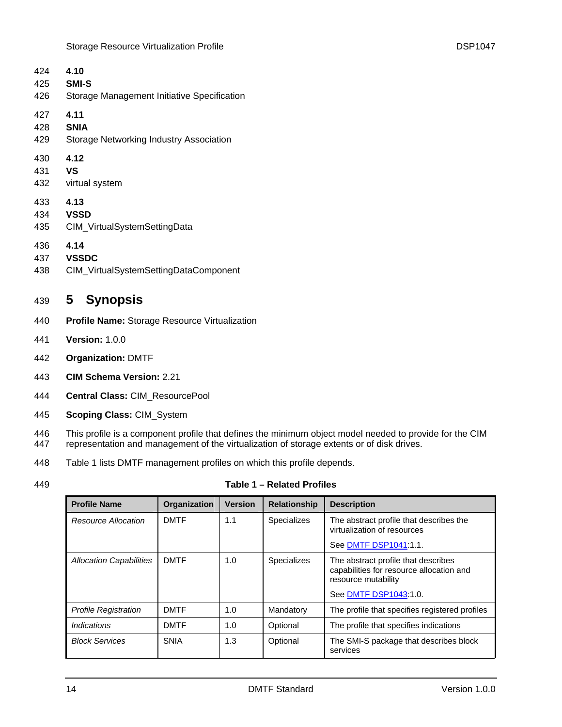**4.10**

**SMI-S**

Storage Management Initiative Specification

**4.11**

**SNIA**

Storage Networking Industry Association

**4.12**

**VS**

virtual system

**4.13**

**VSSD**

CIM_VirtualSystemSettingData

**4.14**

**VSSDC**

CIM_VirtualSystemSettingDataComponent

# 5 Synopsis

**Profile Name:** Storage Resource Virtualization

**Version:** 1.0.0

**Organization:** DMTF

**CIM Schema Version:** 2.21

**Central Class:** CIM_ResourcePool

**Scoping Class:** CIM_System

This profile is a component profile that defines the minimum object model needed to provide for the CIM representation and management of the virtualization of storage extents or of disk drives.

Table 1 lists DMTF management profiles on which this profile depends.

**Table 1 – Related Profiles**

| Profile Name | Organization | Version | Relationship | Description |
|---|---|---|---|---|
| *Resource Allocation* | DMTF | 1.1 | Specializes | The abstract profile that describes the virtualization of resources<br><br>See DMTF DSP1041:1.1. |
| *Allocation Capabilities* | DMTF | 1.0 | Specializes | The abstract profile that describes capabilities for resource allocation and resource mutability<br><br>See DMTF DSP1043:1.0. |
| *Profile Registration* | DMTF | 1.0 | Mandatory | The profile that specifies registered profiles |
| *Indications* | DMTF | 1.0 | Optional | The profile that specifies indications |
| *Block Services* | SNIA | 1.3 | Optional | The SMI-S package that describes block services |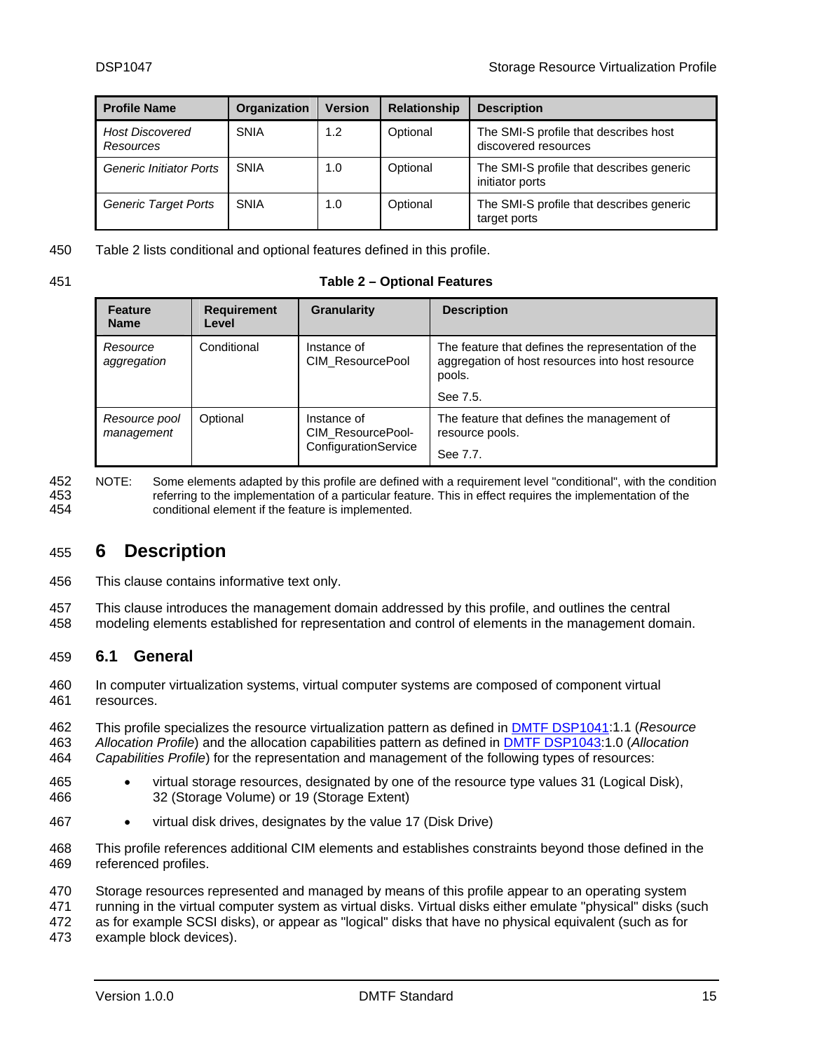| Profile Name | Organization | Version | Relationship | Description |
|---|---|---|---|---|
| *Host Discovered Resources* | SNIA | 1.2 | Optional | The SMI-S profile that describes host discovered resources |
| *Generic Initiator Ports* | SNIA | 1.0 | Optional | The SMI-S profile that describes generic initiator ports |
| *Generic Target Ports* | SNIA | 1.0 | Optional | The SMI-S profile that describes generic target ports |

Table 2 lists conditional and optional features defined in this profile.

**Table 2 – Optional Features**

| Feature Name | Requirement Level | Granularity | Description |
|---|---|---|---|
| *Resource aggregation* | Conditional | Instance of CIM_ResourcePool | The feature that defines the representation of the aggregation of host resources into host resource pools.<br><br>See 7.5. |
| *Resource pool management* | Optional | Instance of CIM_ResourcePool-ConfigurationService | The feature that defines the management of resource pools.<br><br>See 7.7. |

NOTE: Some elements adapted by this profile are defined with a requirement level "conditional", with the condition referring to the implementation of a particular feature. This in effect requires the implementation of the conditional element if the feature is implemented.

# 6 Description

This clause contains informative text only.

This clause introduces the management domain addressed by this profile, and outlines the central modeling elements established for representation and control of elements in the management domain.

## 6.1 General

In computer virtualization systems, virtual computer systems are composed of component virtual resources.

This profile specializes the resource virtualization pattern as defined in DMTF DSP1041:1.1 (*Resource Allocation Profile*) and the allocation capabilities pattern as defined in DMTF DSP1043:1.0 (*Allocation Capabilities Profile*) for the representation and management of the following types of resources:

- virtual storage resources, designated by one of the resource type values 31 (Logical Disk), 32 (Storage Volume) or 19 (Storage Extent)
- virtual disk drives, designates by the value 17 (Disk Drive)

This profile references additional CIM elements and establishes constraints beyond those defined in the referenced profiles.

Storage resources represented and managed by means of this profile appear to an operating system running in the virtual computer system as virtual disks. Virtual disks either emulate "physical" disks (such as for example SCSI disks), or appear as "logical" disks that have no physical equivalent (such as for example block devices).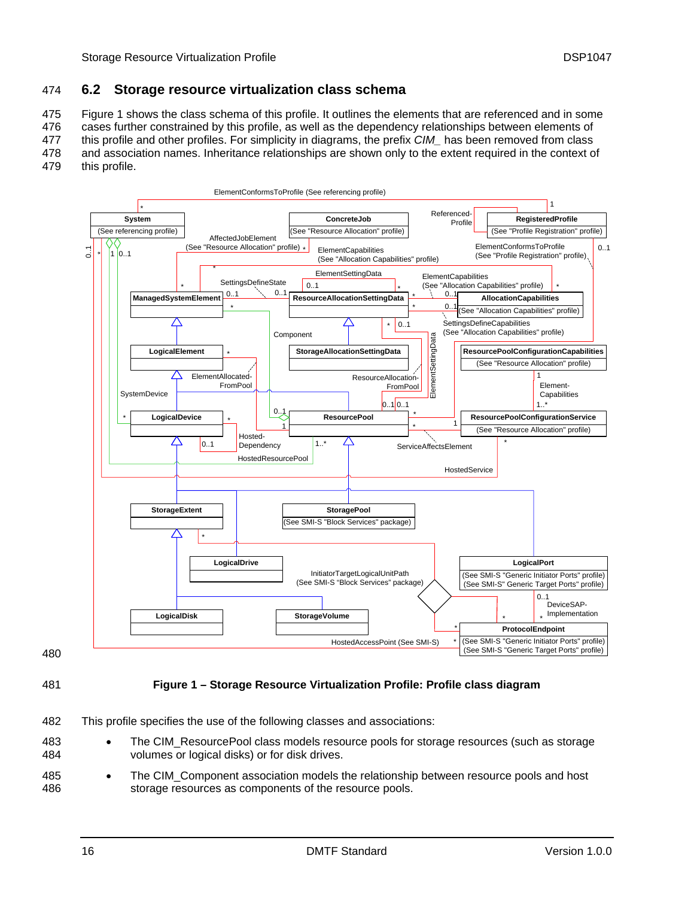## 6.2 Storage resource virtualization class schema

Figure 1 shows the class schema of this profile. It outlines the elements that are referenced and in some cases further constrained by this profile, as well as the dependency relationships between elements of this profile and other profiles. For simplicity in diagrams, the prefix *CIM_* has been removed from class and association names. Inheritance relationships are shown only to the extent required in the context of this profile.

**Figure 1 – Storage Resource Virtualization Profile: Profile class diagram**

This profile specifies the use of the following classes and associations:

- The CIM_ResourcePool class models resource pools for storage resources (such as storage volumes or logical disks) or for disk drives.
- The CIM_Component association models the relationship between resource pools and host storage resources as components of the resource pools.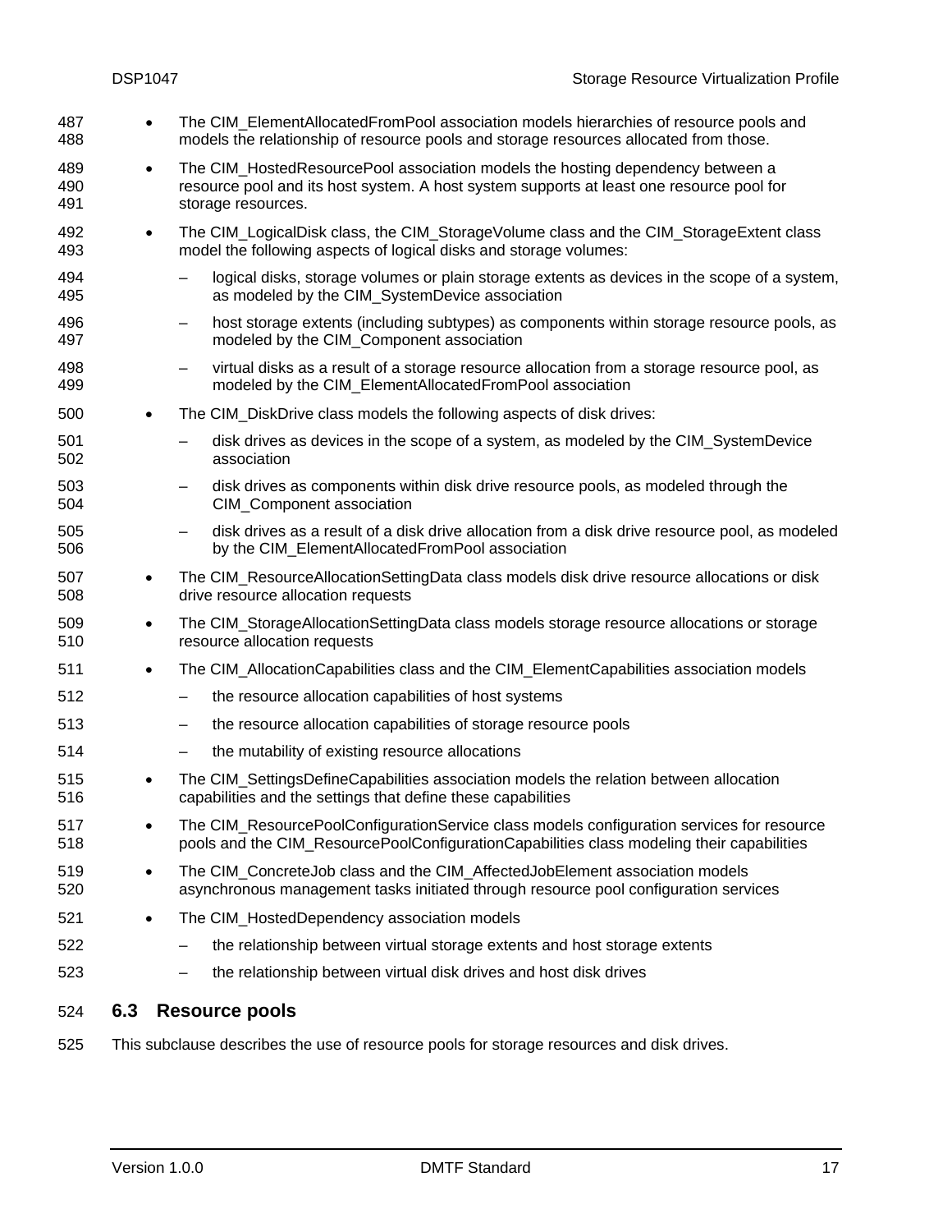- The CIM_ElementAllocatedFromPool association models hierarchies of resource pools and models the relationship of resource pools and storage resources allocated from those.
- The CIM_HostedResourcePool association models the hosting dependency between a resource pool and its host system. A host system supports at least one resource pool for storage resources.
- The CIM_LogicalDisk class, the CIM_StorageVolume class and the CIM_StorageExtent class model the following aspects of logical disks and storage volumes:
  - logical disks, storage volumes or plain storage extents as devices in the scope of a system, as modeled by the CIM_SystemDevice association
  - host storage extents (including subtypes) as components within storage resource pools, as modeled by the CIM_Component association
  - virtual disks as a result of a storage resource allocation from a storage resource pool, as modeled by the CIM_ElementAllocatedFromPool association
- The CIM_DiskDrive class models the following aspects of disk drives:
  - disk drives as devices in the scope of a system, as modeled by the CIM_SystemDevice association
  - disk drives as components within disk drive resource pools, as modeled through the CIM_Component association
  - disk drives as a result of a disk drive allocation from a disk drive resource pool, as modeled by the CIM_ElementAllocatedFromPool association
- The CIM_ResourceAllocationSettingData class models disk drive resource allocations or disk drive resource allocation requests
- The CIM_StorageAllocationSettingData class models storage resource allocations or storage resource allocation requests
- The CIM_AllocationCapabilities class and the CIM_ElementCapabilities association models
  - the resource allocation capabilities of host systems
  - the resource allocation capabilities of storage resource pools
  - the mutability of existing resource allocations
- The CIM_SettingsDefineCapabilities association models the relation between allocation capabilities and the settings that define these capabilities
- The CIM_ResourcePoolConfigurationService class models configuration services for resource pools and the CIM_ResourcePoolConfigurationCapabilities class modeling their capabilities
- The CIM_ConcreteJob class and the CIM_AffectedJobElement association models asynchronous management tasks initiated through resource pool configuration services
- The CIM_HostedDependency association models
  - the relationship between virtual storage extents and host storage extents
  - the relationship between virtual disk drives and host disk drives

## 6.3 Resource pools

This subclause describes the use of resource pools for storage resources and disk drives.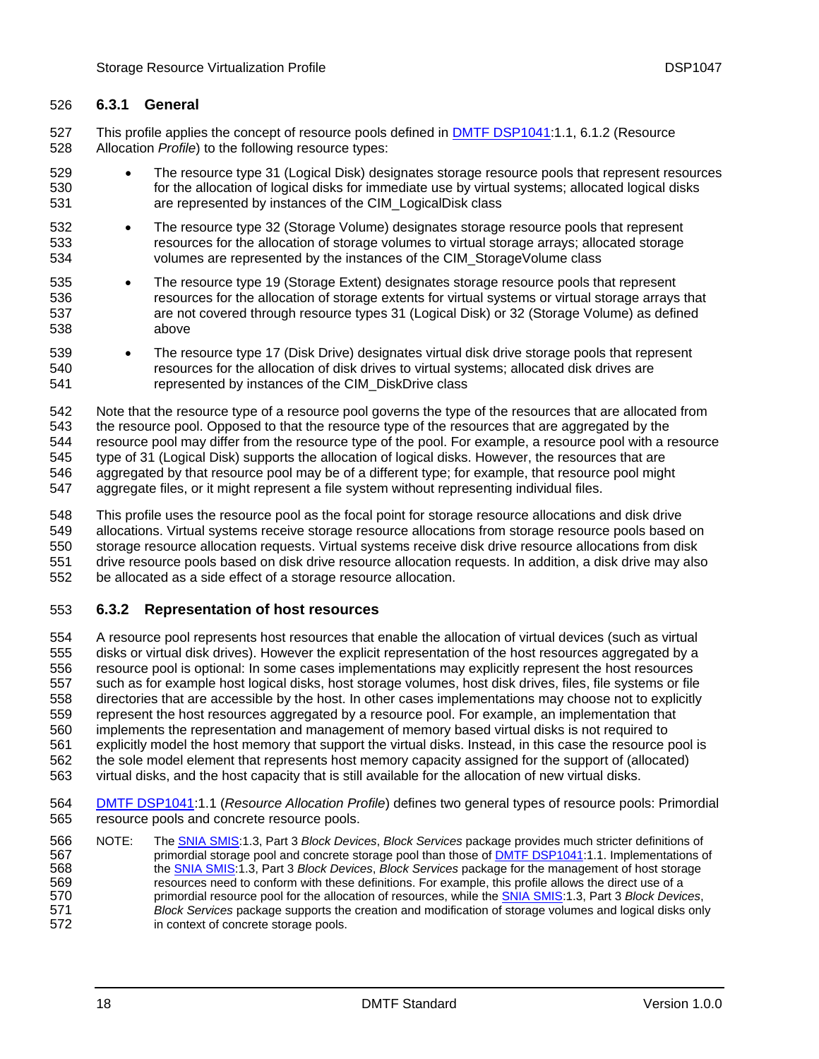### 6.3.1 General

This profile applies the concept of resource pools defined in DMTF DSP1041:1.1, 6.1.2 (Resource Allocation *Profile*) to the following resource types:

- The resource type 31 (Logical Disk) designates storage resource pools that represent resources for the allocation of logical disks for immediate use by virtual systems; allocated logical disks are represented by instances of the CIM_LogicalDisk class
- The resource type 32 (Storage Volume) designates storage resource pools that represent resources for the allocation of storage volumes to virtual storage arrays; allocated storage volumes are represented by the instances of the CIM_StorageVolume class
- The resource type 19 (Storage Extent) designates storage resource pools that represent resources for the allocation of storage extents for virtual systems or virtual storage arrays that are not covered through resource types 31 (Logical Disk) or 32 (Storage Volume) as defined above
- The resource type 17 (Disk Drive) designates virtual disk drive storage pools that represent resources for the allocation of disk drives to virtual systems; allocated disk drives are represented by instances of the CIM_DiskDrive class

Note that the resource type of a resource pool governs the type of the resources that are allocated from the resource pool. Opposed to that the resource type of the resources that are aggregated by the resource pool may differ from the resource type of the pool. For example, a resource pool with a resource type of 31 (Logical Disk) supports the allocation of logical disks. However, the resources that are aggregated by that resource pool may be of a different type; for example, that resource pool might aggregate files, or it might represent a file system without representing individual files.

This profile uses the resource pool as the focal point for storage resource allocations and disk drive allocations. Virtual systems receive storage resource allocations from storage resource pools based on storage resource allocation requests. Virtual systems receive disk drive resource allocations from disk drive resource pools based on disk drive resource allocation requests. In addition, a disk drive may also be allocated as a side effect of a storage resource allocation.

### 6.3.2 Representation of host resources

A resource pool represents host resources that enable the allocation of virtual devices (such as virtual disks or virtual disk drives). However the explicit representation of the host resources aggregated by a resource pool is optional: In some cases implementations may explicitly represent the host resources such as for example host logical disks, host storage volumes, host disk drives, files, file systems or file directories that are accessible by the host. In other cases implementations may choose not to explicitly represent the host resources aggregated by a resource pool. For example, an implementation that implements the representation and management of memory based virtual disks is not required to explicitly model the host memory that support the virtual disks. Instead, in this case the resource pool is the sole model element that represents host memory capacity assigned for the support of (allocated) virtual disks, and the host capacity that is still available for the allocation of new virtual disks.

DMTF DSP1041:1.1 (*Resource Allocation Profile*) defines two general types of resource pools: Primordial resource pools and concrete resource pools.

NOTE: The SNIA SMIS:1.3, Part 3 *Block Devices*, *Block Services* package provides much stricter definitions of primordial storage pool and concrete storage pool than those of DMTF DSP1041:1.1. Implementations of the SNIA SMIS:1.3, Part 3 *Block Devices*, *Block Services* package for the management of host storage resources need to conform with these definitions. For example, this profile allows the direct use of a primordial resource pool for the allocation of resources, while the SNIA SMIS:1.3, Part 3 *Block Devices*, *Block Services* package supports the creation and modification of storage volumes and logical disks only in context of concrete storage pools.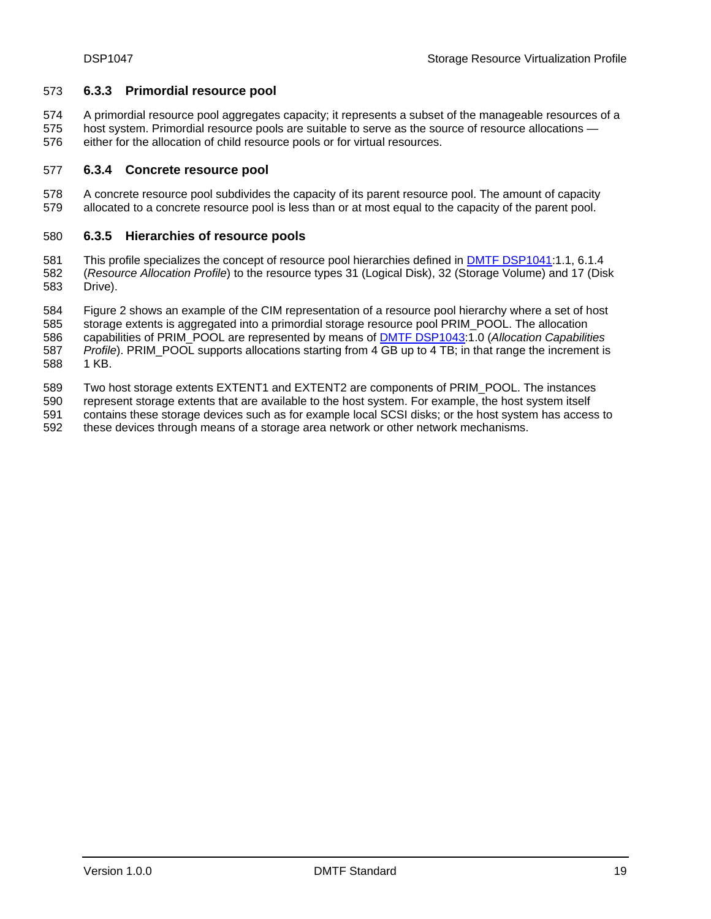### 6.3.3 Primordial resource pool

A primordial resource pool aggregates capacity; it represents a subset of the manageable resources of a host system. Primordial resource pools are suitable to serve as the source of resource allocations — either for the allocation of child resource pools or for virtual resources.

### 6.3.4 Concrete resource pool

A concrete resource pool subdivides the capacity of its parent resource pool. The amount of capacity allocated to a concrete resource pool is less than or at most equal to the capacity of the parent pool.

### 6.3.5 Hierarchies of resource pools

This profile specializes the concept of resource pool hierarchies defined in DMTF DSP1041:1.1, 6.1.4 (*Resource Allocation Profile*) to the resource types 31 (Logical Disk), 32 (Storage Volume) and 17 (Disk Drive).

Figure 2 shows an example of the CIM representation of a resource pool hierarchy where a set of host storage extents is aggregated into a primordial storage resource pool PRIM_POOL. The allocation capabilities of PRIM_POOL are represented by means of DMTF DSP1043:1.0 (*Allocation Capabilities Profile*). PRIM_POOL supports allocations starting from 4 GB up to 4 TB; in that range the increment is 1 KB.

Two host storage extents EXTENT1 and EXTENT2 are components of PRIM_POOL. The instances represent storage extents that are available to the host system. For example, the host system itself contains these storage devices such as for example local SCSI disks; or the host system has access to these devices through means of a storage area network or other network mechanisms.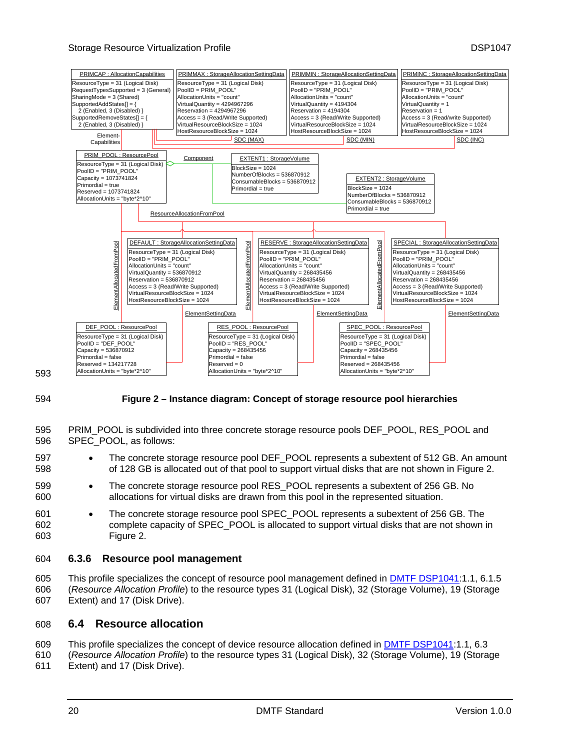PRIMCAP : AllocationCapabilities
ResourceType = 31 (Logical Disk)
RequestTypesSupported = 3 (General)
SharingMode = 3 (Shared)
SupportedAddStates[] = { 2 (Enabled, 3 (Disabled) }
SupportedRemoveStates[] = { 2 (Enabled, 3 (Disabled) }

PRIMMAX : StorageAllocationSettingData
ResourceType = 31 (Logical Disk)
PoolID = PRIM_POOL"
AllocationUnits = "count"
VirtualQuantity = 4294967296
Reservation = 4294967296
Access = 3 (Read/Write Supported)
VirtualResourceBlockSize = 1024
HostResourceBlockSize = 1024

PRIMMIN : StorageAllocationSettingData
ResourceType = 31 (Logical Disk)
PoolID = "PRIM_POOL"
AllocationUnits = "count"
VirtualQuantity = 4194304
Reservation = 4194304
Access = 3 (Read/Write Supported)
VirtualResourceBlockSize = 1024
HostResourceBlockSize = 1024

PRIMINC : StorageAllocationSettingData
ResourceType = 31 (Logical Disk)
PoolID = "PRIM_POOL"
AllocationUnits = "count"
VirtualQuantity = 1
Reservation = 1
Access = 3 (Read/write Supported)
VirtualResourceBlockSize = 1024
HostResourceBlockSize = 1024

ElementCapabilities — SDC (MAX) — SDC (MIN) — SDC (INC)

PRIM_POOL : ResourcePool
ResourceType = 31 (Logical Disk)
PoolID = "PRIM_POOL"
Capacity = 1073741824
Primordial = true
Reserved = 1073741824
AllocationUnits = "byte*2^10"

Component

EXTENT1 : StorageVolume
BlockSize = 1024
NumberOfBlocks = 536870912
ConsumableBlocks = 536870912
Primordial = true

EXTENT2 : StorageVolume
BlockSize = 1024
NumberOfBlocks = 536870912
ConsumableBlocks = 536870912
Primordial = true

ResourceAllocationFromPool

DEFAULT : StorageAllocationSettingData
ResourceType = 31 (Logical Disk)
PoolID = "PRIM_POOL"
AllocationUnits = "count"
VirtualQuantity = 536870912
Reservation = 536870912
Access = 3 (Read/Write Supported)
VirtualResourceBlockSize = 1024
HostResourceBlockSize = 1024

RESERVE : StorageAllocationSettingData
ResourceType = 31 (Logical Disk)
PoolID = "PRIM_POOL"
AllocationUnits = "count"
VirtualQuantity = 268435456
Reservation = 268435456
Access = 3 (Read/Write Supported)
VirtualResourceBlockSize = 1024
HostResourceBlockSize = 1024

SPECIAL : StorageAllocationSettingData
ResourceType = 31 (Logical Disk)
PoolID = "PRIM_POOL"
AllocationUnits = "count"
VirtualQuantity = 268435456
Reservation = 268435456
Access = 3 (Read/Write Supported)
VirtualResourceBlockSize = 1024
HostResourceBlockSize = 1024

ElementAllocatedFromPool — ElementSettingData

DEF_POOL : ResourcePool
ResourceType = 31 (Logical Disk)
PoolID = "DEF_POOL"
Capacity = 536870912
Primordial = false
Reserved = 134217728
AllocationUnits = "byte*2^10"

RES_POOL : ResourcePool
ResourceType = 31 (Logical Disk)
PoolID = "RES_POOL"
Capacity = 268435456
Primordial = false
Reserved = 0
AllocationUnits = "byte*2^10"

SPEC_POOL : ResourcePool
ResourceType = 31 (Logical Disk)
PoolID = "SPEC_POOL"
Capacity = 268435456
Primordial = false
Reserved = 268435456
AllocationUnits = "byte*2^10"

**Figure 2 – Instance diagram: Concept of storage resource pool hierarchies**

PRIM_POOL is subdivided into three concrete storage resource pools DEF_POOL, RES_POOL and SPEC_POOL, as follows:

- The concrete storage resource pool DEF_POOL represents a subextent of 512 GB. An amount of 128 GB is allocated out of that pool to support virtual disks that are not shown in Figure 2.
- The concrete storage resource pool RES_POOL represents a subextent of 256 GB. No allocations for virtual disks are drawn from this pool in the represented situation.
- The concrete storage resource pool SPEC_POOL represents a subextent of 256 GB. The complete capacity of SPEC_POOL is allocated to support virtual disks that are not shown in Figure 2.

### 6.3.6 Resource pool management

This profile specializes the concept of resource pool management defined in DMTF DSP1041:1.1, 6.1.5 (*Resource Allocation Profile*) to the resource types 31 (Logical Disk), 32 (Storage Volume), 19 (Storage Extent) and 17 (Disk Drive).

## 6.4 Resource allocation

This profile specializes the concept of device resource allocation defined in DMTF DSP1041:1.1, 6.3 (*Resource Allocation Profile*) to the resource types 31 (Logical Disk), 32 (Storage Volume), 19 (Storage Extent) and 17 (Disk Drive).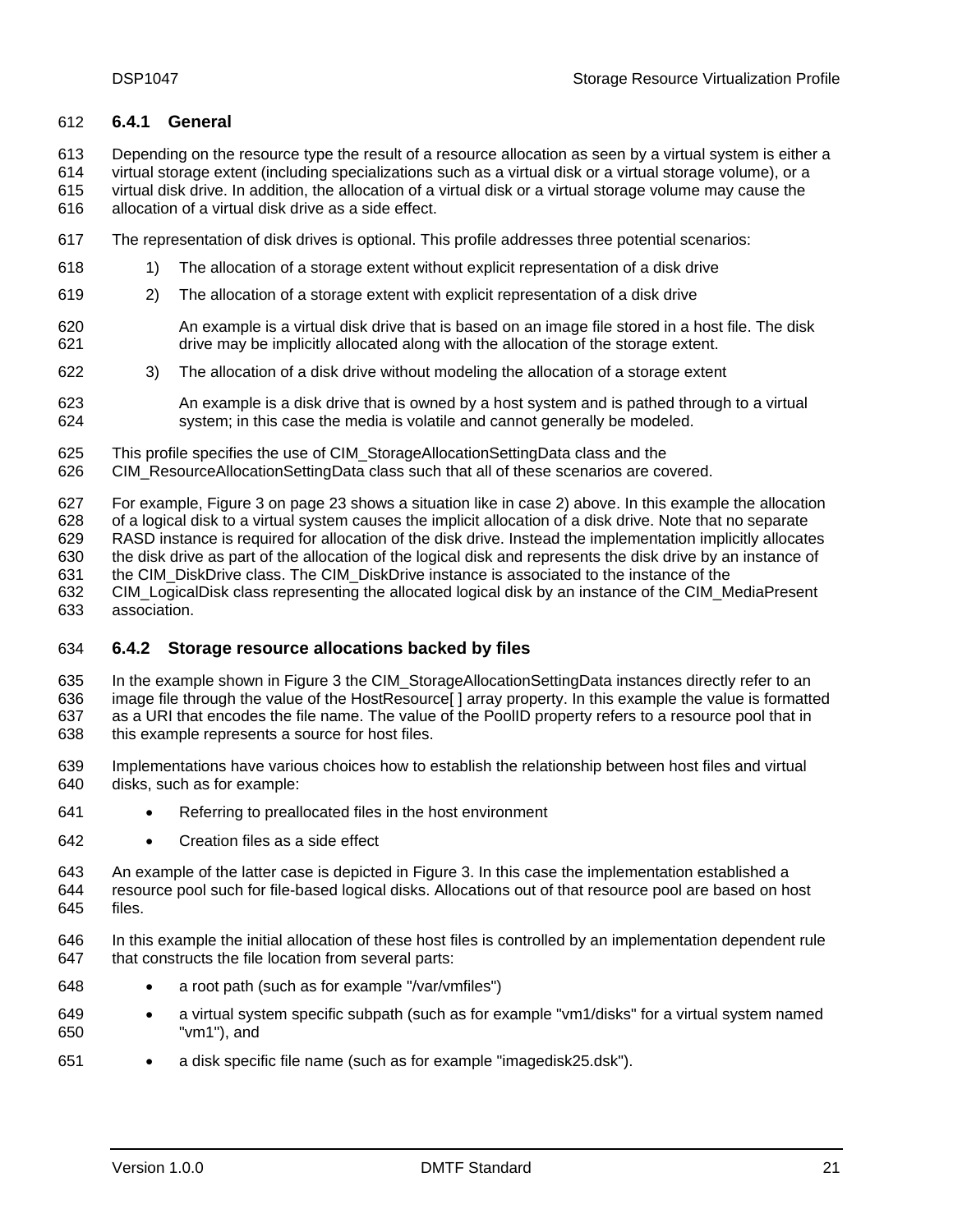### 6.4.1 General

Depending on the resource type the result of a resource allocation as seen by a virtual system is either a virtual storage extent (including specializations such as a virtual disk or a virtual storage volume), or a virtual disk drive. In addition, the allocation of a virtual disk or a virtual storage volume may cause the allocation of a virtual disk drive as a side effect.

The representation of disk drives is optional. This profile addresses three potential scenarios:

1) The allocation of a storage extent without explicit representation of a disk drive
2) The allocation of a storage extent with explicit representation of a disk drive

   An example is a virtual disk drive that is based on an image file stored in a host file. The disk drive may be implicitly allocated along with the allocation of the storage extent.

3) The allocation of a disk drive without modeling the allocation of a storage extent

   An example is a disk drive that is owned by a host system and is pathed through to a virtual system; in this case the media is volatile and cannot generally be modeled.

This profile specifies the use of CIM_StorageAllocationSettingData class and the CIM_ResourceAllocationSettingData class such that all of these scenarios are covered.

For example, Figure 3 on page 23 shows a situation like in case 2) above. In this example the allocation of a logical disk to a virtual system causes the implicit allocation of a disk drive. Note that no separate RASD instance is required for allocation of the disk drive. Instead the implementation implicitly allocates the disk drive as part of the allocation of the logical disk and represents the disk drive by an instance of the CIM_DiskDrive class. The CIM_DiskDrive instance is associated to the instance of the CIM_LogicalDisk class representing the allocated logical disk by an instance of the CIM_MediaPresent association.

### 6.4.2 Storage resource allocations backed by files

In the example shown in Figure 3 the CIM_StorageAllocationSettingData instances directly refer to an image file through the value of the HostResource[ ] array property. In this example the value is formatted as a URI that encodes the file name. The value of the PoolID property refers to a resource pool that in this example represents a source for host files.

Implementations have various choices how to establish the relationship between host files and virtual disks, such as for example:

- Referring to preallocated files in the host environment
- Creation files as a side effect

An example of the latter case is depicted in Figure 3. In this case the implementation established a resource pool such for file-based logical disks. Allocations out of that resource pool are based on host files.

In this example the initial allocation of these host files is controlled by an implementation dependent rule that constructs the file location from several parts:

- a root path (such as for example "/var/vmfiles")
- a virtual system specific subpath (such as for example "vm1/disks" for a virtual system named "vm1"), and
- a disk specific file name (such as for example "imagedisk25.dsk").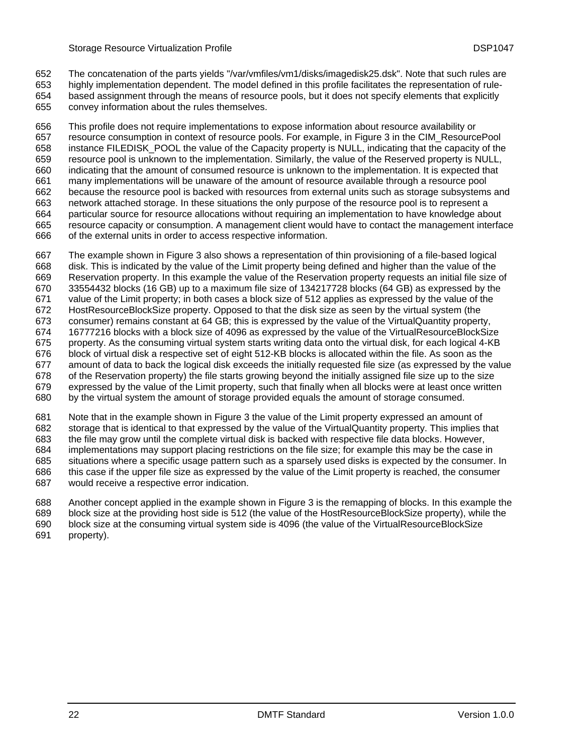The concatenation of the parts yields "/var/vmfiles/vm1/disks/imagedisk25.dsk". Note that such rules are highly implementation dependent. The model defined in this profile facilitates the representation of rule-based assignment through the means of resource pools, but it does not specify elements that explicitly convey information about the rules themselves.

This profile does not require implementations to expose information about resource availability or resource consumption in context of resource pools. For example, in Figure 3 in the CIM_ResourcePool instance FILEDISK_POOL the value of the Capacity property is NULL, indicating that the capacity of the resource pool is unknown to the implementation. Similarly, the value of the Reserved property is NULL, indicating that the amount of consumed resource is unknown to the implementation. It is expected that many implementations will be unaware of the amount of resource available through a resource pool because the resource pool is backed with resources from external units such as storage subsystems and network attached storage. In these situations the only purpose of the resource pool is to represent a particular source for resource allocations without requiring an implementation to have knowledge about resource capacity or consumption. A management client would have to contact the management interface of the external units in order to access respective information.

The example shown in Figure 3 also shows a representation of thin provisioning of a file-based logical disk. This is indicated by the value of the Limit property being defined and higher than the value of the Reservation property. In this example the value of the Reservation property requests an initial file size of 33554432 blocks (16 GB) up to a maximum file size of 134217728 blocks (64 GB) as expressed by the value of the Limit property; in both cases a block size of 512 applies as expressed by the value of the HostResourceBlockSize property. Opposed to that the disk size as seen by the virtual system (the consumer) remains constant at 64 GB; this is expressed by the value of the VirtualQuantity property, 16777216 blocks with a block size of 4096 as expressed by the value of the VirtualResourceBlockSize property. As the consuming virtual system starts writing data onto the virtual disk, for each logical 4-KB block of virtual disk a respective set of eight 512-KB blocks is allocated within the file. As soon as the amount of data to back the logical disk exceeds the initially requested file size (as expressed by the value of the Reservation property) the file starts growing beyond the initially assigned file size up to the size expressed by the value of the Limit property, such that finally when all blocks were at least once written by the virtual system the amount of storage provided equals the amount of storage consumed.

Note that in the example shown in Figure 3 the value of the Limit property expressed an amount of storage that is identical to that expressed by the value of the VirtualQuantity property. This implies that the file may grow until the complete virtual disk is backed with respective file data blocks. However, implementations may support placing restrictions on the file size; for example this may be the case in situations where a specific usage pattern such as a sparsely used disks is expected by the consumer. In this case if the upper file size as expressed by the value of the Limit property is reached, the consumer would receive a respective error indication.

Another concept applied in the example shown in Figure 3 is the remapping of blocks. In this example the block size at the providing host side is 512 (the value of the HostResourceBlockSize property), while the block size at the consuming virtual system side is 4096 (the value of the VirtualResourceBlockSize property).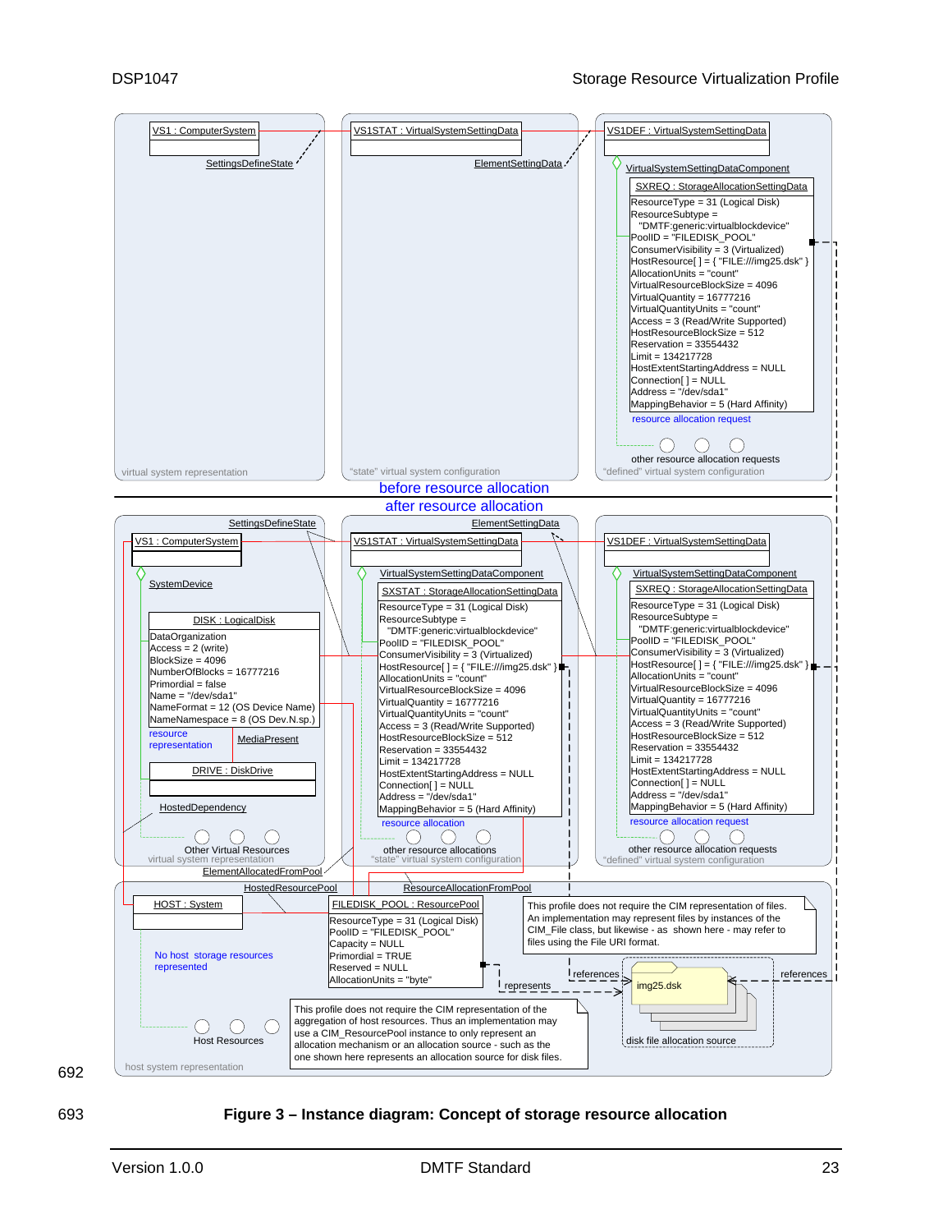VS1 : ComputerSystem

SettingsDefineState

VS1STAT : VirtualSystemSettingData

ElementSettingData

VS1DEF : VirtualSystemSettingData

VirtualSystemSettingDataComponent

SXREQ : StorageAllocationSettingData
ResourceType = 31 (Logical Disk)
ResourceSubtype = "DMTF:generic:virtualblockdevice"
PoolID = "FILEDISK_POOL"
ConsumerVisibility = 3 (Virtualized)
HostResource[ ] = { "FILE:///img25.dsk" }
AllocationUnits = "count"
VirtualResourceBlockSize = 4096
VirtualQuantity = 16777216
VirtualQuantityUnits = "count"
Access = 3 (Read/Write Supported)
HostResourceBlockSize = 512
Reservation = 33554432
Limit = 134217728
HostExtentStartingAddress = NULL
Connection[ ] = NULL
Address = "/dev/sda1"
MappingBehavior = 5 (Hard Affinity)

resource allocation request

other resource allocation requests

virtual system representation

"state" virtual system configuration

"defined" virtual system configuration

before resource allocation

after resource allocation

SettingsDefineState

ElementSettingData

VS1 : ComputerSystem

VS1STAT : VirtualSystemSettingData

VS1DEF : VirtualSystemSettingData

SystemDevice

VirtualSystemSettingDataComponent

SXSTAT : StorageAllocationSettingData
ResourceType = 31 (Logical Disk)
ResourceSubtype = "DMTF:generic:virtualblockdevice"
PoolID = "FILEDISK_POOL"
ConsumerVisibility = 3 (Virtualized)
HostResource[ ] = { "FILE:///img25.dsk" }
AllocationUnits = "count"
VirtualResourceBlockSize = 4096
VirtualQuantity = 16777216
VirtualQuantityUnits = "count"
Access = 3 (Read/Write Supported)
HostResourceBlockSize = 512
Reservation = 33554432
Limit = 134217728
HostExtentStartingAddress = NULL
Connection[ ] = NULL
Address = "/dev/sda1"
MappingBehavior = 5 (Hard Affinity)

VirtualSystemSettingDataComponent

SXREQ : StorageAllocationSettingData
ResourceType = 31 (Logical Disk)
ResourceSubtype = "DMTF:generic:virtualblockdevice"
PoolID = "FILEDISK_POOL"
ConsumerVisibility = 3 (Virtualized)
HostResource[ ] = { "FILE:///img25.dsk" }
AllocationUnits = "count"
VirtualResourceBlockSize = 4096
VirtualQuantity = 16777216
VirtualQuantityUnits = "count"
Access = 3 (Read/Write Supported)
HostResourceBlockSize = 512
Reservation = 33554432
Limit = 134217728
HostExtentStartingAddress = NULL
Connection[ ] = NULL
Address = "/dev/sda1"
MappingBehavior = 5 (Hard Affinity)

DISK : LogicalDisk
DataOrganization
Access = 2 (write)
BlockSize = 4096
NumberOfBlocks = 16777216
Primordial = false
Name = "/dev/sda1"
NameFormat = 12 (OS Device Name)
NameNamespace = 8 (OS Dev.N.sp.)

resource representation

MediaPresent

DRIVE : DiskDrive

HostedDependency

resource allocation

resource allocation request

Other Virtual Resources

virtual system representation

other resource allocations

"state" virtual system configuration

other resource allocation requests

"defined" virtual system configuration

ElementAllocatedFromPool

HostedResourcePool

ResourceAllocationFromPool

HOST : System

FILEDISK_POOL : ResourcePool
ResourceType = 31 (Logical Disk)
PoolID = "FILEDISK_POOL"
Capacity = NULL
Primordial = TRUE
Reserved = NULL
AllocationUnits = "byte"

This profile does not require the CIM representation of files. An implementation may represent files by instances of the CIM_File class, but likewise - as shown here - may refer to files using the File URI format.

No host storage resources represented

represents

references

img25.dsk

references

Host Resources

This profile does not require the CIM representation of the aggregation of host resources. Thus an implementation may use a CIM_ResourcePool instance to only represent an allocation mechanism or an allocation source - such as the one shown here represents an allocation source for disk files.

disk file allocation source

host system representation

**Figure 3 – Instance diagram: Concept of storage resource allocation**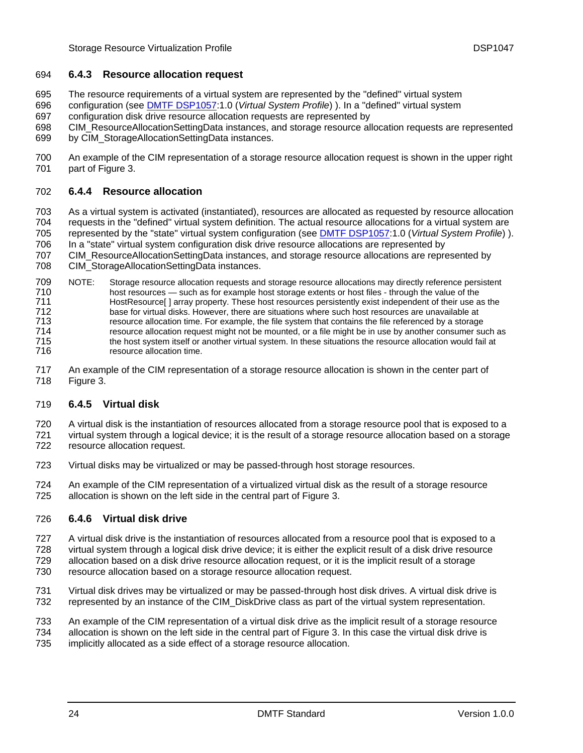### 6.4.3 Resource allocation request

The resource requirements of a virtual system are represented by the "defined" virtual system configuration (see DMTF DSP1057:1.0 (*Virtual System Profile*) ). In a "defined" virtual system configuration disk drive resource allocation requests are represented by CIM_ResourceAllocationSettingData instances, and storage resource allocation requests are represented by CIM_StorageAllocationSettingData instances.

An example of the CIM representation of a storage resource allocation request is shown in the upper right part of Figure 3.

### 6.4.4 Resource allocation

As a virtual system is activated (instantiated), resources are allocated as requested by resource allocation requests in the "defined" virtual system definition. The actual resource allocations for a virtual system are represented by the "state" virtual system configuration (see DMTF DSP1057:1.0 (*Virtual System Profile*) ). In a "state" virtual system configuration disk drive resource allocations are represented by CIM_ResourceAllocationSettingData instances, and storage resource allocations are represented by CIM_StorageAllocationSettingData instances.

NOTE: Storage resource allocation requests and storage resource allocations may directly reference persistent host resources — such as for example host storage extents or host files - through the value of the HostResource[ ] array property. These host resources persistently exist independent of their use as the base for virtual disks. However, there are situations where such host resources are unavailable at resource allocation time. For example, the file system that contains the file referenced by a storage resource allocation request might not be mounted, or a file might be in use by another consumer such as the host system itself or another virtual system. In these situations the resource allocation would fail at resource allocation time.

An example of the CIM representation of a storage resource allocation is shown in the center part of Figure 3.

### 6.4.5 Virtual disk

A virtual disk is the instantiation of resources allocated from a storage resource pool that is exposed to a virtual system through a logical device; it is the result of a storage resource allocation based on a storage resource allocation request.

Virtual disks may be virtualized or may be passed-through host storage resources.

An example of the CIM representation of a virtualized virtual disk as the result of a storage resource allocation is shown on the left side in the central part of Figure 3.

### 6.4.6 Virtual disk drive

A virtual disk drive is the instantiation of resources allocated from a resource pool that is exposed to a virtual system through a logical disk drive device; it is either the explicit result of a disk drive resource allocation based on a disk drive resource allocation request, or it is the implicit result of a storage resource allocation based on a storage resource allocation request.

Virtual disk drives may be virtualized or may be passed-through host disk drives. A virtual disk drive is represented by an instance of the CIM_DiskDrive class as part of the virtual system representation.

An example of the CIM representation of a virtual disk drive as the implicit result of a storage resource allocation is shown on the left side in the central part of Figure 3. In this case the virtual disk drive is implicitly allocated as a side effect of a storage resource allocation.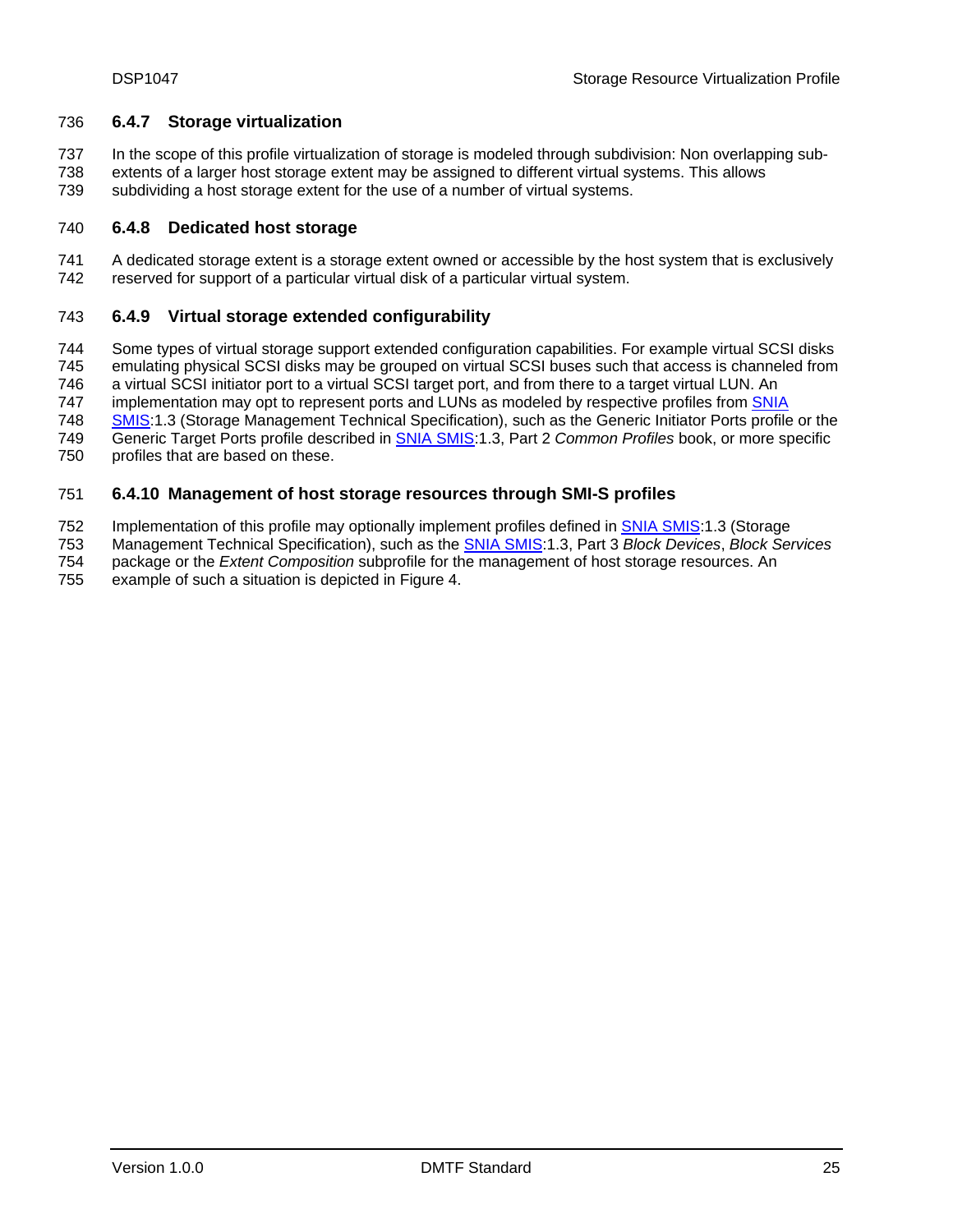### 6.4.7 Storage virtualization

In the scope of this profile virtualization of storage is modeled through subdivision: Non overlapping sub-extents of a larger host storage extent may be assigned to different virtual systems. This allows subdividing a host storage extent for the use of a number of virtual systems.

### 6.4.8 Dedicated host storage

A dedicated storage extent is a storage extent owned or accessible by the host system that is exclusively reserved for support of a particular virtual disk of a particular virtual system.

### 6.4.9 Virtual storage extended configurability

Some types of virtual storage support extended configuration capabilities. For example virtual SCSI disks emulating physical SCSI disks may be grouped on virtual SCSI buses such that access is channeled from a virtual SCSI initiator port to a virtual SCSI target port, and from there to a target virtual LUN. An implementation may opt to represent ports and LUNs as modeled by respective profiles from SNIA SMIS:1.3 (Storage Management Technical Specification), such as the Generic Initiator Ports profile or the Generic Target Ports profile described in SNIA SMIS:1.3, Part 2 *Common Profiles* book, or more specific profiles that are based on these.

### 6.4.10 Management of host storage resources through SMI-S profiles

Implementation of this profile may optionally implement profiles defined in SNIA SMIS:1.3 (Storage Management Technical Specification), such as the SNIA SMIS:1.3, Part 3 *Block Devices*, *Block Services* package or the *Extent Composition* subprofile for the management of host storage resources. An example of such a situation is depicted in Figure 4.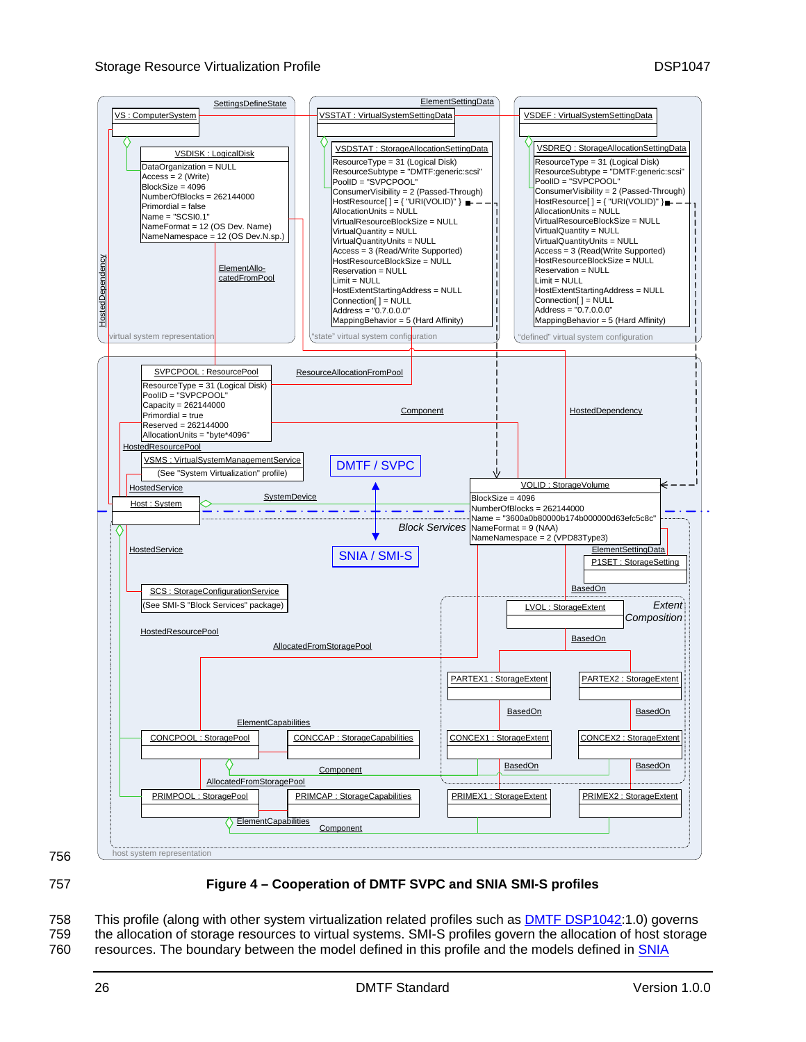Figure 4 – Cooperation of DMTF SVPC and SNIA SMI-S profiles

This profile (along with other system virtualization related profiles such as DMTF DSP1042:1.0) governs the allocation of storage resources to virtual systems. SMI-S profiles govern the allocation of host storage resources. The boundary between the model defined in this profile and the models defined in SNIA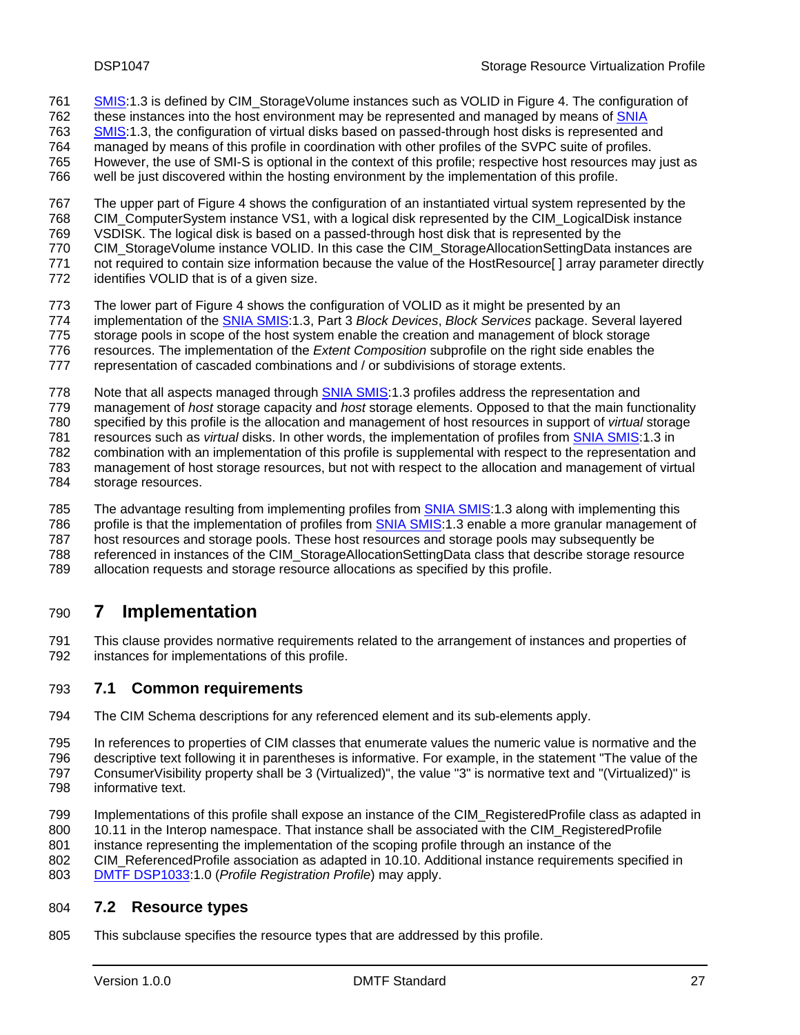SMIS:1.3 is defined by CIM_StorageVolume instances such as VOLID in Figure 4. The configuration of these instances into the host environment may be represented and managed by means of SNIA SMIS:1.3, the configuration of virtual disks based on passed-through host disks is represented and managed by means of this profile in coordination with other profiles of the SVPC suite of profiles. However, the use of SMI-S is optional in the context of this profile; respective host resources may just as well be just discovered within the hosting environment by the implementation of this profile.

The upper part of Figure 4 shows the configuration of an instantiated virtual system represented by the CIM_ComputerSystem instance VS1, with a logical disk represented by the CIM_LogicalDisk instance VSDISK. The logical disk is based on a passed-through host disk that is represented by the CIM_StorageVolume instance VOLID. In this case the CIM_StorageAllocationSettingData instances are not required to contain size information because the value of the HostResource[ ] array parameter directly identifies VOLID that is of a given size.

The lower part of Figure 4 shows the configuration of VOLID as it might be presented by an implementation of the SNIA SMIS:1.3, Part 3 *Block Devices*, *Block Services* package. Several layered storage pools in scope of the host system enable the creation and management of block storage resources. The implementation of the *Extent Composition* subprofile on the right side enables the representation of cascaded combinations and / or subdivisions of storage extents.

Note that all aspects managed through SNIA SMIS:1.3 profiles address the representation and management of *host* storage capacity and *host* storage elements. Opposed to that the main functionality specified by this profile is the allocation and management of host resources in support of *virtual* storage resources such as *virtual* disks. In other words, the implementation of profiles from SNIA SMIS:1.3 in combination with an implementation of this profile is supplemental with respect to the representation and management of host storage resources, but not with respect to the allocation and management of virtual storage resources.

The advantage resulting from implementing profiles from SNIA SMIS:1.3 along with implementing this profile is that the implementation of profiles from SNIA SMIS:1.3 enable a more granular management of host resources and storage pools. These host resources and storage pools may subsequently be referenced in instances of the CIM_StorageAllocationSettingData class that describe storage resource allocation requests and storage resource allocations as specified by this profile.

# 7 Implementation

This clause provides normative requirements related to the arrangement of instances and properties of instances for implementations of this profile.

## 7.1 Common requirements

The CIM Schema descriptions for any referenced element and its sub-elements apply.

In references to properties of CIM classes that enumerate values the numeric value is normative and the descriptive text following it in parentheses is informative. For example, in the statement "The value of the ConsumerVisibility property shall be 3 (Virtualized)", the value "3" is normative text and "(Virtualized)" is informative text.

Implementations of this profile shall expose an instance of the CIM_RegisteredProfile class as adapted in 10.11 in the Interop namespace. That instance shall be associated with the CIM_RegisteredProfile instance representing the implementation of the scoping profile through an instance of the CIM_ReferencedProfile association as adapted in 10.10. Additional instance requirements specified in DMTF DSP1033:1.0 (*Profile Registration Profile*) may apply.

## 7.2 Resource types

This subclause specifies the resource types that are addressed by this profile.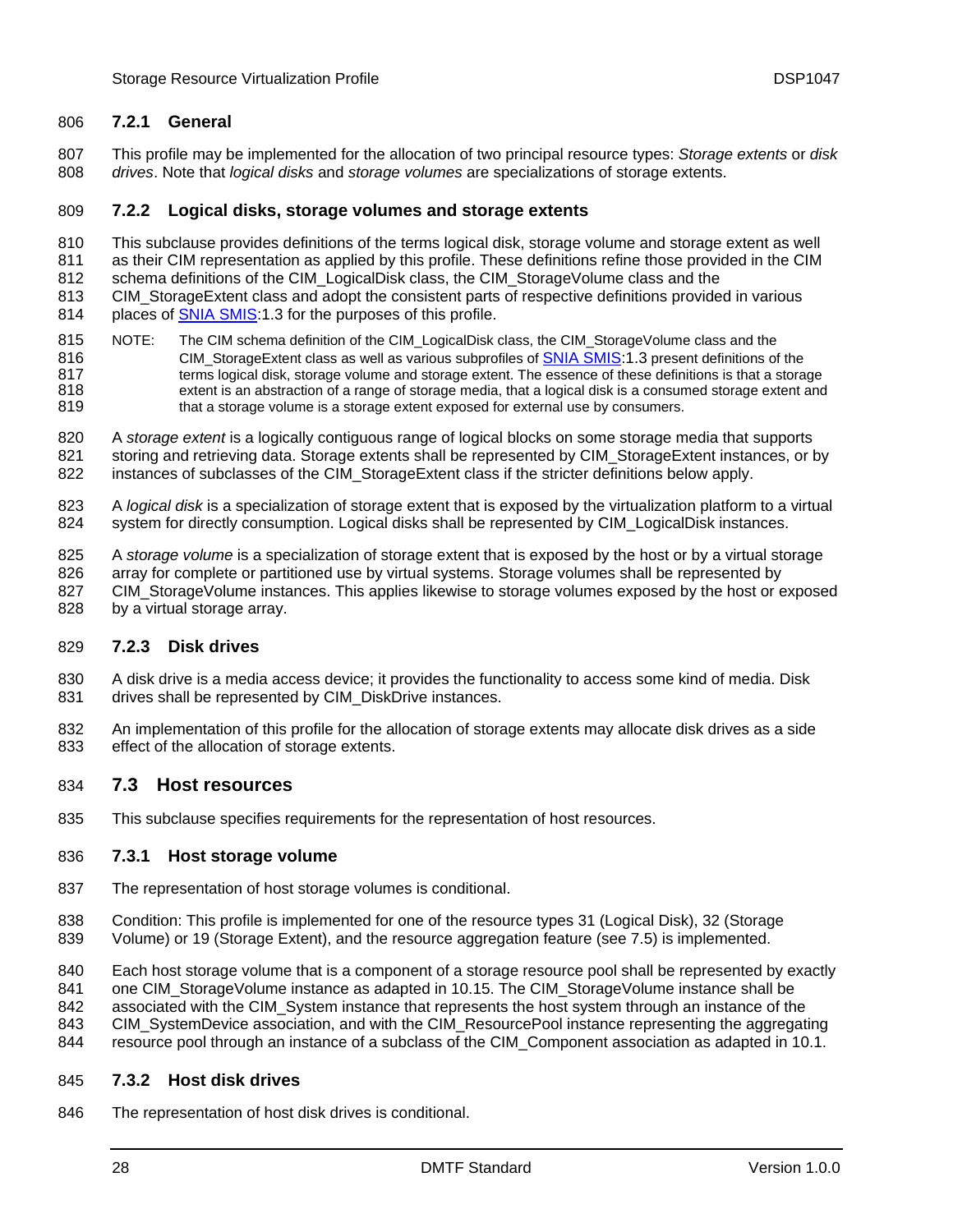### 7.2.1 General

This profile may be implemented for the allocation of two principal resource types: *Storage extents* or *disk drives*. Note that *logical disks* and *storage volumes* are specializations of storage extents.

### 7.2.2 Logical disks, storage volumes and storage extents

This subclause provides definitions of the terms logical disk, storage volume and storage extent as well as their CIM representation as applied by this profile. These definitions refine those provided in the CIM schema definitions of the CIM_LogicalDisk class, the CIM_StorageVolume class and the CIM_StorageExtent class and adopt the consistent parts of respective definitions provided in various places of SNIA SMIS:1.3 for the purposes of this profile.

NOTE: The CIM schema definition of the CIM_LogicalDisk class, the CIM_StorageVolume class and the CIM_StorageExtent class as well as various subprofiles of SNIA SMIS:1.3 present definitions of the terms logical disk, storage volume and storage extent. The essence of these definitions is that a storage extent is an abstraction of a range of storage media, that a logical disk is a consumed storage extent and that a storage volume is a storage extent exposed for external use by consumers.

A *storage extent* is a logically contiguous range of logical blocks on some storage media that supports storing and retrieving data. Storage extents shall be represented by CIM_StorageExtent instances, or by instances of subclasses of the CIM_StorageExtent class if the stricter definitions below apply.

A *logical disk* is a specialization of storage extent that is exposed by the virtualization platform to a virtual system for directly consumption. Logical disks shall be represented by CIM_LogicalDisk instances.

A *storage volume* is a specialization of storage extent that is exposed by the host or by a virtual storage array for complete or partitioned use by virtual systems. Storage volumes shall be represented by CIM_StorageVolume instances. This applies likewise to storage volumes exposed by the host or exposed by a virtual storage array.

### 7.2.3 Disk drives

A disk drive is a media access device; it provides the functionality to access some kind of media. Disk drives shall be represented by CIM_DiskDrive instances.

An implementation of this profile for the allocation of storage extents may allocate disk drives as a side effect of the allocation of storage extents.

## 7.3 Host resources

This subclause specifies requirements for the representation of host resources.

### 7.3.1 Host storage volume

The representation of host storage volumes is conditional.

Condition: This profile is implemented for one of the resource types 31 (Logical Disk), 32 (Storage Volume) or 19 (Storage Extent), and the resource aggregation feature (see 7.5) is implemented.

Each host storage volume that is a component of a storage resource pool shall be represented by exactly one CIM_StorageVolume instance as adapted in 10.15. The CIM_StorageVolume instance shall be associated with the CIM_System instance that represents the host system through an instance of the CIM_SystemDevice association, and with the CIM_ResourcePool instance representing the aggregating resource pool through an instance of a subclass of the CIM_Component association as adapted in 10.1.

### 7.3.2 Host disk drives

The representation of host disk drives is conditional.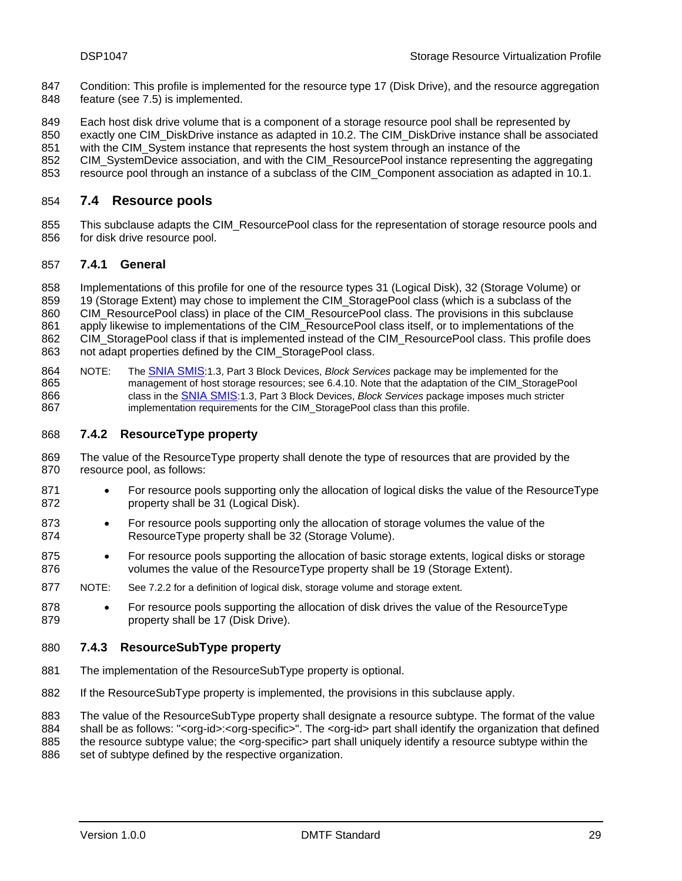Condition: This profile is implemented for the resource type 17 (Disk Drive), and the resource aggregation feature (see 7.5) is implemented.

Each host disk drive volume that is a component of a storage resource pool shall be represented by exactly one CIM_DiskDrive instance as adapted in 10.2. The CIM_DiskDrive instance shall be associated with the CIM_System instance that represents the host system through an instance of the CIM_SystemDevice association, and with the CIM_ResourcePool instance representing the aggregating resource pool through an instance of a subclass of the CIM_Component association as adapted in 10.1.

## 7.4 Resource pools

This subclause adapts the CIM_ResourcePool class for the representation of storage resource pools and for disk drive resource pool.

### 7.4.1 General

Implementations of this profile for one of the resource types 31 (Logical Disk), 32 (Storage Volume) or 19 (Storage Extent) may chose to implement the CIM_StoragePool class (which is a subclass of the CIM_ResourcePool class) in place of the CIM_ResourcePool class. The provisions in this subclause apply likewise to implementations of the CIM_ResourcePool class itself, or to implementations of the CIM_StoragePool class if that is implemented instead of the CIM_ResourcePool class. This profile does not adapt properties defined by the CIM_StoragePool class.

NOTE: The SNIA SMIS:1.3, Part 3 Block Devices, *Block Services* package may be implemented for the management of host storage resources; see 6.4.10. Note that the adaptation of the CIM_StoragePool class in the SNIA SMIS:1.3, Part 3 Block Devices, *Block Services* package imposes much stricter implementation requirements for the CIM_StoragePool class than this profile.

### 7.4.2 ResourceType property

The value of the ResourceType property shall denote the type of resources that are provided by the resource pool, as follows:

- For resource pools supporting only the allocation of logical disks the value of the ResourceType property shall be 31 (Logical Disk).
- For resource pools supporting only the allocation of storage volumes the value of the ResourceType property shall be 32 (Storage Volume).
- For resource pools supporting the allocation of basic storage extents, logical disks or storage volumes the value of the ResourceType property shall be 19 (Storage Extent).

NOTE: See 7.2.2 for a definition of logical disk, storage volume and storage extent.

- For resource pools supporting the allocation of disk drives the value of the ResourceType property shall be 17 (Disk Drive).

### 7.4.3 ResourceSubType property

The implementation of the ResourceSubType property is optional.

If the ResourceSubType property is implemented, the provisions in this subclause apply.

The value of the ResourceSubType property shall designate a resource subtype. The format of the value shall be as follows: "<org-id>:<org-specific>". The <org-id> part shall identify the organization that defined the resource subtype value; the <org-specific> part shall uniquely identify a resource subtype within the set of subtype defined by the respective organization.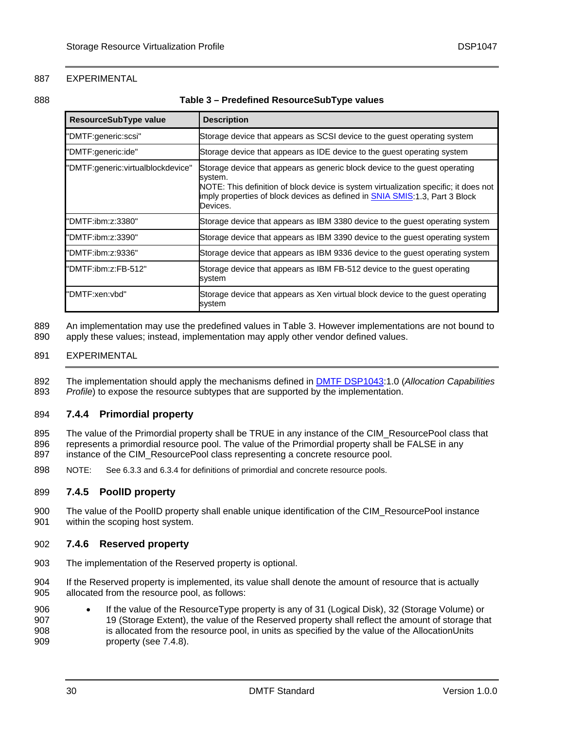EXPERIMENTAL

**Table 3 – Predefined ResourceSubType values**

| ResourceSubType value | Description |
|---|---|
| "DMTF:generic:scsi" | Storage device that appears as SCSI device to the guest operating system |
| "DMTF:generic:ide" | Storage device that appears as IDE device to the guest operating system |
| "DMTF:generic:virtualblockdevice" | Storage device that appears as generic block device to the guest operating system.<br>NOTE: This definition of block device is system virtualization specific; it does not imply properties of block devices as defined in SNIA SMIS:1.3, Part 3 Block Devices. |
| "DMTF:ibm:z:3380" | Storage device that appears as IBM 3380 device to the guest operating system |
| "DMTF:ibm:z:3390" | Storage device that appears as IBM 3390 device to the guest operating system |
| "DMTF:ibm:z:9336" | Storage device that appears as IBM 9336 device to the guest operating system |
| "DMTF:ibm:z:FB-512" | Storage device that appears as IBM FB-512 device to the guest operating system |
| "DMTF:xen:vbd" | Storage device that appears as Xen virtual block device to the guest operating system |

An implementation may use the predefined values in Table 3. However implementations are not bound to apply these values; instead, implementation may apply other vendor defined values.

EXPERIMENTAL

The implementation should apply the mechanisms defined in DMTF DSP1043:1.0 (*Allocation Capabilities Profile*) to expose the resource subtypes that are supported by the implementation.

### 7.4.4 Primordial property

The value of the Primordial property shall be TRUE in any instance of the CIM_ResourcePool class that represents a primordial resource pool. The value of the Primordial property shall be FALSE in any instance of the CIM_ResourcePool class representing a concrete resource pool.

NOTE: See 6.3.3 and 6.3.4 for definitions of primordial and concrete resource pools.

### 7.4.5 PoolID property

The value of the PoolID property shall enable unique identification of the CIM_ResourcePool instance within the scoping host system.

### 7.4.6 Reserved property

The implementation of the Reserved property is optional.

If the Reserved property is implemented, its value shall denote the amount of resource that is actually allocated from the resource pool, as follows:

- If the value of the ResourceType property is any of 31 (Logical Disk), 32 (Storage Volume) or 19 (Storage Extent), the value of the Reserved property shall reflect the amount of storage that is allocated from the resource pool, in units as specified by the value of the AllocationUnits property (see 7.4.8).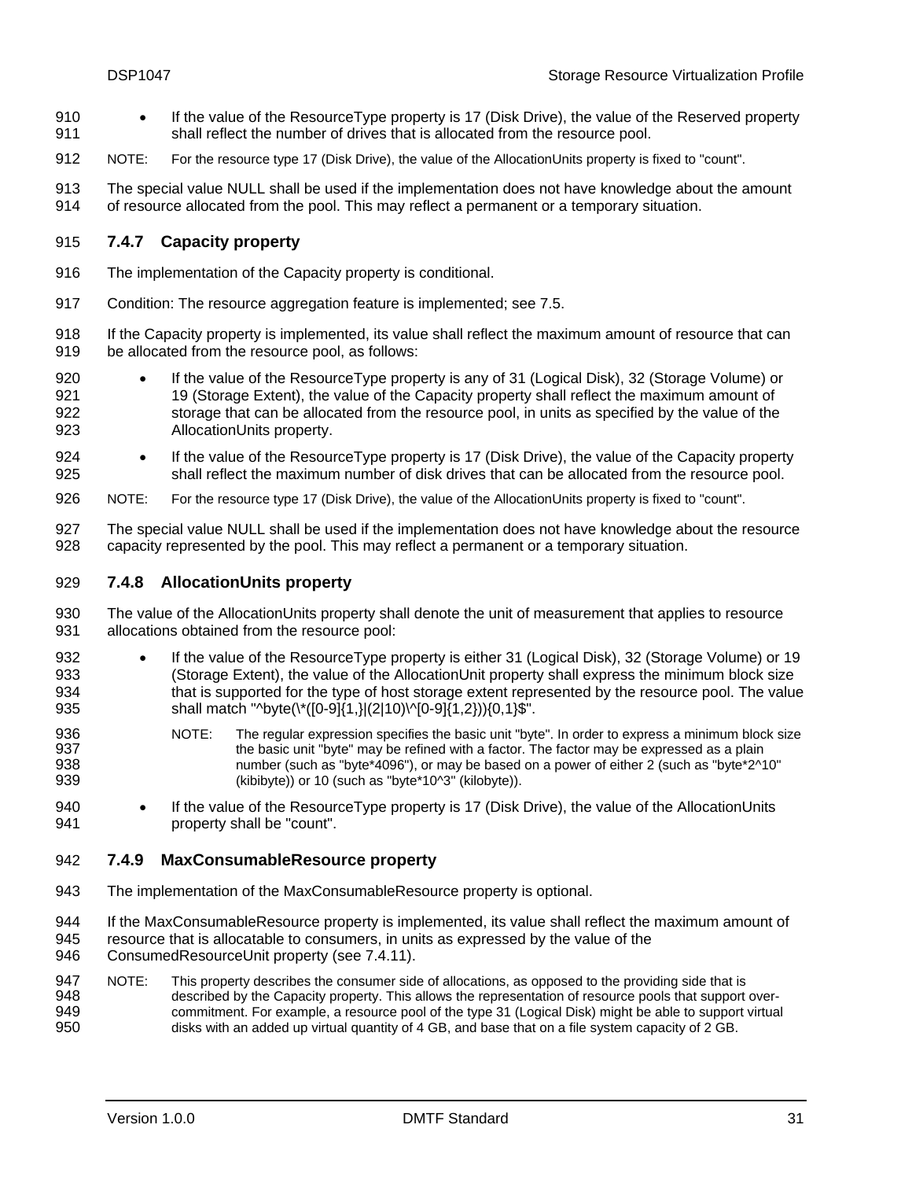- If the value of the ResourceType property is 17 (Disk Drive), the value of the Reserved property shall reflect the number of drives that is allocated from the resource pool.

NOTE: For the resource type 17 (Disk Drive), the value of the AllocationUnits property is fixed to "count".

The special value NULL shall be used if the implementation does not have knowledge about the amount of resource allocated from the pool. This may reflect a permanent or a temporary situation.

### 7.4.7 Capacity property

The implementation of the Capacity property is conditional.

Condition: The resource aggregation feature is implemented; see 7.5.

If the Capacity property is implemented, its value shall reflect the maximum amount of resource that can be allocated from the resource pool, as follows:

- If the value of the ResourceType property is any of 31 (Logical Disk), 32 (Storage Volume) or 19 (Storage Extent), the value of the Capacity property shall reflect the maximum amount of storage that can be allocated from the resource pool, in units as specified by the value of the AllocationUnits property.
- If the value of the ResourceType property is 17 (Disk Drive), the value of the Capacity property shall reflect the maximum number of disk drives that can be allocated from the resource pool.

NOTE: For the resource type 17 (Disk Drive), the value of the AllocationUnits property is fixed to "count".

The special value NULL shall be used if the implementation does not have knowledge about the resource capacity represented by the pool. This may reflect a permanent or a temporary situation.

### 7.4.8 AllocationUnits property

The value of the AllocationUnits property shall denote the unit of measurement that applies to resource allocations obtained from the resource pool:

- If the value of the ResourceType property is either 31 (Logical Disk), 32 (Storage Volume) or 19 (Storage Extent), the value of the AllocationUnit property shall express the minimum block size that is supported for the type of host storage extent represented by the resource pool. The value shall match "^byte(\*([0-9]{1,}|(2|10)\^[0-9]{1,2})){0,1}$".

  NOTE: The regular expression specifies the basic unit "byte". In order to express a minimum block size the basic unit "byte" may be refined with a factor. The factor may be expressed as a plain number (such as "byte*4096"), or may be based on a power of either 2 (such as "byte*2^10" (kibibyte)) or 10 (such as "byte*10^3" (kilobyte)).

- If the value of the ResourceType property is 17 (Disk Drive), the value of the AllocationUnits property shall be "count".

### 7.4.9 MaxConsumableResource property

The implementation of the MaxConsumableResource property is optional.

If the MaxConsumableResource property is implemented, its value shall reflect the maximum amount of resource that is allocatable to consumers, in units as expressed by the value of the ConsumedResourceUnit property (see 7.4.11).

NOTE: This property describes the consumer side of allocations, as opposed to the providing side that is described by the Capacity property. This allows the representation of resource pools that support over-commitment. For example, a resource pool of the type 31 (Logical Disk) might be able to support virtual disks with an added up virtual quantity of 4 GB, and base that on a file system capacity of 2 GB.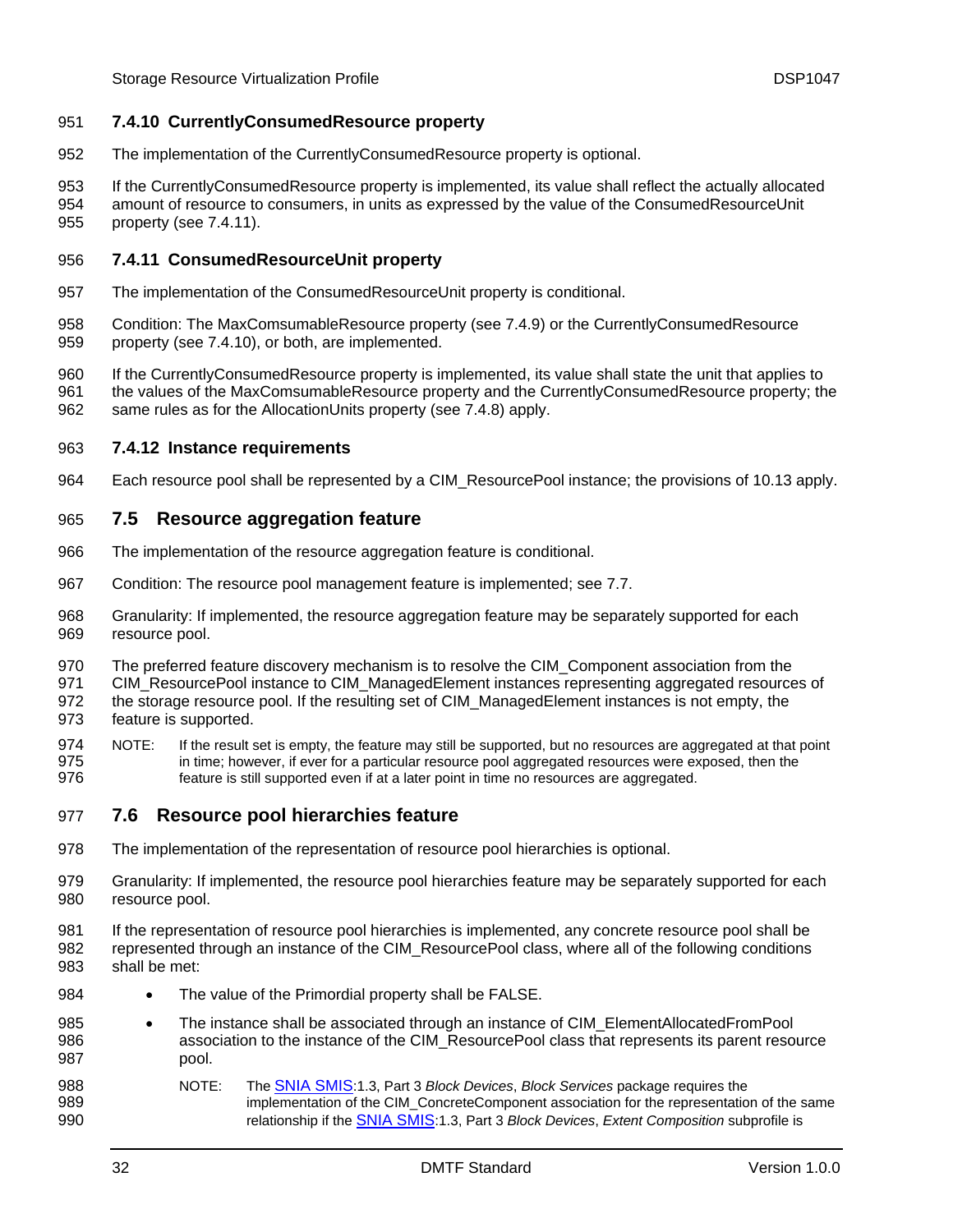### 7.4.10 CurrentlyConsumedResource property

The implementation of the CurrentlyConsumedResource property is optional.

If the CurrentlyConsumedResource property is implemented, its value shall reflect the actually allocated amount of resource to consumers, in units as expressed by the value of the ConsumedResourceUnit property (see 7.4.11).

### 7.4.11 ConsumedResourceUnit property

The implementation of the ConsumedResourceUnit property is conditional.

Condition: The MaxComsumableResource property (see 7.4.9) or the CurrentlyConsumedResource property (see 7.4.10), or both, are implemented.

If the CurrentlyConsumedResource property is implemented, its value shall state the unit that applies to the values of the MaxComsumableResource property and the CurrentlyConsumedResource property; the same rules as for the AllocationUnits property (see 7.4.8) apply.

### 7.4.12 Instance requirements

Each resource pool shall be represented by a CIM_ResourcePool instance; the provisions of 10.13 apply.

## 7.5 Resource aggregation feature

The implementation of the resource aggregation feature is conditional.

Condition: The resource pool management feature is implemented; see 7.7.

Granularity: If implemented, the resource aggregation feature may be separately supported for each resource pool.

The preferred feature discovery mechanism is to resolve the CIM_Component association from the CIM_ResourcePool instance to CIM_ManagedElement instances representing aggregated resources of the storage resource pool. If the resulting set of CIM_ManagedElement instances is not empty, the feature is supported.

NOTE: If the result set is empty, the feature may still be supported, but no resources are aggregated at that point in time; however, if ever for a particular resource pool aggregated resources were exposed, then the feature is still supported even if at a later point in time no resources are aggregated.

## 7.6 Resource pool hierarchies feature

The implementation of the representation of resource pool hierarchies is optional.

Granularity: If implemented, the resource pool hierarchies feature may be separately supported for each resource pool.

If the representation of resource pool hierarchies is implemented, any concrete resource pool shall be represented through an instance of the CIM_ResourcePool class, where all of the following conditions shall be met:

- The value of the Primordial property shall be FALSE.
- The instance shall be associated through an instance of CIM_ElementAllocatedFromPool association to the instance of the CIM_ResourcePool class that represents its parent resource pool.

  NOTE: The SNIA SMIS:1.3, Part 3 *Block Devices*, *Block Services* package requires the implementation of the CIM_ConcreteComponent association for the representation of the same relationship if the SNIA SMIS:1.3, Part 3 *Block Devices*, *Extent Composition* subprofile is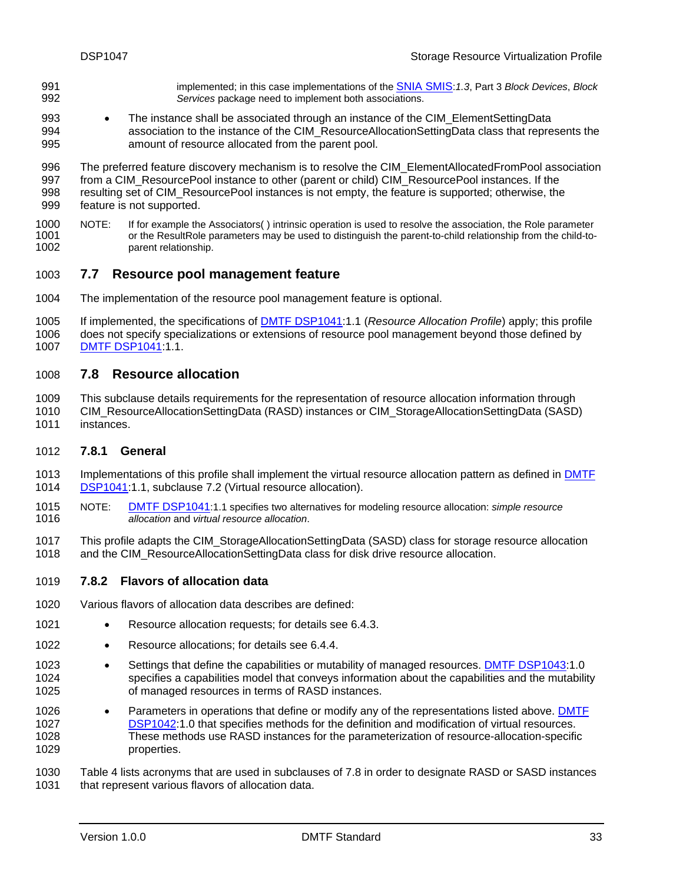implemented; in this case implementations of the SNIA SMIS:*1.3*, Part 3 *Block Devices*, *Block Services* package need to implement both associations.

- The instance shall be associated through an instance of the CIM_ElementSettingData association to the instance of the CIM_ResourceAllocationSettingData class that represents the amount of resource allocated from the parent pool.

The preferred feature discovery mechanism is to resolve the CIM_ElementAllocatedFromPool association from a CIM_ResourcePool instance to other (parent or child) CIM_ResourcePool instances. If the resulting set of CIM_ResourcePool instances is not empty, the feature is supported; otherwise, the feature is not supported.

NOTE: If for example the Associators( ) intrinsic operation is used to resolve the association, the Role parameter or the ResultRole parameters may be used to distinguish the parent-to-child relationship from the child-to-parent relationship.

## 7.7 Resource pool management feature

The implementation of the resource pool management feature is optional.

If implemented, the specifications of DMTF DSP1041:1.1 (*Resource Allocation Profile*) apply; this profile does not specify specializations or extensions of resource pool management beyond those defined by DMTF DSP1041:1.1.

## 7.8 Resource allocation

This subclause details requirements for the representation of resource allocation information through CIM_ResourceAllocationSettingData (RASD) instances or CIM_StorageAllocationSettingData (SASD) instances.

### 7.8.1 General

Implementations of this profile shall implement the virtual resource allocation pattern as defined in DMTF DSP1041:1.1, subclause 7.2 (Virtual resource allocation).

NOTE: DMTF DSP1041:1.1 specifies two alternatives for modeling resource allocation: *simple resource allocation* and *virtual resource allocation*.

This profile adapts the CIM_StorageAllocationSettingData (SASD) class for storage resource allocation and the CIM_ResourceAllocationSettingData class for disk drive resource allocation.

### 7.8.2 Flavors of allocation data

Various flavors of allocation data describes are defined:

- Resource allocation requests; for details see 6.4.3.
- Resource allocations; for details see 6.4.4.
- Settings that define the capabilities or mutability of managed resources. DMTF DSP1043:1.0 specifies a capabilities model that conveys information about the capabilities and the mutability of managed resources in terms of RASD instances.
- Parameters in operations that define or modify any of the representations listed above. DMTF DSP1042:1.0 that specifies methods for the definition and modification of virtual resources. These methods use RASD instances for the parameterization of resource-allocation-specific properties.

Table 4 lists acronyms that are used in subclauses of 7.8 in order to designate RASD or SASD instances that represent various flavors of allocation data.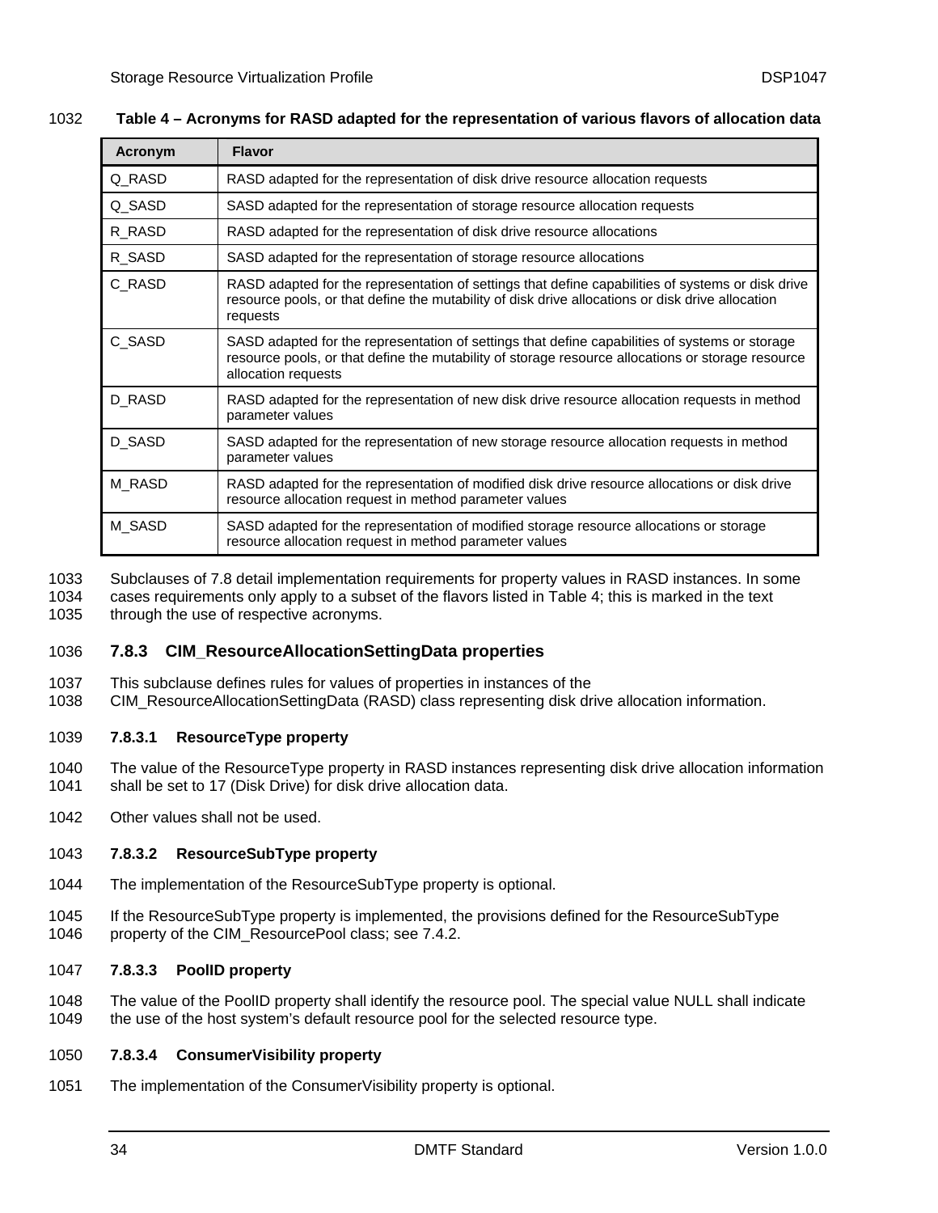**Table 4 – Acronyms for RASD adapted for the representation of various flavors of allocation data**

| Acronym | Flavor |
|---|---|
| Q_RASD | RASD adapted for the representation of disk drive resource allocation requests |
| Q_SASD | SASD adapted for the representation of storage resource allocation requests |
| R_RASD | RASD adapted for the representation of disk drive resource allocations |
| R_SASD | SASD adapted for the representation of storage resource allocations |
| C_RASD | RASD adapted for the representation of settings that define capabilities of systems or disk drive resource pools, or that define the mutability of disk drive allocations or disk drive allocation requests |
| C_SASD | SASD adapted for the representation of settings that define capabilities of systems or storage resource pools, or that define the mutability of storage resource allocations or storage resource allocation requests |
| D_RASD | RASD adapted for the representation of new disk drive resource allocation requests in method parameter values |
| D_SASD | SASD adapted for the representation of new storage resource allocation requests in method parameter values |
| M_RASD | RASD adapted for the representation of modified disk drive resource allocations or disk drive resource allocation request in method parameter values |
| M_SASD | SASD adapted for the representation of modified storage resource allocations or storage resource allocation request in method parameter values |

Subclauses of 7.8 detail implementation requirements for property values in RASD instances. In some cases requirements only apply to a subset of the flavors listed in Table 4; this is marked in the text through the use of respective acronyms.

### 7.8.3 CIM_ResourceAllocationSettingData properties

This subclause defines rules for values of properties in instances of the CIM_ResourceAllocationSettingData (RASD) class representing disk drive allocation information.

#### 7.8.3.1 ResourceType property

The value of the ResourceType property in RASD instances representing disk drive allocation information shall be set to 17 (Disk Drive) for disk drive allocation data.

Other values shall not be used.

#### 7.8.3.2 ResourceSubType property

The implementation of the ResourceSubType property is optional.

If the ResourceSubType property is implemented, the provisions defined for the ResourceSubType property of the CIM_ResourcePool class; see 7.4.2.

#### 7.8.3.3 PoolID property

The value of the PoolID property shall identify the resource pool. The special value NULL shall indicate the use of the host system's default resource pool for the selected resource type.

#### 7.8.3.4 ConsumerVisibility property

The implementation of the ConsumerVisibility property is optional.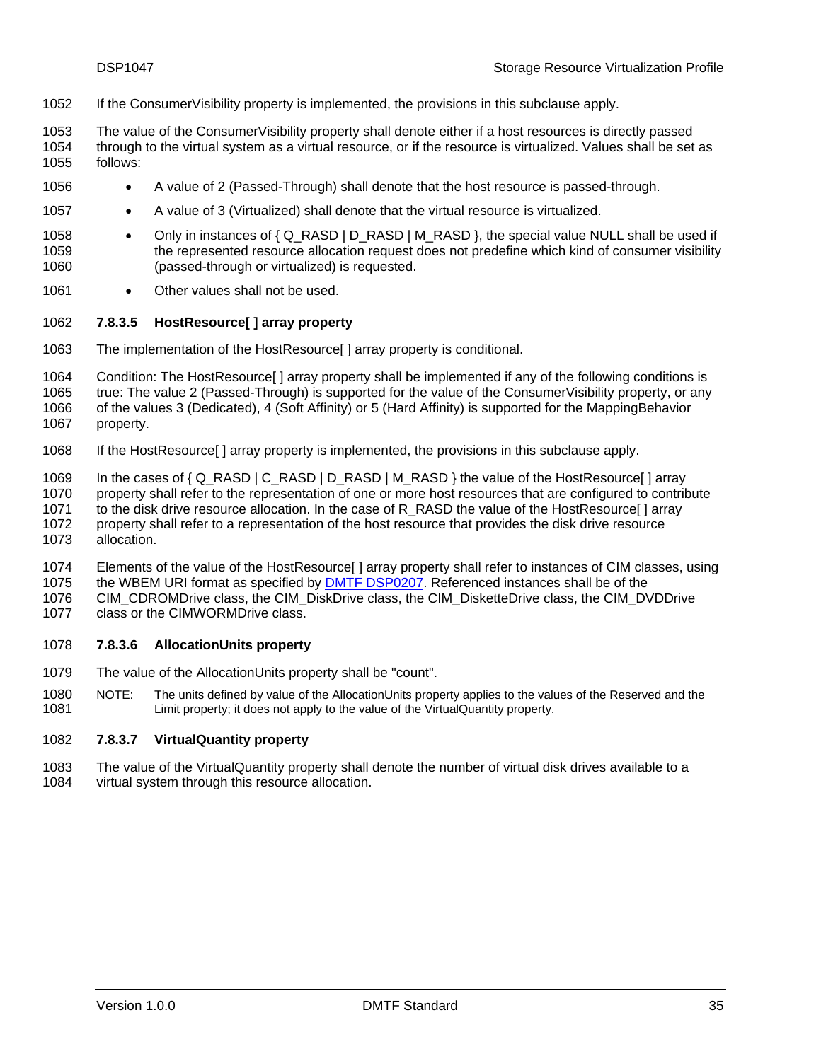If the ConsumerVisibility property is implemented, the provisions in this subclause apply.

The value of the ConsumerVisibility property shall denote either if a host resources is directly passed through to the virtual system as a virtual resource, or if the resource is virtualized. Values shall be set as follows:

- A value of 2 (Passed-Through) shall denote that the host resource is passed-through.
- A value of 3 (Virtualized) shall denote that the virtual resource is virtualized.
- Only in instances of { Q_RASD | D_RASD | M_RASD }, the special value NULL shall be used if the represented resource allocation request does not predefine which kind of consumer visibility (passed-through or virtualized) is requested.
- Other values shall not be used.

#### 7.8.3.5 HostResource[ ] array property

The implementation of the HostResource[ ] array property is conditional.

Condition: The HostResource[ ] array property shall be implemented if any of the following conditions is true: The value 2 (Passed-Through) is supported for the value of the ConsumerVisibility property, or any of the values 3 (Dedicated), 4 (Soft Affinity) or 5 (Hard Affinity) is supported for the MappingBehavior property.

If the HostResource[ ] array property is implemented, the provisions in this subclause apply.

In the cases of { Q_RASD | C_RASD | D_RASD | M_RASD } the value of the HostResource[ ] array property shall refer to the representation of one or more host resources that are configured to contribute to the disk drive resource allocation. In the case of R_RASD the value of the HostResource[ ] array property shall refer to a representation of the host resource that provides the disk drive resource allocation.

Elements of the value of the HostResource[ ] array property shall refer to instances of CIM classes, using the WBEM URI format as specified by DMTF DSP0207. Referenced instances shall be of the CIM_CDROMDrive class, the CIM_DiskDrive class, the CIM_DisketteDrive class, the CIM_DVDDrive class or the CIMWORMDrive class.

#### 7.8.3.6 AllocationUnits property

The value of the AllocationUnits property shall be "count".

NOTE: The units defined by value of the AllocationUnits property applies to the values of the Reserved and the Limit property; it does not apply to the value of the VirtualQuantity property.

#### 7.8.3.7 VirtualQuantity property

The value of the VirtualQuantity property shall denote the number of virtual disk drives available to a virtual system through this resource allocation.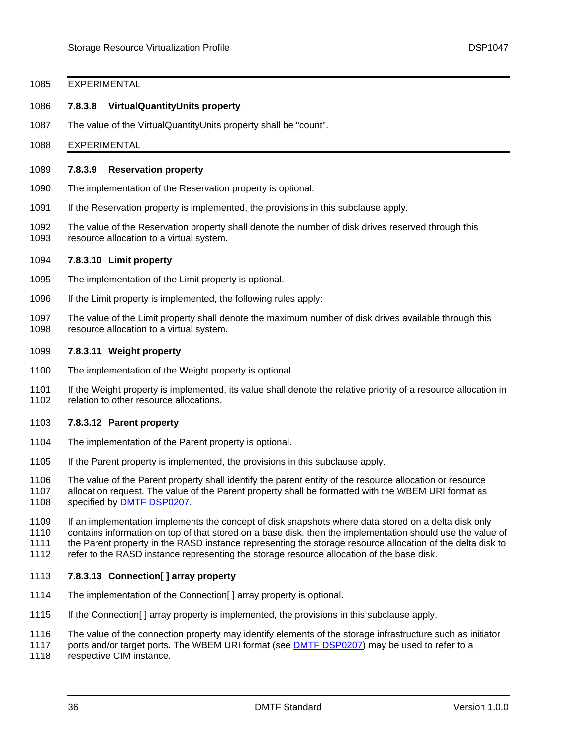EXPERIMENTAL

#### 7.8.3.8 VirtualQuantityUnits property

The value of the VirtualQuantityUnits property shall be "count".

EXPERIMENTAL

#### 7.8.3.9 Reservation property

The implementation of the Reservation property is optional.

If the Reservation property is implemented, the provisions in this subclause apply.

The value of the Reservation property shall denote the number of disk drives reserved through this resource allocation to a virtual system.

#### 7.8.3.10 Limit property

The implementation of the Limit property is optional.

If the Limit property is implemented, the following rules apply:

The value of the Limit property shall denote the maximum number of disk drives available through this resource allocation to a virtual system.

#### 7.8.3.11 Weight property

The implementation of the Weight property is optional.

If the Weight property is implemented, its value shall denote the relative priority of a resource allocation in relation to other resource allocations.

#### 7.8.3.12 Parent property

The implementation of the Parent property is optional.

If the Parent property is implemented, the provisions in this subclause apply.

The value of the Parent property shall identify the parent entity of the resource allocation or resource allocation request. The value of the Parent property shall be formatted with the WBEM URI format as specified by DMTF DSP0207.

If an implementation implements the concept of disk snapshots where data stored on a delta disk only contains information on top of that stored on a base disk, then the implementation should use the value of the Parent property in the RASD instance representing the storage resource allocation of the delta disk to refer to the RASD instance representing the storage resource allocation of the base disk.

#### 7.8.3.13 Connection[ ] array property

The implementation of the Connection[ ] array property is optional.

If the Connection[ ] array property is implemented, the provisions in this subclause apply.

The value of the connection property may identify elements of the storage infrastructure such as initiator ports and/or target ports. The WBEM URI format (see DMTF DSP0207) may be used to refer to a respective CIM instance.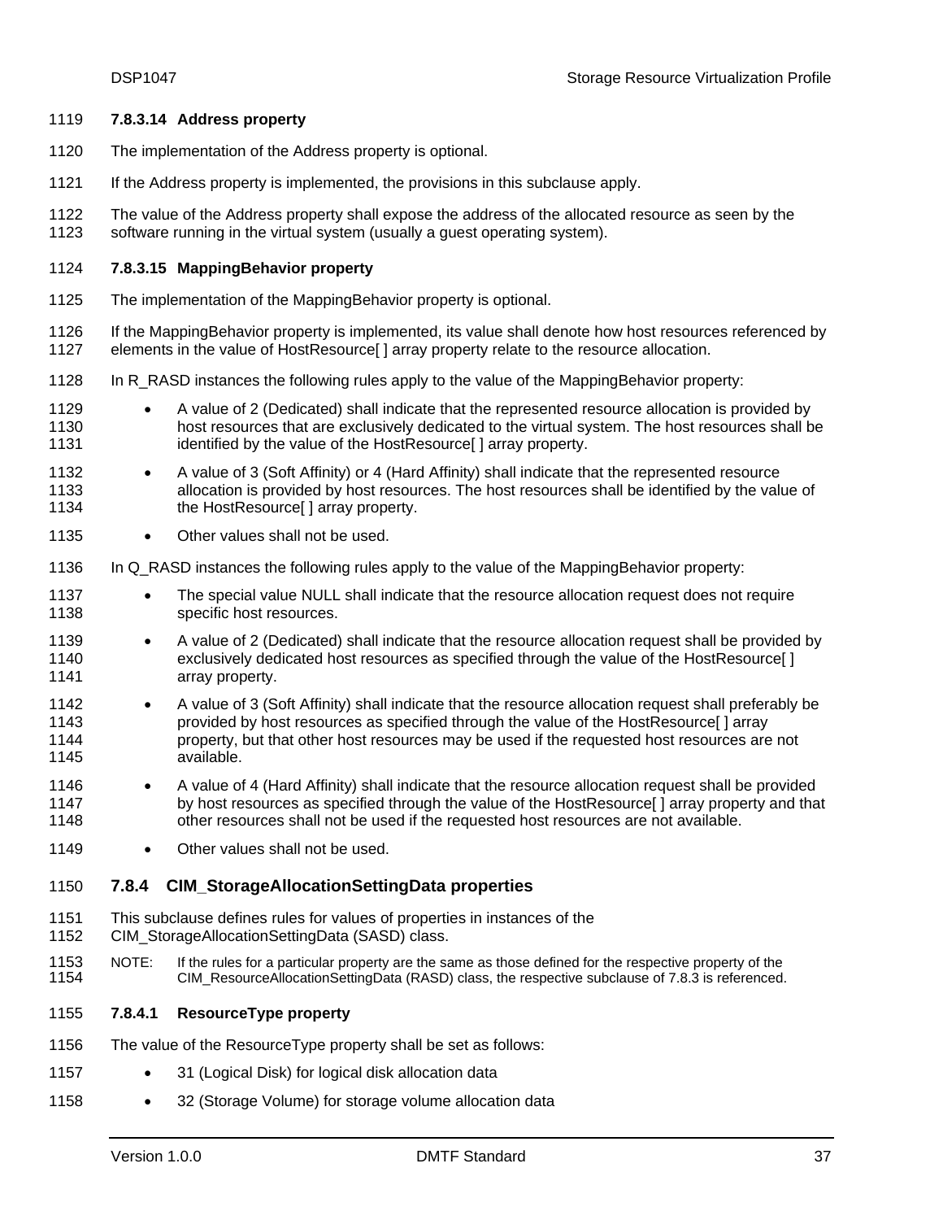#### 7.8.3.14 Address property

The implementation of the Address property is optional.

If the Address property is implemented, the provisions in this subclause apply.

The value of the Address property shall expose the address of the allocated resource as seen by the software running in the virtual system (usually a guest operating system).

#### 7.8.3.15 MappingBehavior property

The implementation of the MappingBehavior property is optional.

If the MappingBehavior property is implemented, its value shall denote how host resources referenced by elements in the value of HostResource[ ] array property relate to the resource allocation.

In R_RASD instances the following rules apply to the value of the MappingBehavior property:

- A value of 2 (Dedicated) shall indicate that the represented resource allocation is provided by host resources that are exclusively dedicated to the virtual system. The host resources shall be identified by the value of the HostResource[ ] array property.
- A value of 3 (Soft Affinity) or 4 (Hard Affinity) shall indicate that the represented resource allocation is provided by host resources. The host resources shall be identified by the value of the HostResource[ ] array property.
- Other values shall not be used.

In Q_RASD instances the following rules apply to the value of the MappingBehavior property:

- The special value NULL shall indicate that the resource allocation request does not require specific host resources.
- A value of 2 (Dedicated) shall indicate that the resource allocation request shall be provided by exclusively dedicated host resources as specified through the value of the HostResource[ ] array property.
- A value of 3 (Soft Affinity) shall indicate that the resource allocation request shall preferably be provided by host resources as specified through the value of the HostResource[ ] array property, but that other host resources may be used if the requested host resources are not available.
- A value of 4 (Hard Affinity) shall indicate that the resource allocation request shall be provided by host resources as specified through the value of the HostResource[ ] array property and that other resources shall not be used if the requested host resources are not available.
- Other values shall not be used.

### 7.8.4 CIM_StorageAllocationSettingData properties

This subclause defines rules for values of properties in instances of the CIM_StorageAllocationSettingData (SASD) class.

NOTE: If the rules for a particular property are the same as those defined for the respective property of the CIM_ResourceAllocationSettingData (RASD) class, the respective subclause of 7.8.3 is referenced.

#### 7.8.4.1 ResourceType property

The value of the ResourceType property shall be set as follows:

- 31 (Logical Disk) for logical disk allocation data
- 32 (Storage Volume) for storage volume allocation data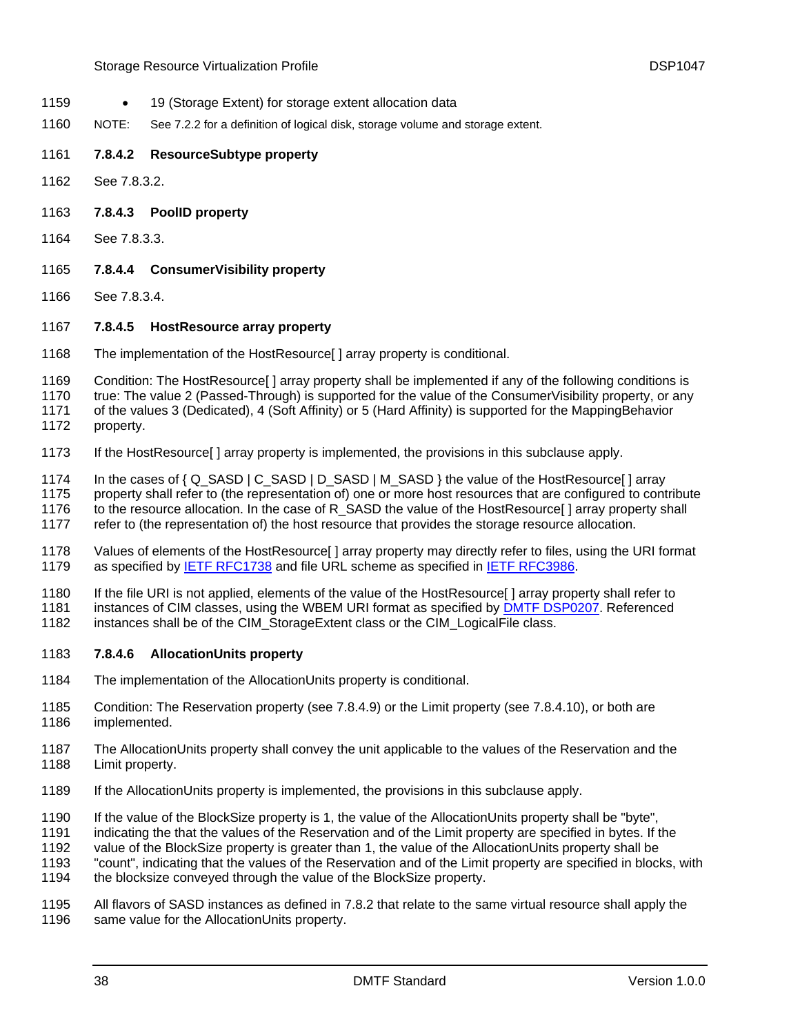- 19 (Storage Extent) for storage extent allocation data

NOTE: See 7.2.2 for a definition of logical disk, storage volume and storage extent.

#### 7.8.4.2 ResourceSubtype property

See 7.8.3.2.

#### 7.8.4.3 PoolID property

See 7.8.3.3.

#### 7.8.4.4 ConsumerVisibility property

See 7.8.3.4.

#### 7.8.4.5 HostResource array property

The implementation of the HostResource[ ] array property is conditional.

Condition: The HostResource[ ] array property shall be implemented if any of the following conditions is true: The value 2 (Passed-Through) is supported for the value of the ConsumerVisibility property, or any of the values 3 (Dedicated), 4 (Soft Affinity) or 5 (Hard Affinity) is supported for the MappingBehavior property.

If the HostResource[ ] array property is implemented, the provisions in this subclause apply.

In the cases of { Q_SASD | C_SASD | D_SASD | M_SASD } the value of the HostResource[ ] array property shall refer to (the representation of) one or more host resources that are configured to contribute to the resource allocation. In the case of R_SASD the value of the HostResource[ ] array property shall refer to (the representation of) the host resource that provides the storage resource allocation.

Values of elements of the HostResource[ ] array property may directly refer to files, using the URI format as specified by IETF RFC1738 and file URL scheme as specified in IETF RFC3986.

If the file URI is not applied, elements of the value of the HostResource[ ] array property shall refer to instances of CIM classes, using the WBEM URI format as specified by DMTF DSP0207. Referenced instances shall be of the CIM_StorageExtent class or the CIM_LogicalFile class.

#### 7.8.4.6 AllocationUnits property

The implementation of the AllocationUnits property is conditional.

Condition: The Reservation property (see 7.8.4.9) or the Limit property (see 7.8.4.10), or both are implemented.

The AllocationUnits property shall convey the unit applicable to the values of the Reservation and the Limit property.

If the AllocationUnits property is implemented, the provisions in this subclause apply.

If the value of the BlockSize property is 1, the value of the AllocationUnits property shall be "byte", indicating the that the values of the Reservation and of the Limit property are specified in bytes. If the value of the BlockSize property is greater than 1, the value of the AllocationUnits property shall be "count", indicating that the values of the Reservation and of the Limit property are specified in blocks, with the blocksize conveyed through the value of the BlockSize property.

All flavors of SASD instances as defined in 7.8.2 that relate to the same virtual resource shall apply the same value for the AllocationUnits property.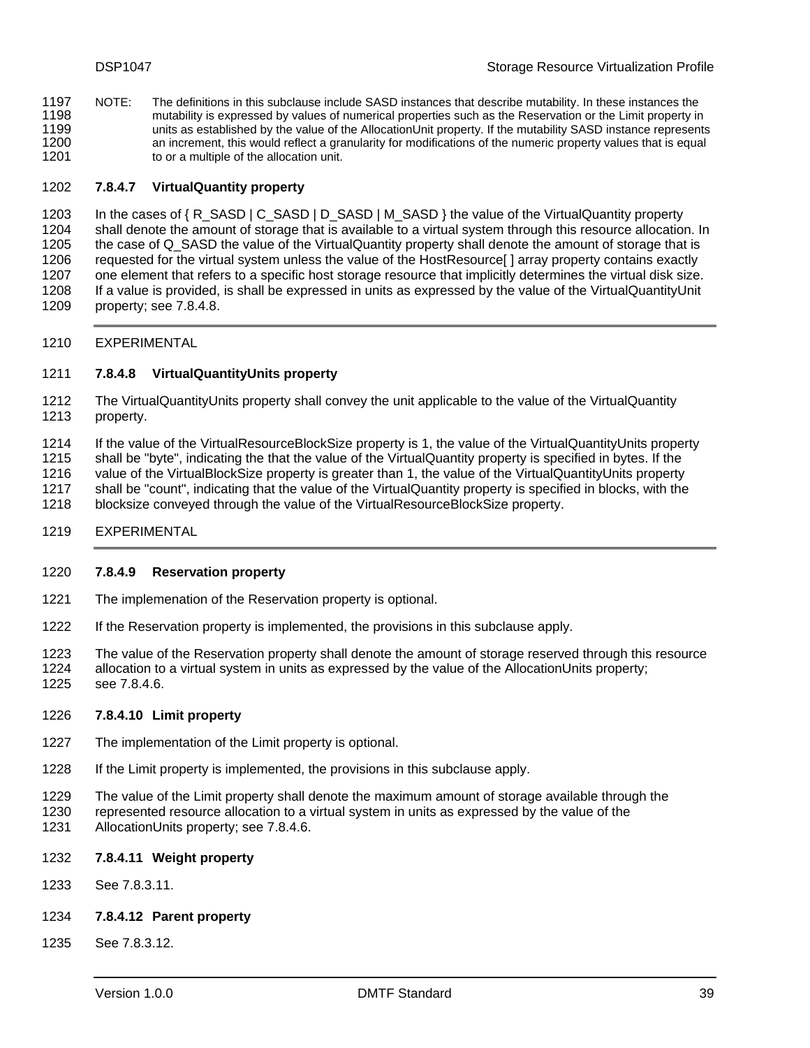NOTE: The definitions in this subclause include SASD instances that describe mutability. In these instances the mutability is expressed by values of numerical properties such as the Reservation or the Limit property in units as established by the value of the AllocationUnit property. If the mutability SASD instance represents an increment, this would reflect a granularity for modifications of the numeric property values that is equal to or a multiple of the allocation unit.

#### 7.8.4.7 VirtualQuantity property

In the cases of { R_SASD | C_SASD | D_SASD | M_SASD } the value of the VirtualQuantity property shall denote the amount of storage that is available to a virtual system through this resource allocation. In the case of Q_SASD the value of the VirtualQuantity property shall denote the amount of storage that is requested for the virtual system unless the value of the HostResource[ ] array property contains exactly one element that refers to a specific host storage resource that implicitly determines the virtual disk size. If a value is provided, is shall be expressed in units as expressed by the value of the VirtualQuantityUnit property; see 7.8.4.8.

---

EXPERIMENTAL

#### 7.8.4.8 VirtualQuantityUnits property

The VirtualQuantityUnits property shall convey the unit applicable to the value of the VirtualQuantity property.

If the value of the VirtualResourceBlockSize property is 1, the value of the VirtualQuantityUnits property shall be "byte", indicating the that the value of the VirtualQuantity property is specified in bytes. If the value of the VirtualBlockSize property is greater than 1, the value of the VirtualQuantityUnits property shall be "count", indicating that the value of the VirtualQuantity property is specified in blocks, with the blocksize conveyed through the value of the VirtualResourceBlockSize property.

EXPERIMENTAL

---

#### 7.8.4.9 Reservation property

The implemenation of the Reservation property is optional.

If the Reservation property is implemented, the provisions in this subclause apply.

The value of the Reservation property shall denote the amount of storage reserved through this resource allocation to a virtual system in units as expressed by the value of the AllocationUnits property; see 7.8.4.6.

#### 7.8.4.10 Limit property

The implementation of the Limit property is optional.

If the Limit property is implemented, the provisions in this subclause apply.

The value of the Limit property shall denote the maximum amount of storage available through the represented resource allocation to a virtual system in units as expressed by the value of the AllocationUnits property; see 7.8.4.6.

#### 7.8.4.11 Weight property

See 7.8.3.11.

#### 7.8.4.12 Parent property

See 7.8.3.12.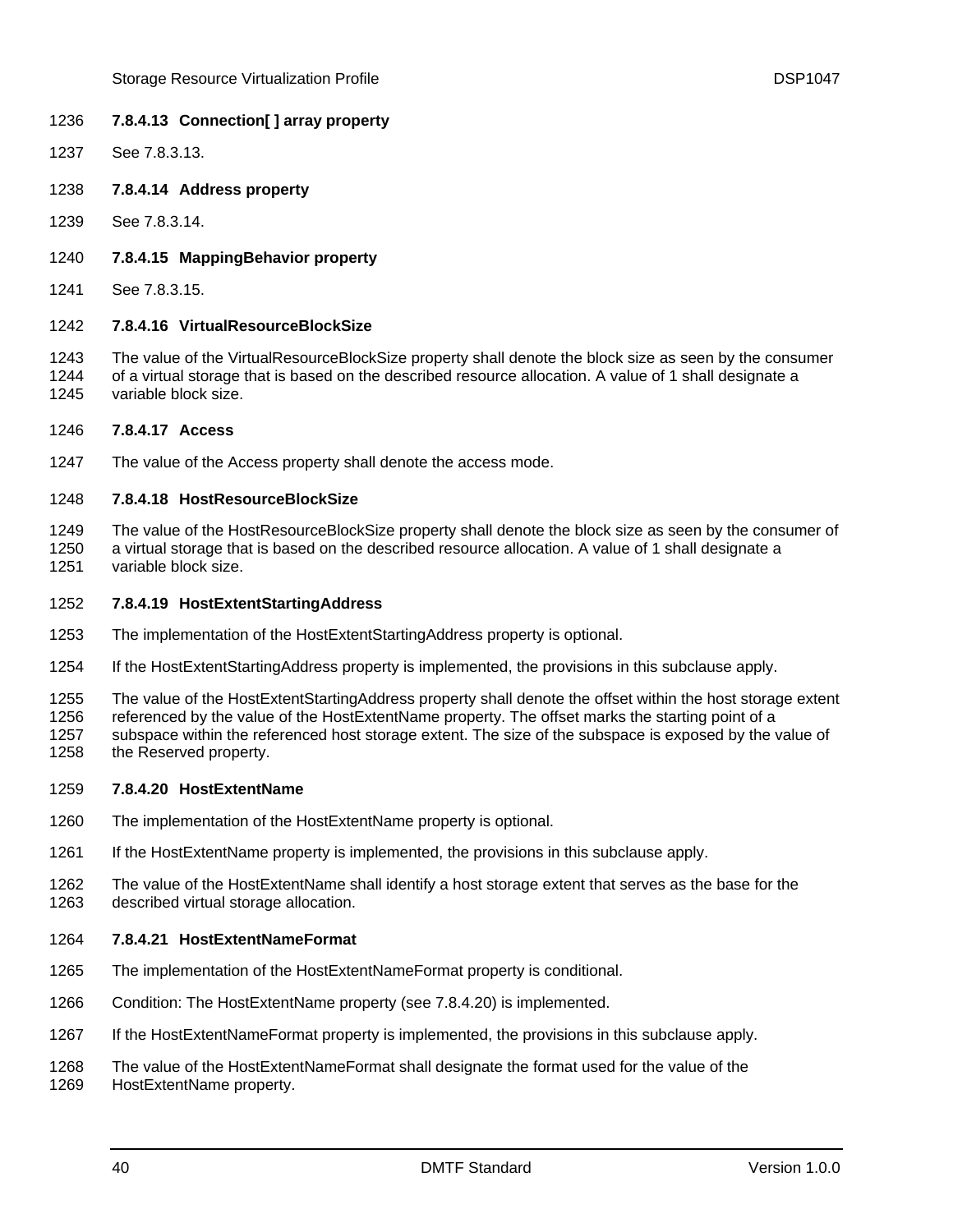#### 7.8.4.13 Connection[ ] array property

See 7.8.3.13.

#### 7.8.4.14 Address property

See 7.8.3.14.

#### 7.8.4.15 MappingBehavior property

See 7.8.3.15.

#### 7.8.4.16 VirtualResourceBlockSize

The value of the VirtualResourceBlockSize property shall denote the block size as seen by the consumer of a virtual storage that is based on the described resource allocation. A value of 1 shall designate a variable block size.

#### 7.8.4.17 Access

The value of the Access property shall denote the access mode.

#### 7.8.4.18 HostResourceBlockSize

The value of the HostResourceBlockSize property shall denote the block size as seen by the consumer of a virtual storage that is based on the described resource allocation. A value of 1 shall designate a variable block size.

#### 7.8.4.19 HostExtentStartingAddress

The implementation of the HostExtentStartingAddress property is optional.

If the HostExtentStartingAddress property is implemented, the provisions in this subclause apply.

The value of the HostExtentStartingAddress property shall denote the offset within the host storage extent referenced by the value of the HostExtentName property. The offset marks the starting point of a subspace within the referenced host storage extent. The size of the subspace is exposed by the value of the Reserved property.

#### 7.8.4.20 HostExtentName

The implementation of the HostExtentName property is optional.

If the HostExtentName property is implemented, the provisions in this subclause apply.

The value of the HostExtentName shall identify a host storage extent that serves as the base for the described virtual storage allocation.

#### 7.8.4.21 HostExtentNameFormat

The implementation of the HostExtentNameFormat property is conditional.

Condition: The HostExtentName property (see 7.8.4.20) is implemented.

If the HostExtentNameFormat property is implemented, the provisions in this subclause apply.

The value of the HostExtentNameFormat shall designate the format used for the value of the HostExtentName property.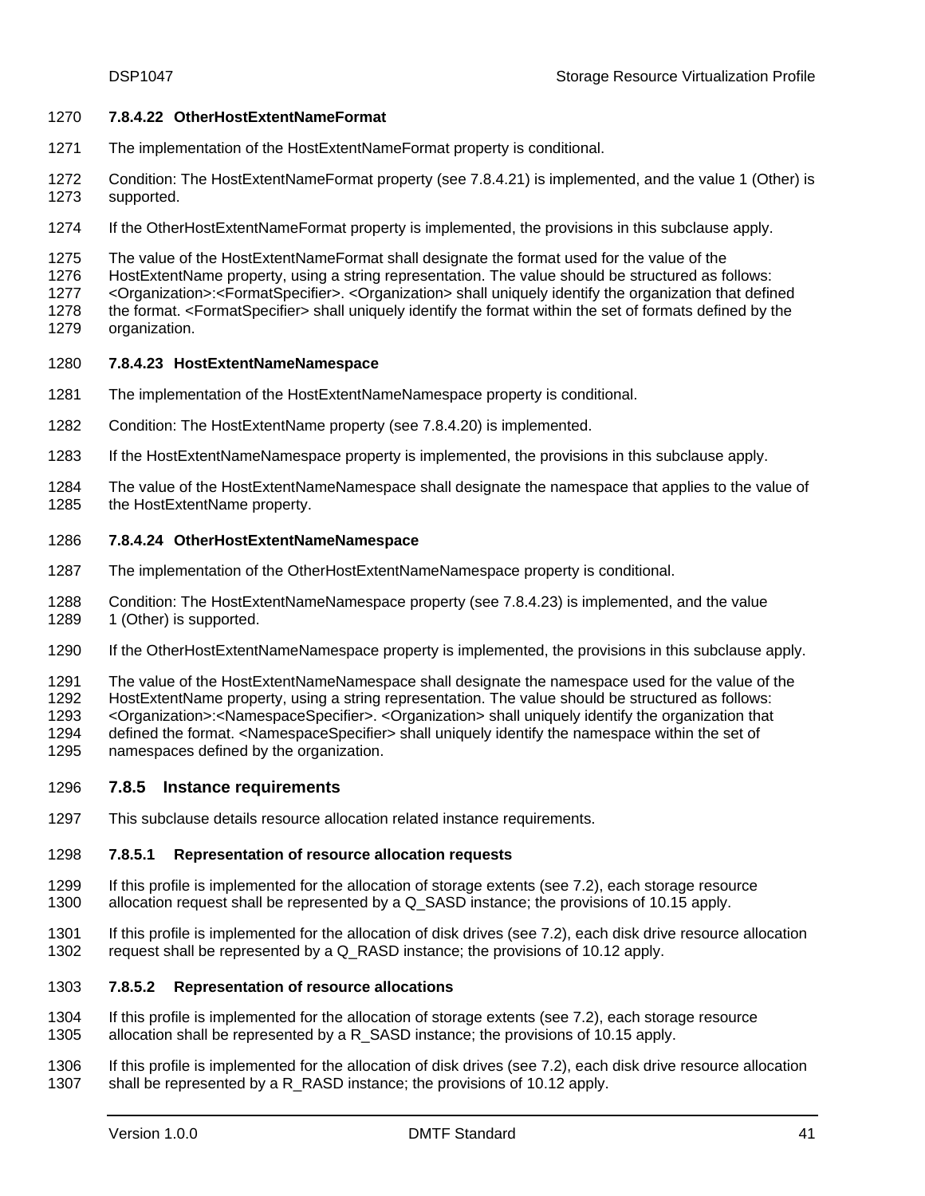#### 7.8.4.22 OtherHostExtentNameFormat

The implementation of the HostExtentNameFormat property is conditional.

Condition: The HostExtentNameFormat property (see 7.8.4.21) is implemented, and the value 1 (Other) is supported.

If the OtherHostExtentNameFormat property is implemented, the provisions in this subclause apply.

The value of the HostExtentNameFormat shall designate the format used for the value of the HostExtentName property, using a string representation. The value should be structured as follows: <Organization>:<FormatSpecifier>. <Organization> shall uniquely identify the organization that defined the format. <FormatSpecifier> shall uniquely identify the format within the set of formats defined by the organization.

#### 7.8.4.23 HostExtentNameNamespace

The implementation of the HostExtentNameNamespace property is conditional.

Condition: The HostExtentName property (see 7.8.4.20) is implemented.

If the HostExtentNameNamespace property is implemented, the provisions in this subclause apply.

The value of the HostExtentNameNamespace shall designate the namespace that applies to the value of the HostExtentName property.

#### 7.8.4.24 OtherHostExtentNameNamespace

The implementation of the OtherHostExtentNameNamespace property is conditional.

Condition: The HostExtentNameNamespace property (see 7.8.4.23) is implemented, and the value 1 (Other) is supported.

If the OtherHostExtentNameNamespace property is implemented, the provisions in this subclause apply.

The value of the HostExtentNameNamespace shall designate the namespace used for the value of the HostExtentName property, using a string representation. The value should be structured as follows: <Organization>:<NamespaceSpecifier>. <Organization> shall uniquely identify the organization that defined the format. <NamespaceSpecifier> shall uniquely identify the namespace within the set of namespaces defined by the organization.

### 7.8.5 Instance requirements

This subclause details resource allocation related instance requirements.

#### 7.8.5.1 Representation of resource allocation requests

If this profile is implemented for the allocation of storage extents (see 7.2), each storage resource allocation request shall be represented by a Q_SASD instance; the provisions of 10.15 apply.

If this profile is implemented for the allocation of disk drives (see 7.2), each disk drive resource allocation request shall be represented by a Q_RASD instance; the provisions of 10.12 apply.

#### 7.8.5.2 Representation of resource allocations

If this profile is implemented for the allocation of storage extents (see 7.2), each storage resource allocation shall be represented by a R_SASD instance; the provisions of 10.15 apply.

If this profile is implemented for the allocation of disk drives (see 7.2), each disk drive resource allocation shall be represented by a R_RASD instance; the provisions of 10.12 apply.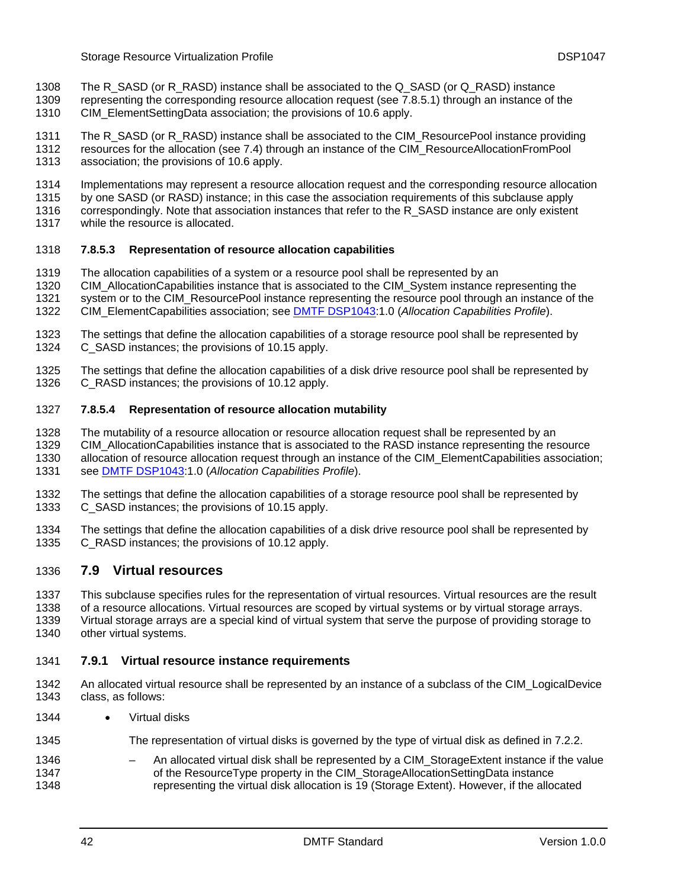The R_SASD (or R_RASD) instance shall be associated to the Q_SASD (or Q_RASD) instance representing the corresponding resource allocation request (see 7.8.5.1) through an instance of the CIM_ElementSettingData association; the provisions of 10.6 apply.

The R_SASD (or R_RASD) instance shall be associated to the CIM_ResourcePool instance providing resources for the allocation (see 7.4) through an instance of the CIM_ResourceAllocationFromPool association; the provisions of 10.6 apply.

Implementations may represent a resource allocation request and the corresponding resource allocation by one SASD (or RASD) instance; in this case the association requirements of this subclause apply correspondingly. Note that association instances that refer to the R_SASD instance are only existent while the resource is allocated.

#### 7.8.5.3 Representation of resource allocation capabilities

The allocation capabilities of a system or a resource pool shall be represented by an CIM_AllocationCapabilities instance that is associated to the CIM_System instance representing the system or to the CIM_ResourcePool instance representing the resource pool through an instance of the CIM_ElementCapabilities association; see DMTF DSP1043:1.0 (*Allocation Capabilities Profile*).

The settings that define the allocation capabilities of a storage resource pool shall be represented by C_SASD instances; the provisions of 10.15 apply.

The settings that define the allocation capabilities of a disk drive resource pool shall be represented by C_RASD instances; the provisions of 10.12 apply.

#### 7.8.5.4 Representation of resource allocation mutability

The mutability of a resource allocation or resource allocation request shall be represented by an CIM_AllocationCapabilities instance that is associated to the RASD instance representing the resource allocation of resource allocation request through an instance of the CIM_ElementCapabilities association; see DMTF DSP1043:1.0 (*Allocation Capabilities Profile*).

The settings that define the allocation capabilities of a storage resource pool shall be represented by C_SASD instances; the provisions of 10.15 apply.

The settings that define the allocation capabilities of a disk drive resource pool shall be represented by C_RASD instances; the provisions of 10.12 apply.

## 7.9 Virtual resources

This subclause specifies rules for the representation of virtual resources. Virtual resources are the result of a resource allocations. Virtual resources are scoped by virtual systems or by virtual storage arrays. Virtual storage arrays are a special kind of virtual system that serve the purpose of providing storage to other virtual systems.

### 7.9.1 Virtual resource instance requirements

An allocated virtual resource shall be represented by an instance of a subclass of the CIM_LogicalDevice class, as follows:

- Virtual disks

  The representation of virtual disks is governed by the type of virtual disk as defined in 7.2.2.

  – An allocated virtual disk shall be represented by a CIM_StorageExtent instance if the value of the ResourceType property in the CIM_StorageAllocationSettingData instance representing the virtual disk allocation is 19 (Storage Extent). However, if the allocated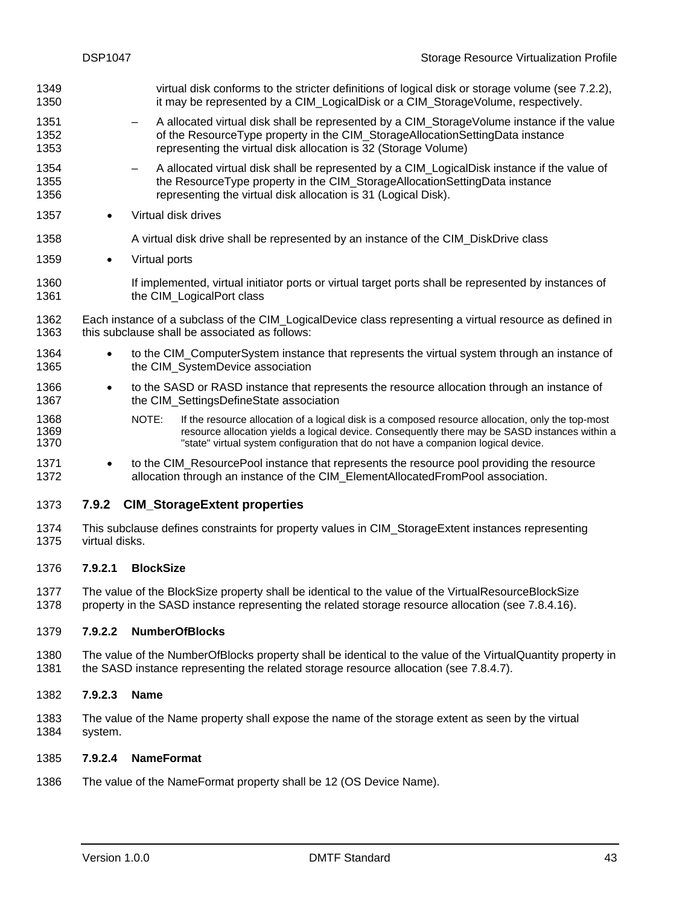virtual disk conforms to the stricter definitions of logical disk or storage volume (see 7.2.2), it may be represented by a CIM_LogicalDisk or a CIM_StorageVolume, respectively.

  – A allocated virtual disk shall be represented by a CIM_StorageVolume instance if the value of the ResourceType property in the CIM_StorageAllocationSettingData instance representing the virtual disk allocation is 32 (Storage Volume)

  – A allocated virtual disk shall be represented by a CIM_LogicalDisk instance if the value of the ResourceType property in the CIM_StorageAllocationSettingData instance representing the virtual disk allocation is 31 (Logical Disk).

- Virtual disk drives

  A virtual disk drive shall be represented by an instance of the CIM_DiskDrive class

- Virtual ports

  If implemented, virtual initiator ports or virtual target ports shall be represented by instances of the CIM_LogicalPort class

Each instance of a subclass of the CIM_LogicalDevice class representing a virtual resource as defined in this subclause shall be associated as follows:

- to the CIM_ComputerSystem instance that represents the virtual system through an instance of the CIM_SystemDevice association
- to the SASD or RASD instance that represents the resource allocation through an instance of the CIM_SettingsDefineState association

  NOTE: If the resource allocation of a logical disk is a composed resource allocation, only the top-most resource allocation yields a logical device. Consequently there may be SASD instances within a "state" virtual system configuration that do not have a companion logical device.

- to the CIM_ResourcePool instance that represents the resource pool providing the resource allocation through an instance of the CIM_ElementAllocatedFromPool association.

### 7.9.2 CIM_StorageExtent properties

This subclause defines constraints for property values in CIM_StorageExtent instances representing virtual disks.

#### 7.9.2.1 BlockSize

The value of the BlockSize property shall be identical to the value of the VirtualResourceBlockSize property in the SASD instance representing the related storage resource allocation (see 7.8.4.16).

#### 7.9.2.2 NumberOfBlocks

The value of the NumberOfBlocks property shall be identical to the value of the VirtualQuantity property in the SASD instance representing the related storage resource allocation (see 7.8.4.7).

#### 7.9.2.3 Name

The value of the Name property shall expose the name of the storage extent as seen by the virtual system.

#### 7.9.2.4 NameFormat

The value of the NameFormat property shall be 12 (OS Device Name).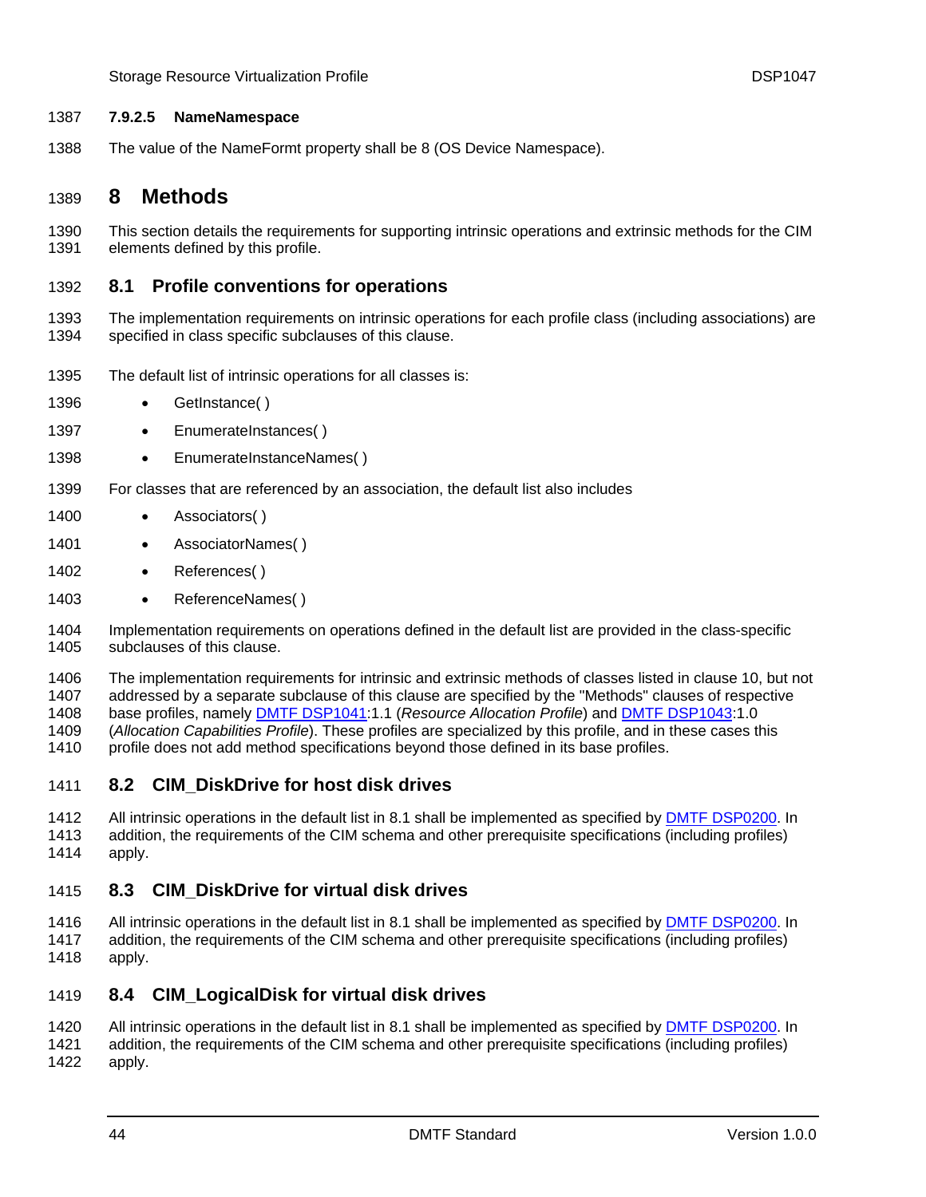#### 7.9.2.5 NameNamespace

The value of the NameFormt property shall be 8 (OS Device Namespace).

# 8 Methods

This section details the requirements for supporting intrinsic operations and extrinsic methods for the CIM elements defined by this profile.

## 8.1 Profile conventions for operations

The implementation requirements on intrinsic operations for each profile class (including associations) are specified in class specific subclauses of this clause.

The default list of intrinsic operations for all classes is:

- GetInstance( )
- EnumerateInstances( )
- EnumerateInstanceNames( )

For classes that are referenced by an association, the default list also includes

- Associators( )
- AssociatorNames( )
- References( )
- ReferenceNames( )

Implementation requirements on operations defined in the default list are provided in the class-specific subclauses of this clause.

The implementation requirements for intrinsic and extrinsic methods of classes listed in clause 10, but not addressed by a separate subclause of this clause are specified by the "Methods" clauses of respective base profiles, namely DMTF DSP1041:1.1 (*Resource Allocation Profile*) and DMTF DSP1043:1.0 (*Allocation Capabilities Profile*). These profiles are specialized by this profile, and in these cases this profile does not add method specifications beyond those defined in its base profiles.

## 8.2 CIM_DiskDrive for host disk drives

All intrinsic operations in the default list in 8.1 shall be implemented as specified by DMTF DSP0200. In addition, the requirements of the CIM schema and other prerequisite specifications (including profiles) apply.

## 8.3 CIM_DiskDrive for virtual disk drives

All intrinsic operations in the default list in 8.1 shall be implemented as specified by DMTF DSP0200. In addition, the requirements of the CIM schema and other prerequisite specifications (including profiles) apply.

## 8.4 CIM_LogicalDisk for virtual disk drives

All intrinsic operations in the default list in 8.1 shall be implemented as specified by DMTF DSP0200. In addition, the requirements of the CIM schema and other prerequisite specifications (including profiles) apply.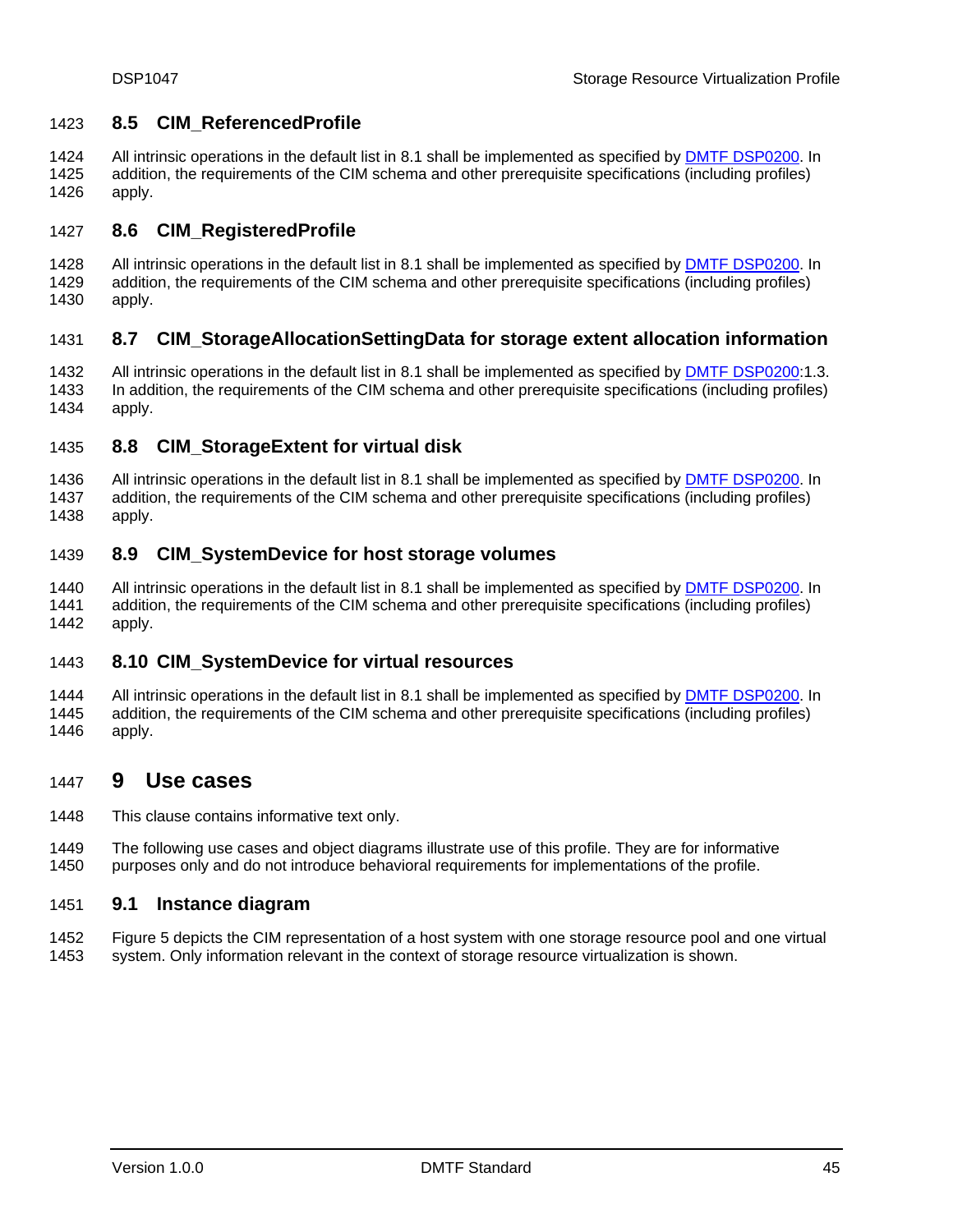### 8.5 CIM_ReferencedProfile

All intrinsic operations in the default list in 8.1 shall be implemented as specified by DMTF DSP0200. In addition, the requirements of the CIM schema and other prerequisite specifications (including profiles) apply.

### 8.6 CIM_RegisteredProfile

All intrinsic operations in the default list in 8.1 shall be implemented as specified by DMTF DSP0200. In addition, the requirements of the CIM schema and other prerequisite specifications (including profiles) apply.

### 8.7 CIM_StorageAllocationSettingData for storage extent allocation information

All intrinsic operations in the default list in 8.1 shall be implemented as specified by DMTF DSP0200:1.3. In addition, the requirements of the CIM schema and other prerequisite specifications (including profiles) apply.

### 8.8 CIM_StorageExtent for virtual disk

All intrinsic operations in the default list in 8.1 shall be implemented as specified by DMTF DSP0200. In addition, the requirements of the CIM schema and other prerequisite specifications (including profiles) apply.

### 8.9 CIM_SystemDevice for host storage volumes

All intrinsic operations in the default list in 8.1 shall be implemented as specified by DMTF DSP0200. In addition, the requirements of the CIM schema and other prerequisite specifications (including profiles) apply.

### 8.10 CIM_SystemDevice for virtual resources

All intrinsic operations in the default list in 8.1 shall be implemented as specified by DMTF DSP0200. In addition, the requirements of the CIM schema and other prerequisite specifications (including profiles) apply.

## 9 Use cases

This clause contains informative text only.

The following use cases and object diagrams illustrate use of this profile. They are for informative purposes only and do not introduce behavioral requirements for implementations of the profile.

### 9.1 Instance diagram

Figure 5 depicts the CIM representation of a host system with one storage resource pool and one virtual system. Only information relevant in the context of storage resource virtualization is shown.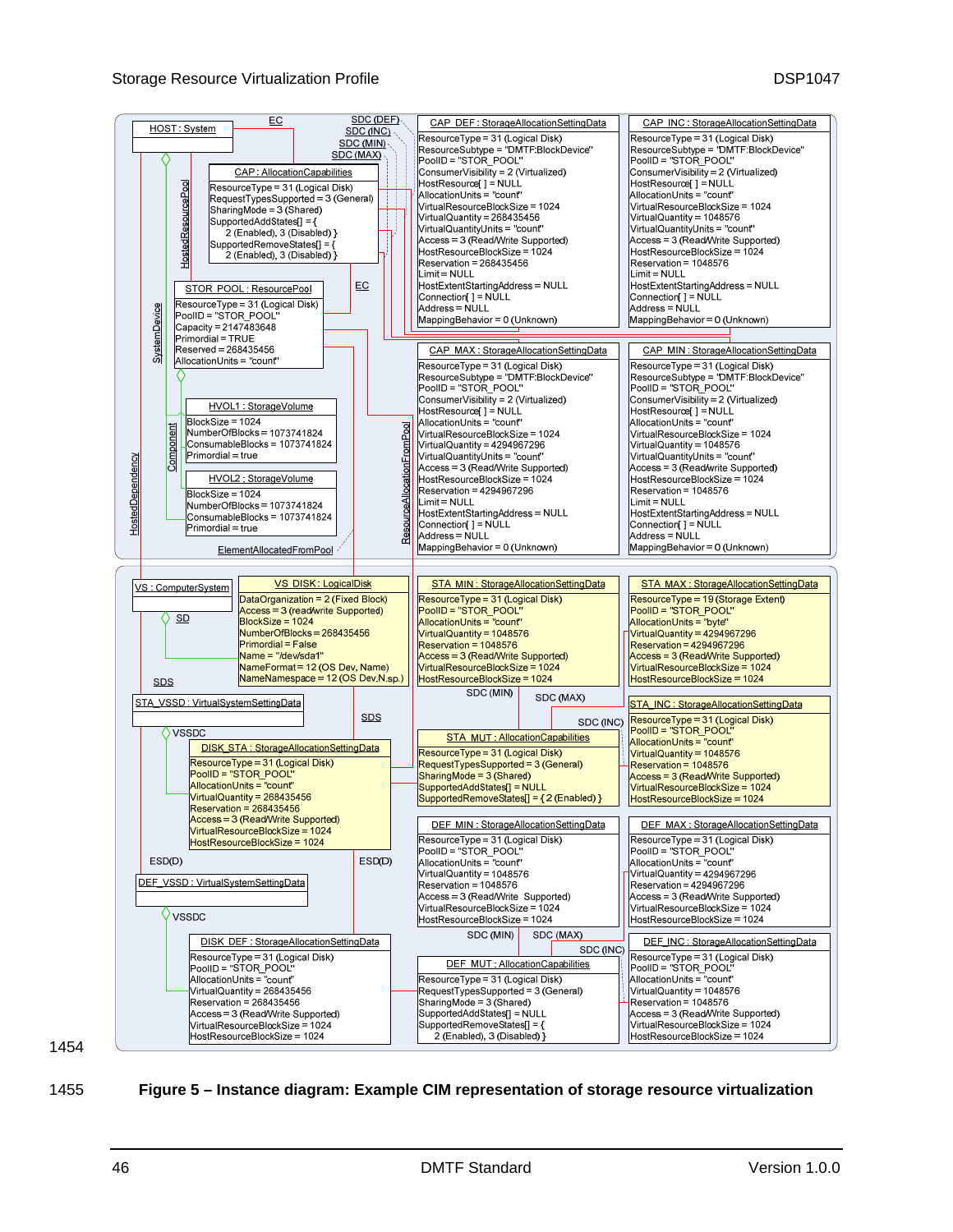HOST : System

CAP : AllocationCapabilities
ResourceType = 31 (Logical Disk)
RequestTypesSupported = 3 (General)
SharingMode = 3 (Shared)
SupportedAddStates[] = { 2 (Enabled), 3 (Disabled) }
SupportedRemoveStates[] = { 2 (Enabled), 3 (Disabled) }

STOR_POOL : ResourcePool
ResourceType = 31 (Logical Disk)
PoolID = "STOR_POOL"
Capacity = 2147483648
Primordial = TRUE
Reserved = 268435456
AllocationUnits = "count"

HVOL1 : StorageVolume
BlockSize = 1024
NumberOfBlocks = 1073741824
ConsumableBlocks = 1073741824
Primordial = true

HVOL2 : StorageVolume
BlockSize = 1024
NumberOfBlocks = 1073741824
ConsumableBlocks = 1073741824
Primordial = true

CAP_DEF : StorageAllocationSettingData
ResourceType = 31 (Logical Disk)
ResourceSubtype = "DMTF:BlockDevice"
PoolID = "STOR_POOL"
ConsumerVisibility = 2 (Virtualized)
HostResource[ ] = NULL
AllocationUnits = "count"
VirtualResourceBlockSize = 1024
VirtualQuantity = 268435456
VirtualQuantityUnits = "count"
Access = 3 (Read/Write Supported)
HostResourceBlockSize = 1024
Reservation = 268435456
Limit = NULL
HostExtentStartingAddress = NULL
Connection[ ] = NULL
Address = NULL
MappingBehavior = 0 (Unknown)

CAP_INC : StorageAllocationSettingData
ResourceType = 31 (Logical Disk)
ResourceSubtype = "DMTF:BlockDevice"
PoolID = "STOR_POOL"
ConsumerVisibility = 2 (Virtualized)
HostResource[ ] = NULL
AllocationUnits = "count"
VirtualResourceBlockSize = 1024
VirtualQuantity = 1048576
VirtualQuantityUnits = "count"
Access = 3 (Read/Write Supported)
HostResourceBlockSize = 1024
Reservation = 1048576
Limit = NULL
HostExtentStartingAddress = NULL
Connection[ ] = NULL
Address = NULL
MappingBehavior = 0 (Unknown)

CAP_MAX : StorageAllocationSettingData
ResourceType = 31 (Logical Disk)
ResourceSubtype = "DMTF:BlockDevice"
PoolID = "STOR_POOL"
ConsumerVisibility = 2 (Virtualized)
HostResource[ ] = NULL
AllocationUnits = "count"
VirtualResourceBlockSize = 1024
VirtualQuantity = 4294967296
VirtualQuantityUnits = "count"
Access = 3 (Read/Write Supported)
HostResourceBlockSize = 1024
Reservation = 4294967296
Limit = NULL
HostExtentStartingAddress = NULL
Connection[ ] = NULL
Address = NULL
MappingBehavior = 0 (Unknown)

CAP_MIN : StorageAllocationSettingData
ResourceType = 31 (Logical Disk)
ResourceSubtype = "DMTF:BlockDevice"
PoolID = "STOR_POOL"
ConsumerVisibility = 2 (Virtualized)
HostResource[ ] = NULL
AllocationUnits = "count"
VirtualResourceBlockSize = 1024
VirtualQuantity = 1048576
VirtualQuantityUnits = "count"
Access = 3 (Read/write Supported)
HostResourceBlockSize = 1024
Reservation = 1048576
Limit = NULL
HostExtentStartingAddress = NULL
Connection[ ] = NULL
Address = NULL
MappingBehavior = 0 (Unknown)

VS : ComputerSystem

VS_DISK : LogicalDisk
DataOrganization = 2 (Fixed Block)
Access = 3 (read/write Supported)
BlockSize = 1024
NumberOfBlocks = 268435456
Primordial = False
Name = "/dev/sda1"
NameFormat = 12 (OS Dev, Name)
NameNamespace = 12 (OS Dev.N.sp.)

STA_VSSD : VirtualSystemSettingData

DISK_STA : StorageAllocationSettingData
ResourceType = 31 (Logical Disk)
PoolID = "STOR_POOL"
AllocationUnits = "count"
VirtualQuantity = 268435456
Reservation = 268435456
Access = 3 (Read/Write Supported)
VirtualResourceBlockSize = 1024
HostResourceBlockSize = 1024

DEF_VSSD : VirtualSystemSettingData

DISK_DEF : StorageAllocationSettingData
ResourceType = 31 (Logical Disk)
PoolID = "STOR_POOL"
AllocationUnits = "count"
VirtualQuantity = 268435456
Reservation = 268435456
Access = 3 (Read/Write Supported)
VirtualResourceBlockSize = 1024
HostResourceBlockSize = 1024

STA_MIN : StorageAllocationSettingData
ResourceType = 31 (Logical Disk)
PoolID = "STOR_POOL"
AllocationUnits = "count"
VirtualQuantity = 1048576
Reservation = 1048576
Access = 3 (Read/Write Supported)
VirtualResourceBlockSize = 1024
HostResourceBlockSize = 1024

STA_MAX : StorageAllocationSettingData
ResourceType = 19 (Storage Extent)
PoolID = "STOR_POOL"
AllocationUnits = "byte"
VirtualQuantity = 4294967296
Reservation = 4294967296
Access = 3 (Read/Write Supported)
VirtualResourceBlockSize = 1024
HostResourceBlockSize = 1024

STA_INC : StorageAllocationSettingData
ResourceType = 31 (Logical Disk)
PoolID = "STOR_POOL"
AllocationUnits = "count"
VirtualQuantity = 1048576
Reservation = 1048576
Access = 3 (Read/Write Supported)
VirtualResourceBlockSize = 1024
HostResourceBlockSize = 1024

STA_MUT : AllocationCapabilities
ResourceType = 31 (Logical Disk)
RequestTypesSupported = 3 (General)
SharingMode = 3 (Shared)
SupportedAddStates[] = NULL
SupportedRemoveStates[] = { 2 (Enabled) }

DEF_MIN : StorageAllocationSettingData
ResourceType = 31 (Logical Disk)
PoolID = "STOR_POOL"
AllocationUnits = "count"
VirtualQuantity = 1048576
Reservation = 1048576
Access = 3 (Read/Write Supported)
VirtualResourceBlockSize = 1024
HostResourceBlockSize = 1024

DEF_MAX : StorageAllocationSettingData
ResourceType = 31 (Logical Disk)
PoolID = "STOR_POOL"
AllocationUnits = "count"
VirtualQuantity = 4294967296
Reservation = 4294967296
Access = 3 (Read/Write Supported)
VirtualResourceBlockSize = 1024
HostResourceBlockSize = 1024

DEF_INC : StorageAllocationSettingData
ResourceType = 31 (Logical Disk)
PoolID = "STOR_POOL"
AllocationUnits = "count"
VirtualQuantity = 1048576
Reservation = 1048576
Access = 3 (Read/Write Supported)
VirtualResourceBlockSize = 1024
HostResourceBlockSize = 1024

DEF_MUT : AllocationCapabilities
ResourceType = 31 (Logical Disk)
RequestTypesSupported = 3 (General)
SharingMode = 3 (Shared)
SupportedAddStates[] = NULL
SupportedRemoveStates[] = { 2 (Enabled), 3 (Disabled) }

Associations: EC, SDC (DEF), SDC (INC), SDC (MIN), SDC (MAX), HostedResourcePool, SystemDevice, Component, HostedDependency, ElementAllocatedFromPool, ResourceAllocationFromPool, SD, SDS, VSSDC, ESD(D), SDC (MIN), SDC (MAX), SDC (INC)

**Figure 5 – Instance diagram: Example CIM representation of storage resource virtualization**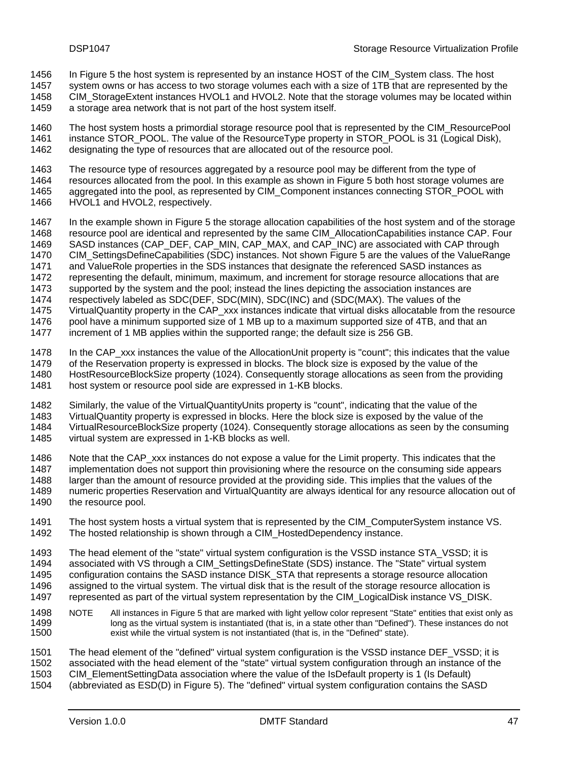In Figure 5 the host system is represented by an instance HOST of the CIM_System class. The host system owns or has access to two storage volumes each with a size of 1TB that are represented by the CIM_StorageExtent instances HVOL1 and HVOL2. Note that the storage volumes may be located within a storage area network that is not part of the host system itself.

The host system hosts a primordial storage resource pool that is represented by the CIM_ResourcePool instance STOR_POOL. The value of the ResourceType property in STOR_POOL is 31 (Logical Disk), designating the type of resources that are allocated out of the resource pool.

The resource type of resources aggregated by a resource pool may be different from the type of resources allocated from the pool. In this example as shown in Figure 5 both host storage volumes are aggregated into the pool, as represented by CIM_Component instances connecting STOR_POOL with HVOL1 and HVOL2, respectively.

In the example shown in Figure 5 the storage allocation capabilities of the host system and of the storage resource pool are identical and represented by the same CIM_AllocationCapabilities instance CAP. Four SASD instances (CAP_DEF, CAP_MIN, CAP_MAX, and CAP_INC) are associated with CAP through CIM_SettingsDefineCapabilities (SDC) instances. Not shown Figure 5 are the values of the ValueRange and ValueRole properties in the SDS instances that designate the referenced SASD instances as representing the default, minimum, maximum, and increment for storage resource allocations that are supported by the system and the pool; instead the lines depicting the association instances are respectively labeled as SDC(DEF, SDC(MIN), SDC(INC) and (SDC(MAX). The values of the VirtualQuantity property in the CAP_xxx instances indicate that virtual disks allocatable from the resource pool have a minimum supported size of 1 MB up to a maximum supported size of 4TB, and that an increment of 1 MB applies within the supported range; the default size is 256 GB.

In the CAP_xxx instances the value of the AllocationUnit property is "count"; this indicates that the value of the Reservation property is expressed in blocks. The block size is exposed by the value of the HostResourceBlockSize property (1024). Consequently storage allocations as seen from the providing host system or resource pool side are expressed in 1-KB blocks.

Similarly, the value of the VirtualQuantityUnits property is "count", indicating that the value of the VirtualQuantity property is expressed in blocks. Here the block size is exposed by the value of the VirtualResourceBlockSize property (1024). Consequently storage allocations as seen by the consuming virtual system are expressed in 1-KB blocks as well.

Note that the CAP_xxx instances do not expose a value for the Limit property. This indicates that the implementation does not support thin provisioning where the resource on the consuming side appears larger than the amount of resource provided at the providing side. This implies that the values of the numeric properties Reservation and VirtualQuantity are always identical for any resource allocation out of the resource pool.

The host system hosts a virtual system that is represented by the CIM_ComputerSystem instance VS. The hosted relationship is shown through a CIM_HostedDependency instance.

The head element of the "state" virtual system configuration is the VSSD instance STA_VSSD; it is associated with VS through a CIM_SettingsDefineState (SDS) instance. The "State" virtual system configuration contains the SASD instance DISK_STA that represents a storage resource allocation assigned to the virtual system. The virtual disk that is the result of the storage resource allocation is represented as part of the virtual system representation by the CIM_LogicalDisk instance VS_DISK.

NOTE All instances in Figure 5 that are marked with light yellow color represent "State" entities that exist only as long as the virtual system is instantiated (that is, in a state other than "Defined"). These instances do not exist while the virtual system is not instantiated (that is, in the "Defined" state).

The head element of the "defined" virtual system configuration is the VSSD instance DEF_VSSD; it is associated with the head element of the "state" virtual system configuration through an instance of the CIM_ElementSettingData association where the value of the IsDefault property is 1 (Is Default) (abbreviated as ESD(D) in Figure 5). The "defined" virtual system configuration contains the SASD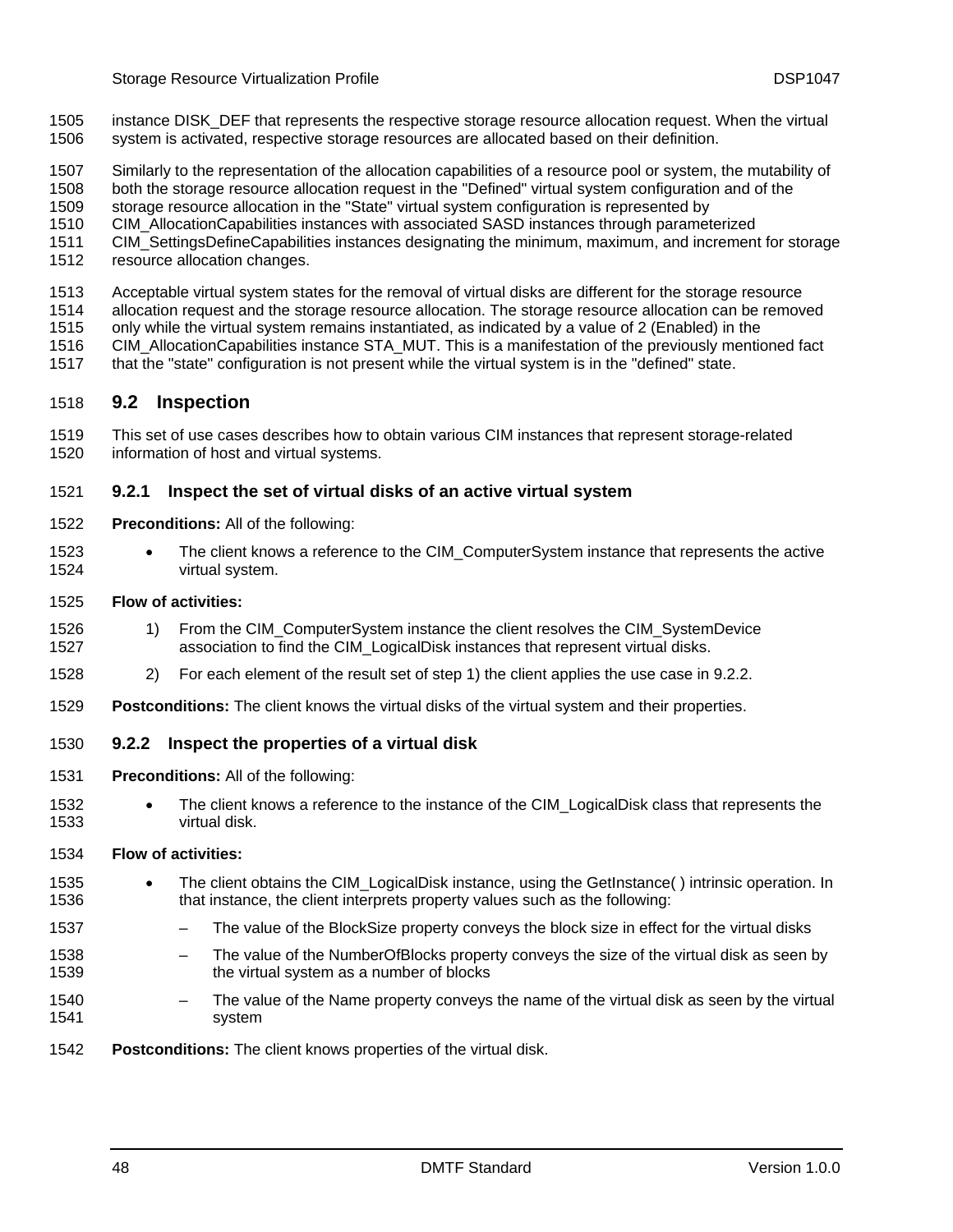instance DISK_DEF that represents the respective storage resource allocation request. When the virtual system is activated, respective storage resources are allocated based on their definition.

Similarly to the representation of the allocation capabilities of a resource pool or system, the mutability of both the storage resource allocation request in the "Defined" virtual system configuration and of the storage resource allocation in the "State" virtual system configuration is represented by CIM_AllocationCapabilities instances with associated SASD instances through parameterized CIM_SettingsDefineCapabilities instances designating the minimum, maximum, and increment for storage resource allocation changes.

Acceptable virtual system states for the removal of virtual disks are different for the storage resource allocation request and the storage resource allocation. The storage resource allocation can be removed only while the virtual system remains instantiated, as indicated by a value of 2 (Enabled) in the CIM_AllocationCapabilities instance STA_MUT. This is a manifestation of the previously mentioned fact that the "state" configuration is not present while the virtual system is in the "defined" state.

## 9.2 Inspection

This set of use cases describes how to obtain various CIM instances that represent storage-related information of host and virtual systems.

### 9.2.1 Inspect the set of virtual disks of an active virtual system

**Preconditions:** All of the following:

- The client knows a reference to the CIM_ComputerSystem instance that represents the active virtual system.

**Flow of activities:**

1) From the CIM_ComputerSystem instance the client resolves the CIM_SystemDevice association to find the CIM_LogicalDisk instances that represent virtual disks.
2) For each element of the result set of step 1) the client applies the use case in 9.2.2.

**Postconditions:** The client knows the virtual disks of the virtual system and their properties.

### 9.2.2 Inspect the properties of a virtual disk

**Preconditions:** All of the following:

- The client knows a reference to the instance of the CIM_LogicalDisk class that represents the virtual disk.

**Flow of activities:**

- The client obtains the CIM_LogicalDisk instance, using the GetInstance( ) intrinsic operation. In that instance, the client interprets property values such as the following:
  - The value of the BlockSize property conveys the block size in effect for the virtual disks
  - The value of the NumberOfBlocks property conveys the size of the virtual disk as seen by the virtual system as a number of blocks
  - The value of the Name property conveys the name of the virtual disk as seen by the virtual system

**Postconditions:** The client knows properties of the virtual disk.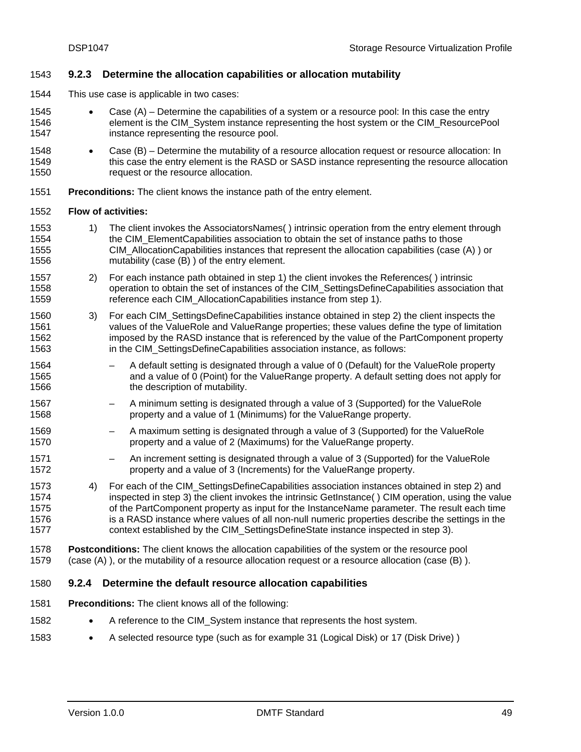### 9.2.3 Determine the allocation capabilities or allocation mutability

This use case is applicable in two cases:

- Case (A) – Determine the capabilities of a system or a resource pool: In this case the entry element is the CIM_System instance representing the host system or the CIM_ResourcePool instance representing the resource pool.
- Case (B) – Determine the mutability of a resource allocation request or resource allocation: In this case the entry element is the RASD or SASD instance representing the resource allocation request or the resource allocation.

**Preconditions:** The client knows the instance path of the entry element.

**Flow of activities:**

1) The client invokes the AssociatorsNames( ) intrinsic operation from the entry element through the CIM_ElementCapabilities association to obtain the set of instance paths to those CIM_AllocationCapabilities instances that represent the allocation capabilities (case (A) ) or mutability (case (B) ) of the entry element.

2) For each instance path obtained in step 1) the client invokes the References( ) intrinsic operation to obtain the set of instances of the CIM_SettingsDefineCapabilities association that reference each CIM_AllocationCapabilities instance from step 1).

3) For each CIM_SettingsDefineCapabilities instance obtained in step 2) the client inspects the values of the ValueRole and ValueRange properties; these values define the type of limitation imposed by the RASD instance that is referenced by the value of the PartComponent property in the CIM_SettingsDefineCapabilities association instance, as follows:

   – A default setting is designated through a value of 0 (Default) for the ValueRole property and a value of 0 (Point) for the ValueRange property. A default setting does not apply for the description of mutability.

   – A minimum setting is designated through a value of 3 (Supported) for the ValueRole property and a value of 1 (Minimums) for the ValueRange property.

   – A maximum setting is designated through a value of 3 (Supported) for the ValueRole property and a value of 2 (Maximums) for the ValueRange property.

   – An increment setting is designated through a value of 3 (Supported) for the ValueRole property and a value of 3 (Increments) for the ValueRange property.

4) For each of the CIM_SettingsDefineCapabilities association instances obtained in step 2) and inspected in step 3) the client invokes the intrinsic GetInstance( ) CIM operation, using the value of the PartComponent property as input for the InstanceName parameter. The result each time is a RASD instance where values of all non-null numeric properties describe the settings in the context established by the CIM_SettingsDefineState instance inspected in step 3).

**Postconditions:** The client knows the allocation capabilities of the system or the resource pool (case (A) ), or the mutability of a resource allocation request or a resource allocation (case (B) ).

### 9.2.4 Determine the default resource allocation capabilities

**Preconditions:** The client knows all of the following:

- A reference to the CIM_System instance that represents the host system.
- A selected resource type (such as for example 31 (Logical Disk) or 17 (Disk Drive) )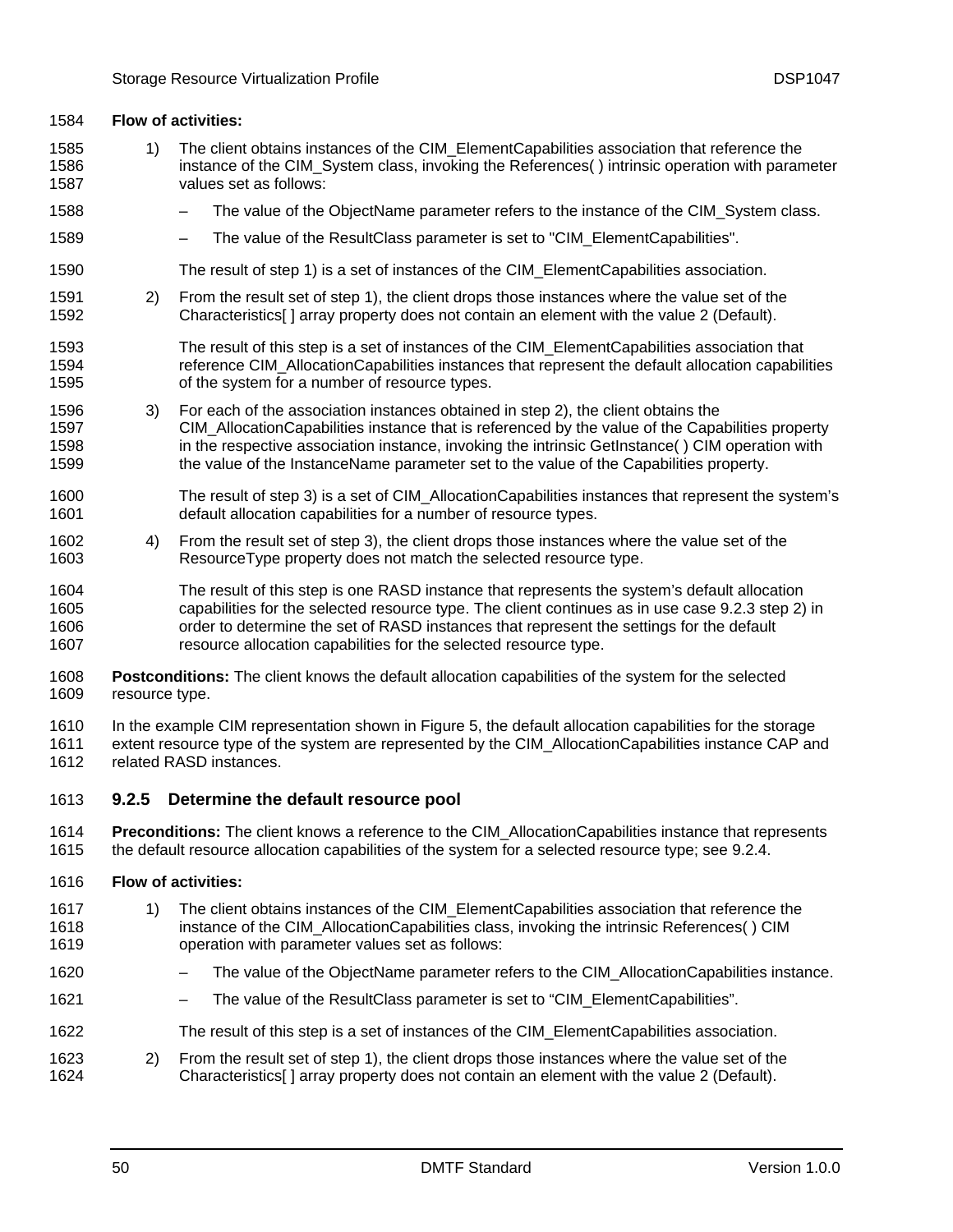**Flow of activities:**

1) The client obtains instances of the CIM_ElementCapabilities association that reference the instance of the CIM_System class, invoking the References( ) intrinsic operation with parameter values set as follows:

   – The value of the ObjectName parameter refers to the instance of the CIM_System class.

   – The value of the ResultClass parameter is set to "CIM_ElementCapabilities".

   The result of step 1) is a set of instances of the CIM_ElementCapabilities association.

2) From the result set of step 1), the client drops those instances where the value set of the Characteristics[ ] array property does not contain an element with the value 2 (Default).

   The result of this step is a set of instances of the CIM_ElementCapabilities association that reference CIM_AllocationCapabilities instances that represent the default allocation capabilities of the system for a number of resource types.

3) For each of the association instances obtained in step 2), the client obtains the CIM_AllocationCapabilities instance that is referenced by the value of the Capabilities property in the respective association instance, invoking the intrinsic GetInstance( ) CIM operation with the value of the InstanceName parameter set to the value of the Capabilities property.

   The result of step 3) is a set of CIM_AllocationCapabilities instances that represent the system's default allocation capabilities for a number of resource types.

4) From the result set of step 3), the client drops those instances where the value set of the ResourceType property does not match the selected resource type.

   The result of this step is one RASD instance that represents the system's default allocation capabilities for the selected resource type. The client continues as in use case 9.2.3 step 2) in order to determine the set of RASD instances that represent the settings for the default resource allocation capabilities for the selected resource type.

**Postconditions:** The client knows the default allocation capabilities of the system for the selected resource type.

In the example CIM representation shown in Figure 5, the default allocation capabilities for the storage extent resource type of the system are represented by the CIM_AllocationCapabilities instance CAP and related RASD instances.

### 9.2.5 Determine the default resource pool

**Preconditions:** The client knows a reference to the CIM_AllocationCapabilities instance that represents the default resource allocation capabilities of the system for a selected resource type; see 9.2.4.

**Flow of activities:**

1) The client obtains instances of the CIM_ElementCapabilities association that reference the instance of the CIM_AllocationCapabilities class, invoking the intrinsic References( ) CIM operation with parameter values set as follows:

   – The value of the ObjectName parameter refers to the CIM_AllocationCapabilities instance.

   – The value of the ResultClass parameter is set to "CIM_ElementCapabilities".

   The result of this step is a set of instances of the CIM_ElementCapabilities association.

2) From the result set of step 1), the client drops those instances where the value set of the Characteristics[ ] array property does not contain an element with the value 2 (Default).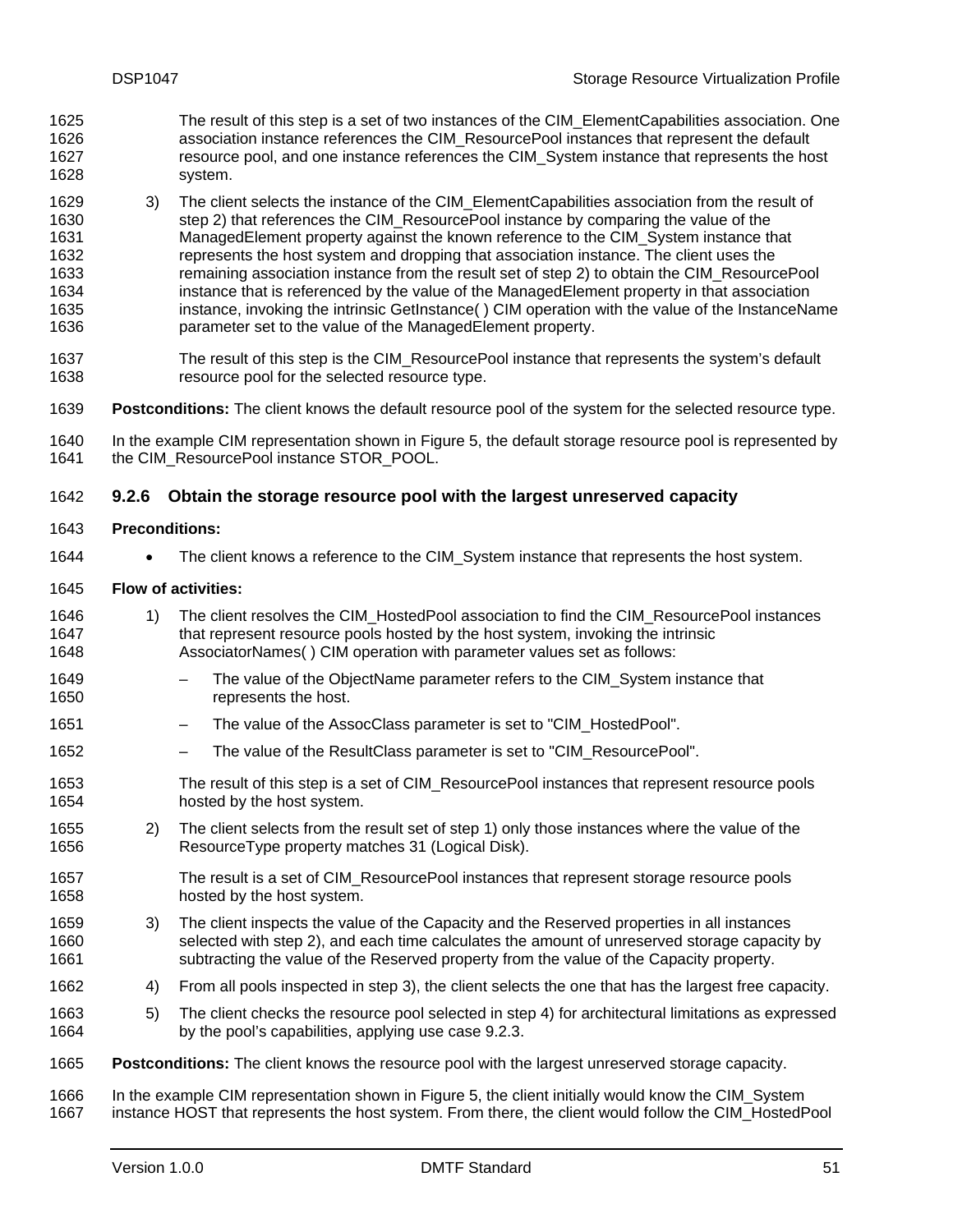The result of this step is a set of two instances of the CIM_ElementCapabilities association. One association instance references the CIM_ResourcePool instances that represent the default resource pool, and one instance references the CIM_System instance that represents the host system.

3) The client selects the instance of the CIM_ElementCapabilities association from the result of step 2) that references the CIM_ResourcePool instance by comparing the value of the ManagedElement property against the known reference to the CIM_System instance that represents the host system and dropping that association instance. The client uses the remaining association instance from the result set of step 2) to obtain the CIM_ResourcePool instance that is referenced by the value of the ManagedElement property in that association instance, invoking the intrinsic GetInstance( ) CIM operation with the value of the InstanceName parameter set to the value of the ManagedElement property.

   The result of this step is the CIM_ResourcePool instance that represents the system's default resource pool for the selected resource type.

**Postconditions:** The client knows the default resource pool of the system for the selected resource type.

In the example CIM representation shown in Figure 5, the default storage resource pool is represented by the CIM_ResourcePool instance STOR_POOL.

### 9.2.6 Obtain the storage resource pool with the largest unreserved capacity

**Preconditions:**

- The client knows a reference to the CIM_System instance that represents the host system.

**Flow of activities:**

1) The client resolves the CIM_HostedPool association to find the CIM_ResourcePool instances that represent resource pools hosted by the host system, invoking the intrinsic AssociatorNames( ) CIM operation with parameter values set as follows:

   – The value of the ObjectName parameter refers to the CIM_System instance that represents the host.

   – The value of the AssocClass parameter is set to "CIM_HostedPool".

   – The value of the ResultClass parameter is set to "CIM_ResourcePool".

   The result of this step is a set of CIM_ResourcePool instances that represent resource pools hosted by the host system.

2) The client selects from the result set of step 1) only those instances where the value of the ResourceType property matches 31 (Logical Disk).

   The result is a set of CIM_ResourcePool instances that represent storage resource pools hosted by the host system.

3) The client inspects the value of the Capacity and the Reserved properties in all instances selected with step 2), and each time calculates the amount of unreserved storage capacity by subtracting the value of the Reserved property from the value of the Capacity property.

4) From all pools inspected in step 3), the client selects the one that has the largest free capacity.

5) The client checks the resource pool selected in step 4) for architectural limitations as expressed by the pool's capabilities, applying use case 9.2.3.

**Postconditions:** The client knows the resource pool with the largest unreserved storage capacity.

In the example CIM representation shown in Figure 5, the client initially would know the CIM_System instance HOST that represents the host system. From there, the client would follow the CIM_HostedPool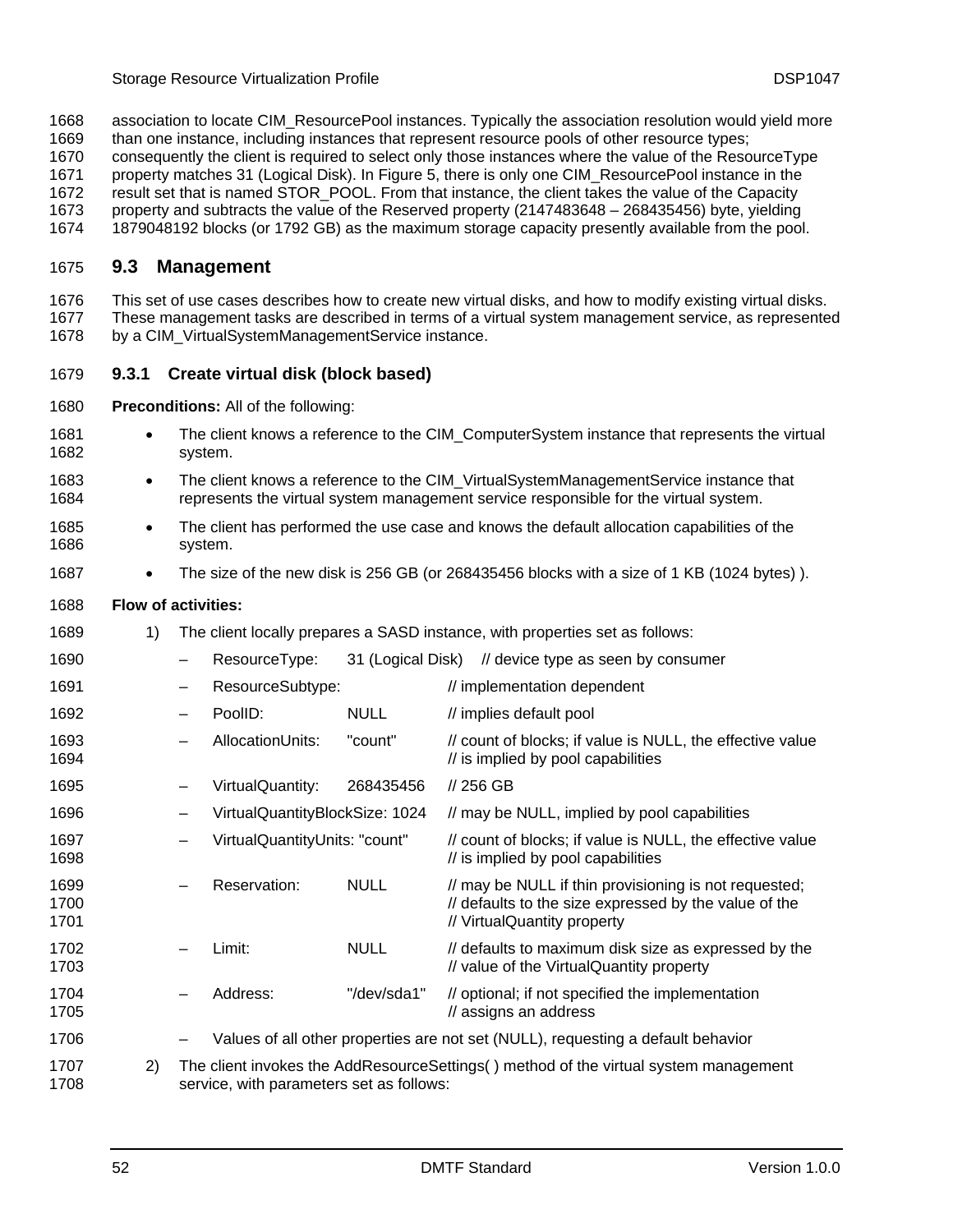association to locate CIM_ResourcePool instances. Typically the association resolution would yield more than one instance, including instances that represent resource pools of other resource types; consequently the client is required to select only those instances where the value of the ResourceType property matches 31 (Logical Disk). In Figure 5, there is only one CIM_ResourcePool instance in the result set that is named STOR_POOL. From that instance, the client takes the value of the Capacity property and subtracts the value of the Reserved property (2147483648 – 268435456) byte, yielding 1879048192 blocks (or 1792 GB) as the maximum storage capacity presently available from the pool.

## 9.3 Management

This set of use cases describes how to create new virtual disks, and how to modify existing virtual disks. These management tasks are described in terms of a virtual system management service, as represented by a CIM_VirtualSystemManagementService instance.

### 9.3.1 Create virtual disk (block based)

**Preconditions:** All of the following:

- The client knows a reference to the CIM_ComputerSystem instance that represents the virtual system.
- The client knows a reference to the CIM_VirtualSystemManagementService instance that represents the virtual system management service responsible for the virtual system.
- The client has performed the use case and knows the default allocation capabilities of the system.
- The size of the new disk is 256 GB (or 268435456 blocks with a size of 1 KB (1024 bytes) ).

**Flow of activities:**

1) The client locally prepares a SASD instance, with properties set as follows:
   - ResourceType: 31 (Logical Disk) // device type as seen by consumer
   - ResourceSubtype: // implementation dependent
   - PoolID: NULL // implies default pool
   - AllocationUnits: "count" // count of blocks; if value is NULL, the effective value // is implied by pool capabilities
   - VirtualQuantity: 268435456 // 256 GB
   - VirtualQuantityBlockSize: 1024 // may be NULL, implied by pool capabilities
   - VirtualQuantityUnits: "count" // count of blocks; if value is NULL, the effective value // is implied by pool capabilities
   - Reservation: NULL // may be NULL if thin provisioning is not requested; // defaults to the size expressed by the value of the // VirtualQuantity property
   - Limit: NULL // defaults to maximum disk size as expressed by the // value of the VirtualQuantity property
   - Address: "/dev/sda1" // optional; if not specified the implementation // assigns an address
   - Values of all other properties are not set (NULL), requesting a default behavior
2) The client invokes the AddResourceSettings( ) method of the virtual system management service, with parameters set as follows: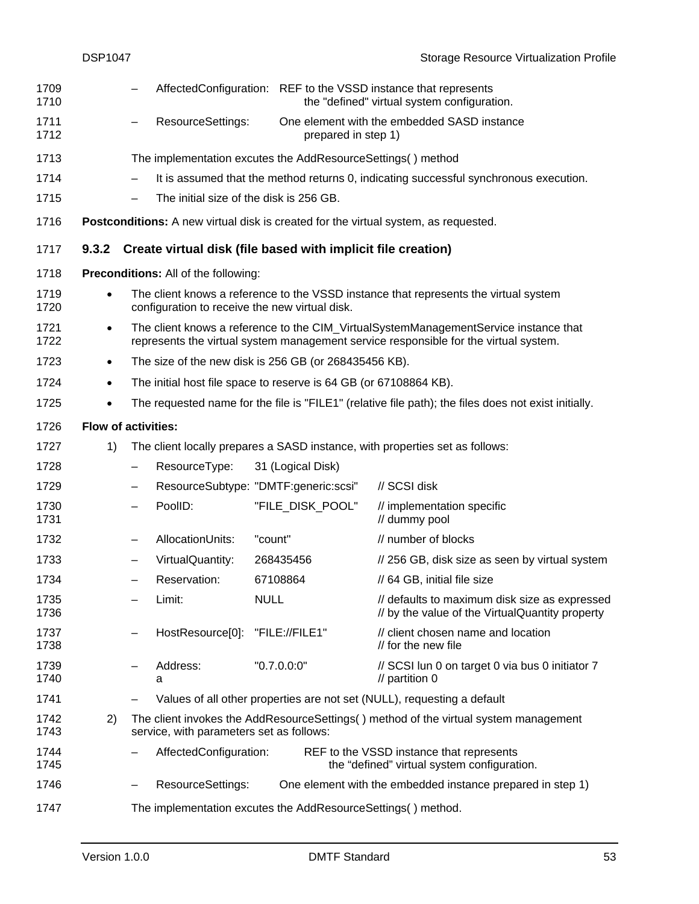– AffectedConfiguration: REF to the VSSD instance that represents the "defined" virtual system configuration.

– ResourceSettings: One element with the embedded SASD instance prepared in step 1)

The implementation excutes the AddResourceSettings( ) method

– It is assumed that the method returns 0, indicating successful synchronous execution.

– The initial size of the disk is 256 GB.

**Postconditions:** A new virtual disk is created for the virtual system, as requested.

### 9.3.2 Create virtual disk (file based with implicit file creation)

**Preconditions:** All of the following:

- The client knows a reference to the VSSD instance that represents the virtual system configuration to receive the new virtual disk.
- The client knows a reference to the CIM_VirtualSystemManagementService instance that represents the virtual system management service responsible for the virtual system.
- The size of the new disk is 256 GB (or 268435456 KB).
- The initial host file space to reserve is 64 GB (or 67108864 KB).
- The requested name for the file is "FILE1" (relative file path); the files does not exist initially.

**Flow of activities:**

1) The client locally prepares a SASD instance, with properties set as follows:

```
– ResourceType:       31 (Logical Disk)
– ResourceSubtype:    "DMTF:generic:scsi"   // SCSI disk
– PoolID:             "FILE_DISK_POOL"      // implementation specific
                                            // dummy pool
– AllocationUnits:    "count"               // number of blocks
– VirtualQuantity:    268435456             // 256 GB, disk size as seen by virtual system
– Reservation:        67108864              // 64 GB, initial file size
– Limit:              NULL                  // defaults to maximum disk size as expressed
                                            // by the value of the VirtualQuantity property
– HostResource[0]:    "FILE://FILE1"        // client chosen name and location
                                            // for the new file
– Address:            "0.7.0.0:0"           // SCSI lun 0 on target 0 via bus 0 initiator 7
  a                                         // partition 0
– Values of all other properties are not set (NULL), requesting a default
```

2) The client invokes the AddResourceSettings( ) method of the virtual system management service, with parameters set as follows:

– AffectedConfiguration: REF to the VSSD instance that represents the “defined” virtual system configuration.

– ResourceSettings: One element with the embedded instance prepared in step 1)

The implementation excutes the AddResourceSettings( ) method.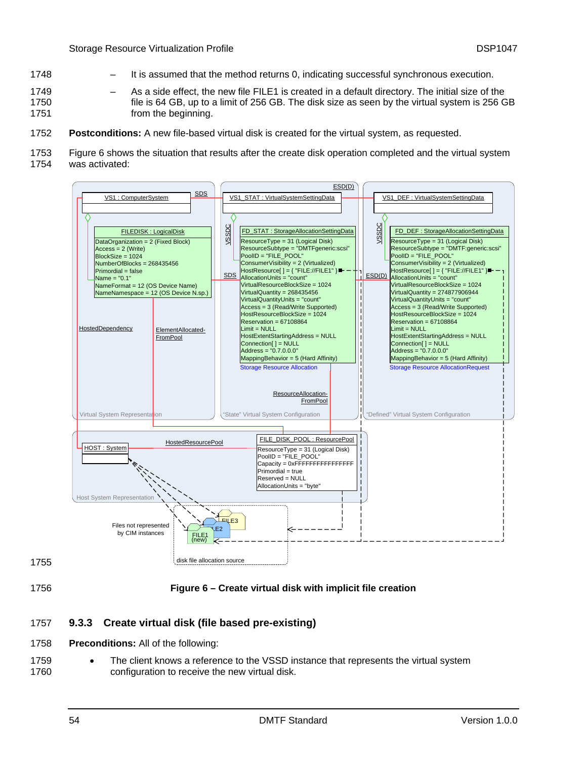– It is assumed that the method returns 0, indicating successful synchronous execution.

– As a side effect, the new file FILE1 is created in a default directory. The initial size of the file is 64 GB, up to a limit of 256 GB. The disk size as seen by the virtual system is 256 GB from the beginning.

**Postconditions:** A new file-based virtual disk is created for the virtual system, as requested.

Figure 6 shows the situation that results after the create disk operation completed and the virtual system was activated:

**Figure 6 – Create virtual disk with implicit file creation**

### 9.3.3 Create virtual disk (file based pre-existing)

**Preconditions:** All of the following:

- The client knows a reference to the VSSD instance that represents the virtual system configuration to receive the new virtual disk.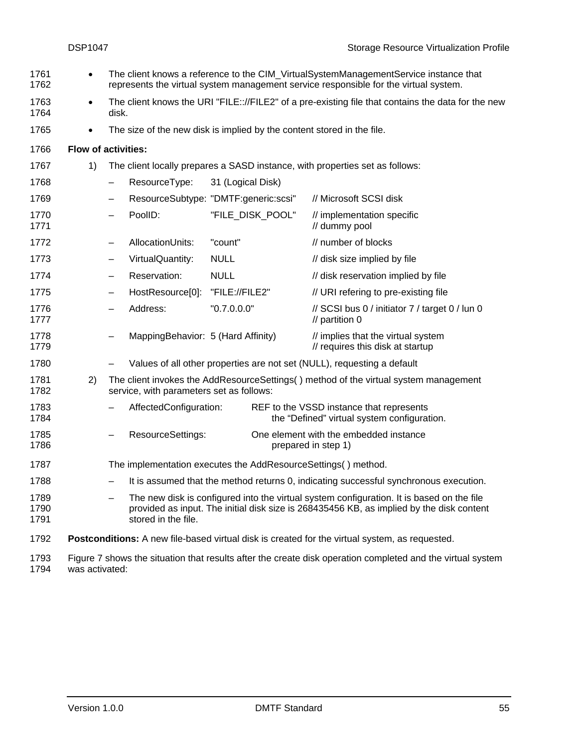- The client knows a reference to the CIM_VirtualSystemManagementService instance that represents the virtual system management service responsible for the virtual system.
- The client knows the URI "FILE:://FILE2" of a pre-existing file that contains the data for the new disk.
- The size of the new disk is implied by the content stored in the file.

**Flow of activities:**

1) The client locally prepares a SASD instance, with properties set as follows:

   – ResourceType: 31 (Logical Disk)
   – ResourceSubtype: "DMTF:generic:scsi" // Microsoft SCSI disk
   – PoolID: "FILE_DISK_POOL" // implementation specific // dummy pool
   – AllocationUnits: "count" // number of blocks
   – VirtualQuantity: NULL // disk size implied by file
   – Reservation: NULL // disk reservation implied by file
   – HostResource[0]: "FILE://FILE2" // URI refering to pre-existing file
   – Address: "0.7.0.0.0" // SCSI bus 0 / initiator 7 / target 0 / lun 0 // partition 0
   – MappingBehavior: 5 (Hard Affinity) // implies that the virtual system // requires this disk at startup
   – Values of all other properties are not set (NULL), requesting a default

2) The client invokes the AddResourceSettings( ) method of the virtual system management service, with parameters set as follows:

   – AffectedConfiguration: REF to the VSSD instance that represents the “Defined” virtual system configuration.
   – ResourceSettings: One element with the embedded instance prepared in step 1)

   The implementation executes the AddResourceSettings( ) method.

   – It is assumed that the method returns 0, indicating successful synchronous execution.
   – The new disk is configured into the virtual system configuration. It is based on the file provided as input. The initial disk size is 268435456 KB, as implied by the disk content stored in the file.

**Postconditions:** A new file-based virtual disk is created for the virtual system, as requested.

Figure 7 shows the situation that results after the create disk operation completed and the virtual system was activated: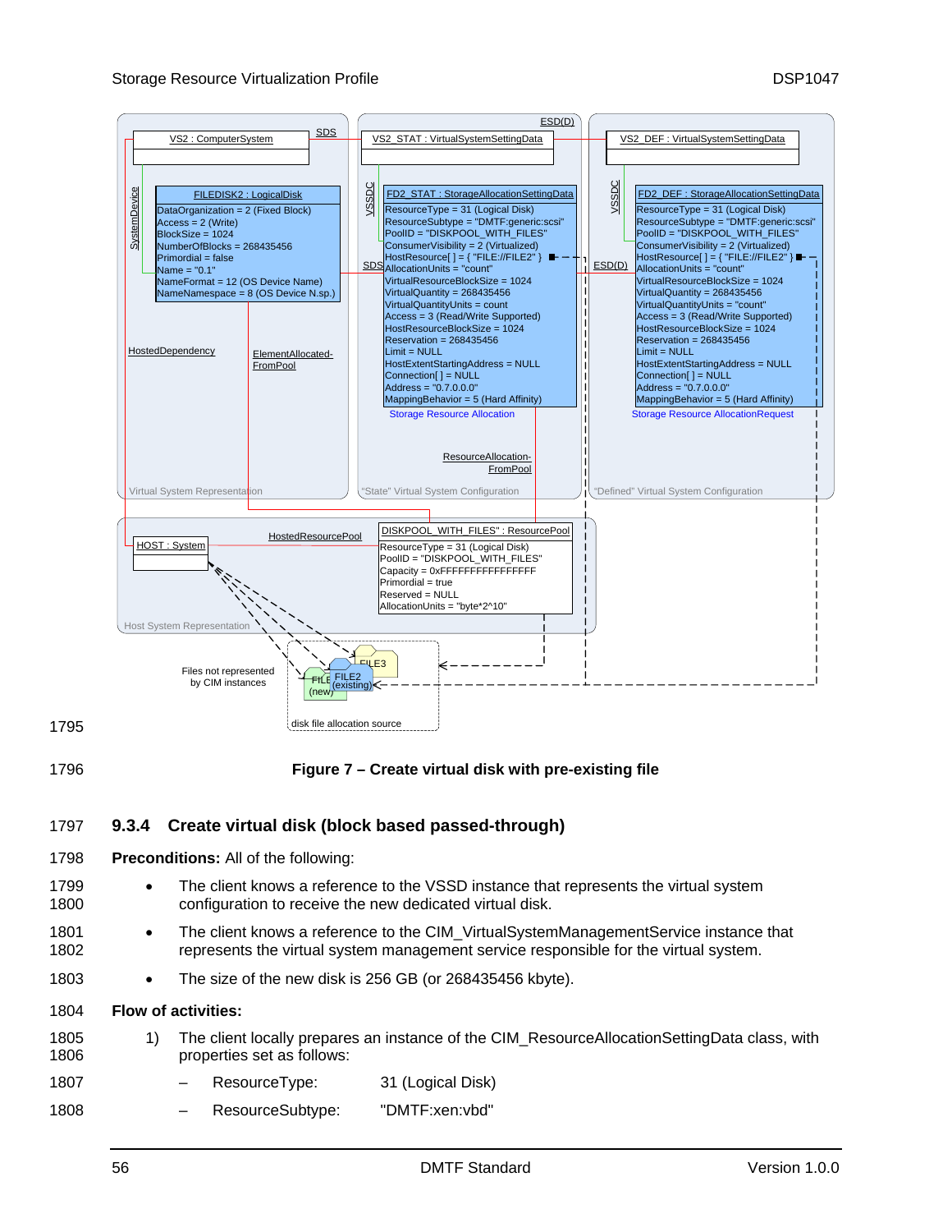Figure 7 – Create virtual disk with pre-existing file

### 9.3.4 Create virtual disk (block based passed-through)

**Preconditions:** All of the following:

- The client knows a reference to the VSSD instance that represents the virtual system configuration to receive the new dedicated virtual disk.
- The client knows a reference to the CIM_VirtualSystemManagementService instance that represents the virtual system management service responsible for the virtual system.
- The size of the new disk is 256 GB (or 268435456 kbyte).

**Flow of activities:**

1) The client locally prepares an instance of the CIM_ResourceAllocationSettingData class, with properties set as follows:
   - ResourceType: 31 (Logical Disk)
   - ResourceSubtype: "DMTF:xen:vbd"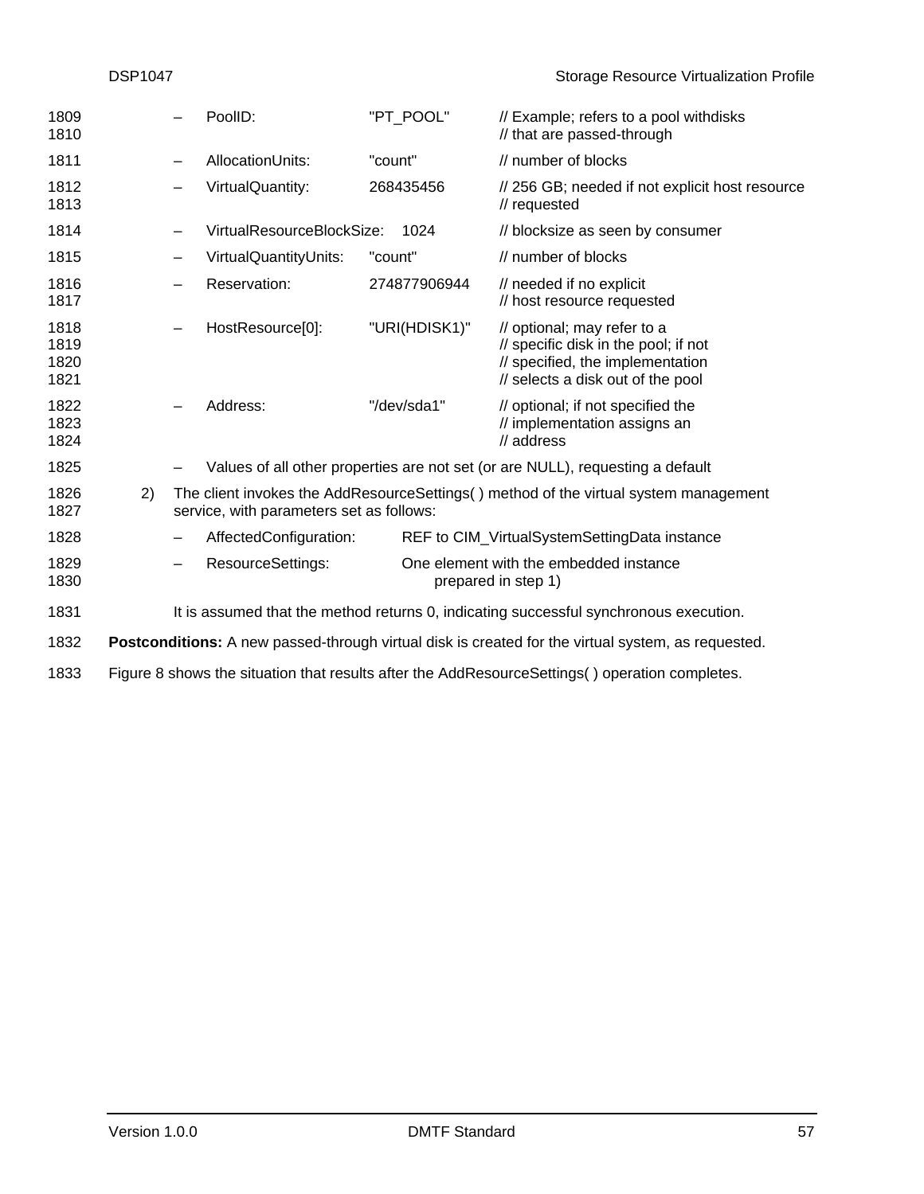- PoolID: "PT_POOL" // Example; refers to a pool withdisks // that are passed-through
- AllocationUnits: "count" // number of blocks
- VirtualQuantity: 268435456 // 256 GB; needed if not explicit host resource // requested
- VirtualResourceBlockSize: 1024 // blocksize as seen by consumer
- VirtualQuantityUnits: "count" // number of blocks
- Reservation: 274877906944 // needed if no explicit // host resource requested
- HostResource[0]: "URI(HDISK1)" // optional; may refer to a // specific disk in the pool; if not // specified, the implementation // selects a disk out of the pool
- Address: "/dev/sda1" // optional; if not specified the // implementation assigns an // address
- Values of all other properties are not set (or are NULL), requesting a default

2) The client invokes the AddResourceSettings( ) method of the virtual system management service, with parameters set as follows:

   - AffectedConfiguration: REF to CIM_VirtualSystemSettingData instance
   - ResourceSettings: One element with the embedded instance prepared in step 1)

   It is assumed that the method returns 0, indicating successful synchronous execution.

**Postconditions:** A new passed-through virtual disk is created for the virtual system, as requested.

Figure 8 shows the situation that results after the AddResourceSettings( ) operation completes.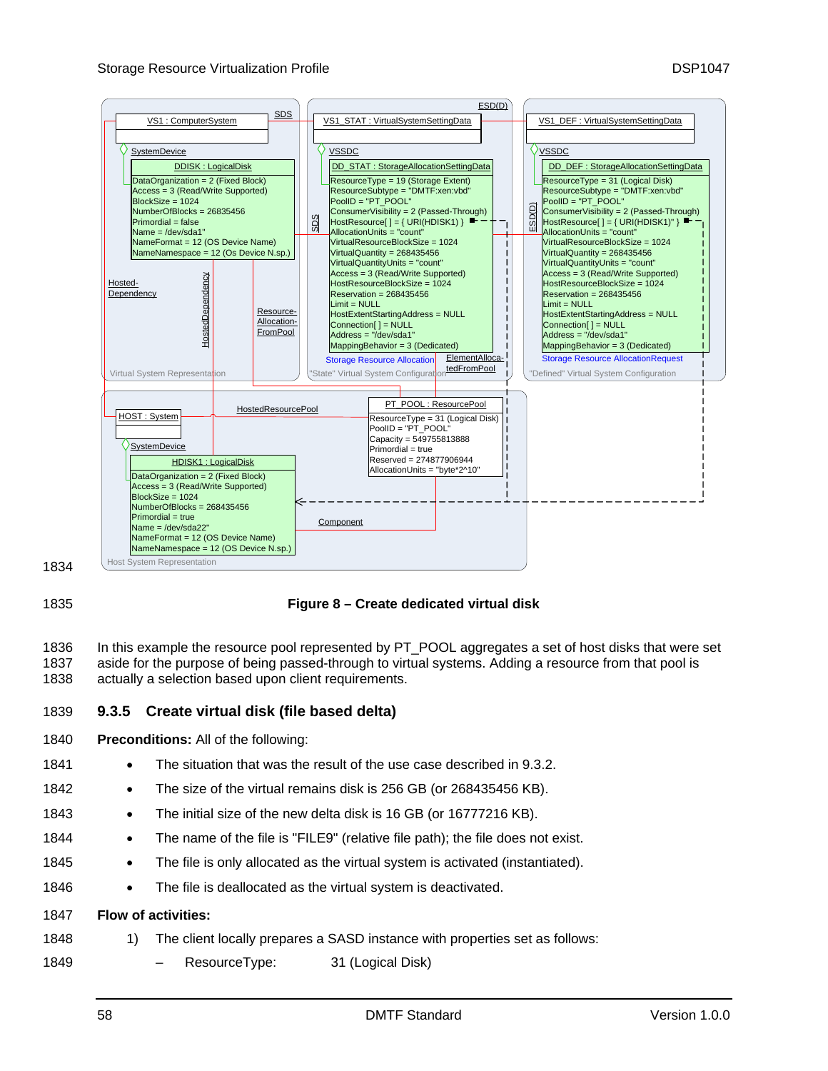**Figure 8 – Create dedicated virtual disk**

In this example the resource pool represented by PT_POOL aggregates a set of host disks that were set aside for the purpose of being passed-through to virtual systems. Adding a resource from that pool is actually a selection based upon client requirements.

### 9.3.5 Create virtual disk (file based delta)

**Preconditions:** All of the following:

- The situation that was the result of the use case described in 9.3.2.
- The size of the virtual remains disk is 256 GB (or 268435456 KB).
- The initial size of the new delta disk is 16 GB (or 16777216 KB).
- The name of the file is "FILE9" (relative file path); the file does not exist.
- The file is only allocated as the virtual system is activated (instantiated).
- The file is deallocated as the virtual system is deactivated.

**Flow of activities:**

1) The client locally prepares a SASD instance with properties set as follows:
   - ResourceType: 31 (Logical Disk)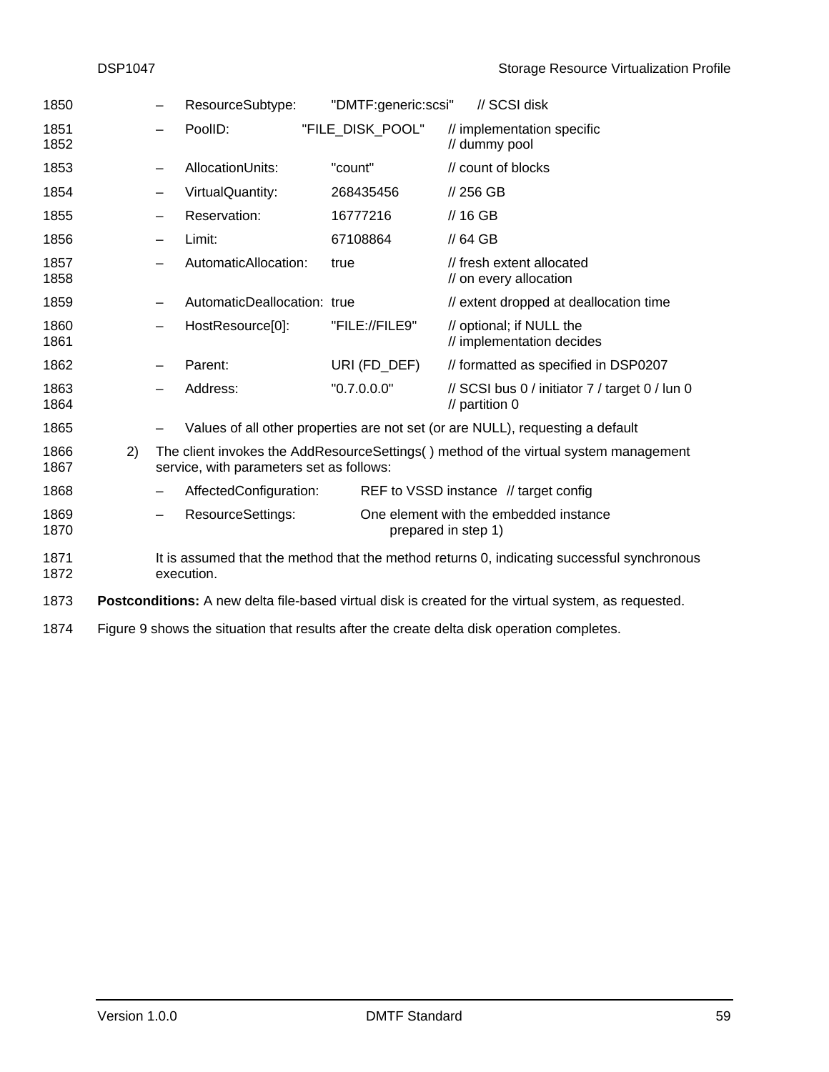- ResourceSubtype: "DMTF:generic:scsi" // SCSI disk
- PoolID: "FILE_DISK_POOL" // implementation specific // dummy pool
- AllocationUnits: "count" // count of blocks
- VirtualQuantity: 268435456 // 256 GB
- Reservation: 16777216 // 16 GB
- Limit: 67108864 // 64 GB
- AutomaticAllocation: true // fresh extent allocated // on every allocation
- AutomaticDeallocation: true // extent dropped at deallocation time
- HostResource[0]: "FILE://FILE9" // optional; if NULL the // implementation decides
- Parent: URI (FD_DEF) // formatted as specified in DSP0207
- Address: "0.7.0.0.0" // SCSI bus 0 / initiator 7 / target 0 / lun 0 // partition 0
- Values of all other properties are not set (or are NULL), requesting a default

2) The client invokes the AddResourceSettings( ) method of the virtual system management service, with parameters set as follows:

   - AffectedConfiguration: REF to VSSD instance // target config
   - ResourceSettings: One element with the embedded instance prepared in step 1)

   It is assumed that the method that the method returns 0, indicating successful synchronous execution.

**Postconditions:** A new delta file-based virtual disk is created for the virtual system, as requested.

Figure 9 shows the situation that results after the create delta disk operation completes.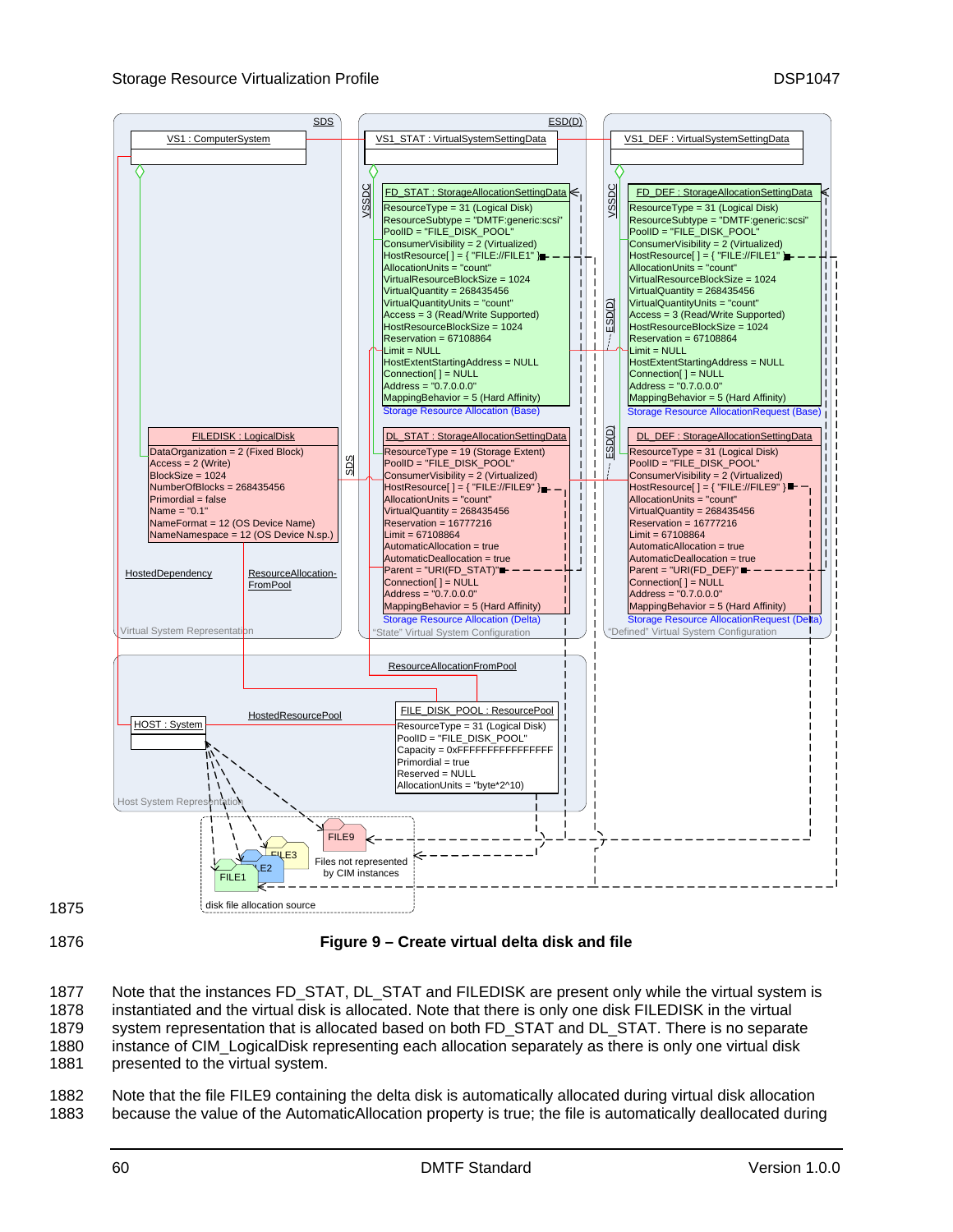**Figure 9 – Create virtual delta disk and file**

Note that the instances FD_STAT, DL_STAT and FILEDISK are present only while the virtual system is instantiated and the virtual disk is allocated. Note that there is only one disk FILEDISK in the virtual system representation that is allocated based on both FD_STAT and DL_STAT. There is no separate instance of CIM_LogicalDisk representing each allocation separately as there is only one virtual disk presented to the virtual system.

Note that the file FILE9 containing the delta disk is automatically allocated during virtual disk allocation because the value of the AutomaticAllocation property is true; the file is automatically deallocated during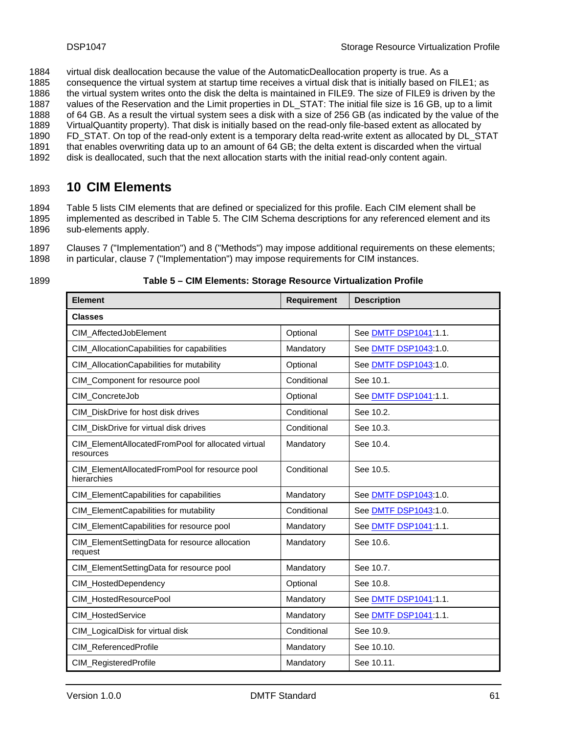virtual disk deallocation because the value of the AutomaticDeallocation property is true. As a consequence the virtual system at startup time receives a virtual disk that is initially based on FILE1; as the virtual system writes onto the disk the delta is maintained in FILE9. The size of FILE9 is driven by the values of the Reservation and the Limit properties in DL_STAT: The initial file size is 16 GB, up to a limit of 64 GB. As a result the virtual system sees a disk with a size of 256 GB (as indicated by the value of the VirtualQuantity property). That disk is initially based on the read-only file-based extent as allocated by FD_STAT. On top of the read-only extent is a temporary delta read-write extent as allocated by DL_STAT that enables overwriting data up to an amount of 64 GB; the delta extent is discarded when the virtual disk is deallocated, such that the next allocation starts with the initial read-only content again.

# 10 CIM Elements

Table 5 lists CIM elements that are defined or specialized for this profile. Each CIM element shall be implemented as described in Table 5. The CIM Schema descriptions for any referenced element and its sub-elements apply.

Clauses 7 ("Implementation") and 8 ("Methods") may impose additional requirements on these elements; in particular, clause 7 ("Implementation") may impose requirements for CIM instances.

**Table 5 – CIM Elements: Storage Resource Virtualization Profile**

| Element | Requirement | Description |
|---|---|---|
| **Classes** | | |
| CIM_AffectedJobElement | Optional | See DMTF DSP1041:1.1. |
| CIM_AllocationCapabilities for capabilities | Mandatory | See DMTF DSP1043:1.0. |
| CIM_AllocationCapabilities for mutability | Optional | See DMTF DSP1043:1.0. |
| CIM_Component for resource pool | Conditional | See 10.1. |
| CIM_ConcreteJob | Optional | See DMTF DSP1041:1.1. |
| CIM_DiskDrive for host disk drives | Conditional | See 10.2. |
| CIM_DiskDrive for virtual disk drives | Conditional | See 10.3. |
| CIM_ElementAllocatedFromPool for allocated virtual resources | Mandatory | See 10.4. |
| CIM_ElementAllocatedFromPool for resource pool hierarchies | Conditional | See 10.5. |
| CIM_ElementCapabilities for capabilities | Mandatory | See DMTF DSP1043:1.0. |
| CIM_ElementCapabilities for mutability | Conditional | See DMTF DSP1043:1.0. |
| CIM_ElementCapabilities for resource pool | Mandatory | See DMTF DSP1041:1.1. |
| CIM_ElementSettingData for resource allocation request | Mandatory | See 10.6. |
| CIM_ElementSettingData for resource pool | Mandatory | See 10.7. |
| CIM_HostedDependency | Optional | See 10.8. |
| CIM_HostedResourcePool | Mandatory | See DMTF DSP1041:1.1. |
| CIM_HostedService | Mandatory | See DMTF DSP1041:1.1. |
| CIM_LogicalDisk for virtual disk | Conditional | See 10.9. |
| CIM_ReferencedProfile | Mandatory | See 10.10. |
| CIM_RegisteredProfile | Mandatory | See 10.11. |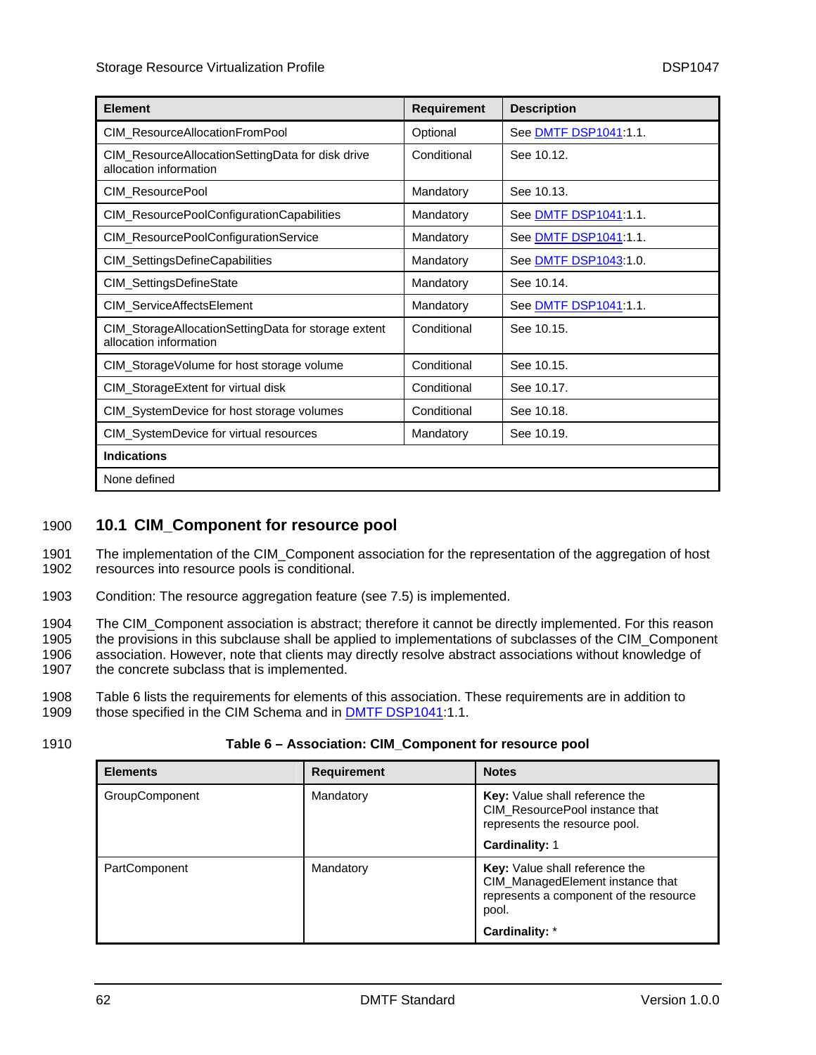| Element | Requirement | Description |
|---|---|---|
| CIM_ResourceAllocationFromPool | Optional | See DMTF DSP1041:1.1. |
| CIM_ResourceAllocationSettingData for disk drive allocation information | Conditional | See 10.12. |
| CIM_ResourcePool | Mandatory | See 10.13. |
| CIM_ResourcePoolConfigurationCapabilities | Mandatory | See DMTF DSP1041:1.1. |
| CIM_ResourcePoolConfigurationService | Mandatory | See DMTF DSP1041:1.1. |
| CIM_SettingsDefineCapabilities | Mandatory | See DMTF DSP1043:1.0. |
| CIM_SettingsDefineState | Mandatory | See 10.14. |
| CIM_ServiceAffectsElement | Mandatory | See DMTF DSP1041:1.1. |
| CIM_StorageAllocationSettingData for storage extent allocation information | Conditional | See 10.15. |
| CIM_StorageVolume for host storage volume | Conditional | See 10.15. |
| CIM_StorageExtent for virtual disk | Conditional | See 10.17. |
| CIM_SystemDevice for host storage volumes | Conditional | See 10.18. |
| CIM_SystemDevice for virtual resources | Mandatory | See 10.19. |
| **Indications** | | |
| None defined | | |

## 10.1 CIM_Component for resource pool

The implementation of the CIM_Component association for the representation of the aggregation of host resources into resource pools is conditional.

Condition: The resource aggregation feature (see 7.5) is implemented.

The CIM_Component association is abstract; therefore it cannot be directly implemented. For this reason the provisions in this subclause shall be applied to implementations of subclasses of the CIM_Component association. However, note that clients may directly resolve abstract associations without knowledge of the concrete subclass that is implemented.

Table 6 lists the requirements for elements of this association. These requirements are in addition to those specified in the CIM Schema and in DMTF DSP1041:1.1.

**Table 6 – Association: CIM_Component for resource pool**

| Elements | Requirement | Notes |
|---|---|---|
| GroupComponent | Mandatory | **Key:** Value shall reference the CIM_ResourcePool instance that represents the resource pool.<br>**Cardinality:** 1 |
| PartComponent | Mandatory | **Key:** Value shall reference the CIM_ManagedElement instance that represents a component of the resource pool.<br>**Cardinality:** * |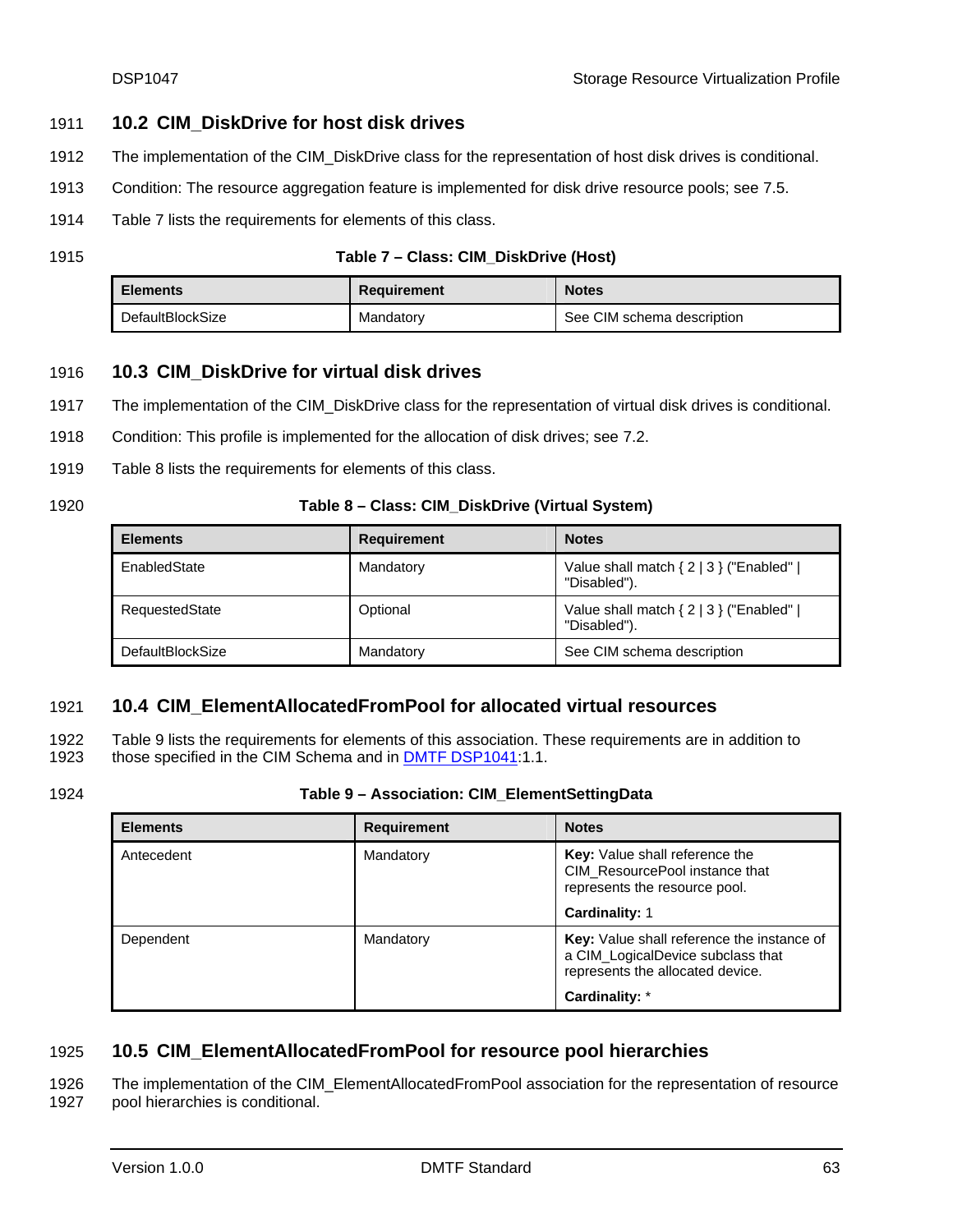## 10.2 CIM_DiskDrive for host disk drives

The implementation of the CIM_DiskDrive class for the representation of host disk drives is conditional.

Condition: The resource aggregation feature is implemented for disk drive resource pools; see 7.5.

Table 7 lists the requirements for elements of this class.

**Table 7 – Class: CIM_DiskDrive (Host)**

| Elements | Requirement | Notes |
| --- | --- | --- |
| DefaultBlockSize | Mandatory | See CIM schema description |

## 10.3 CIM_DiskDrive for virtual disk drives

The implementation of the CIM_DiskDrive class for the representation of virtual disk drives is conditional.

Condition: This profile is implemented for the allocation of disk drives; see 7.2.

Table 8 lists the requirements for elements of this class.

**Table 8 – Class: CIM_DiskDrive (Virtual System)**

| Elements | Requirement | Notes |
| --- | --- | --- |
| EnabledState | Mandatory | Value shall match { 2 \| 3 } ("Enabled" \| "Disabled"). |
| RequestedState | Optional | Value shall match { 2 \| 3 } ("Enabled" \| "Disabled"). |
| DefaultBlockSize | Mandatory | See CIM schema description |

## 10.4 CIM_ElementAllocatedFromPool for allocated virtual resources

Table 9 lists the requirements for elements of this association. These requirements are in addition to those specified in the CIM Schema and in DMTF DSP1041:1.1.

**Table 9 – Association: CIM_ElementSettingData**

| Elements | Requirement | Notes |
| --- | --- | --- |
| Antecedent | Mandatory | **Key:** Value shall reference the CIM_ResourcePool instance that represents the resource pool.<br>**Cardinality:** 1 |
| Dependent | Mandatory | **Key:** Value shall reference the instance of a CIM_LogicalDevice subclass that represents the allocated device.<br>**Cardinality:** * |

## 10.5 CIM_ElementAllocatedFromPool for resource pool hierarchies

The implementation of the CIM_ElementAllocatedFromPool association for the representation of resource pool hierarchies is conditional.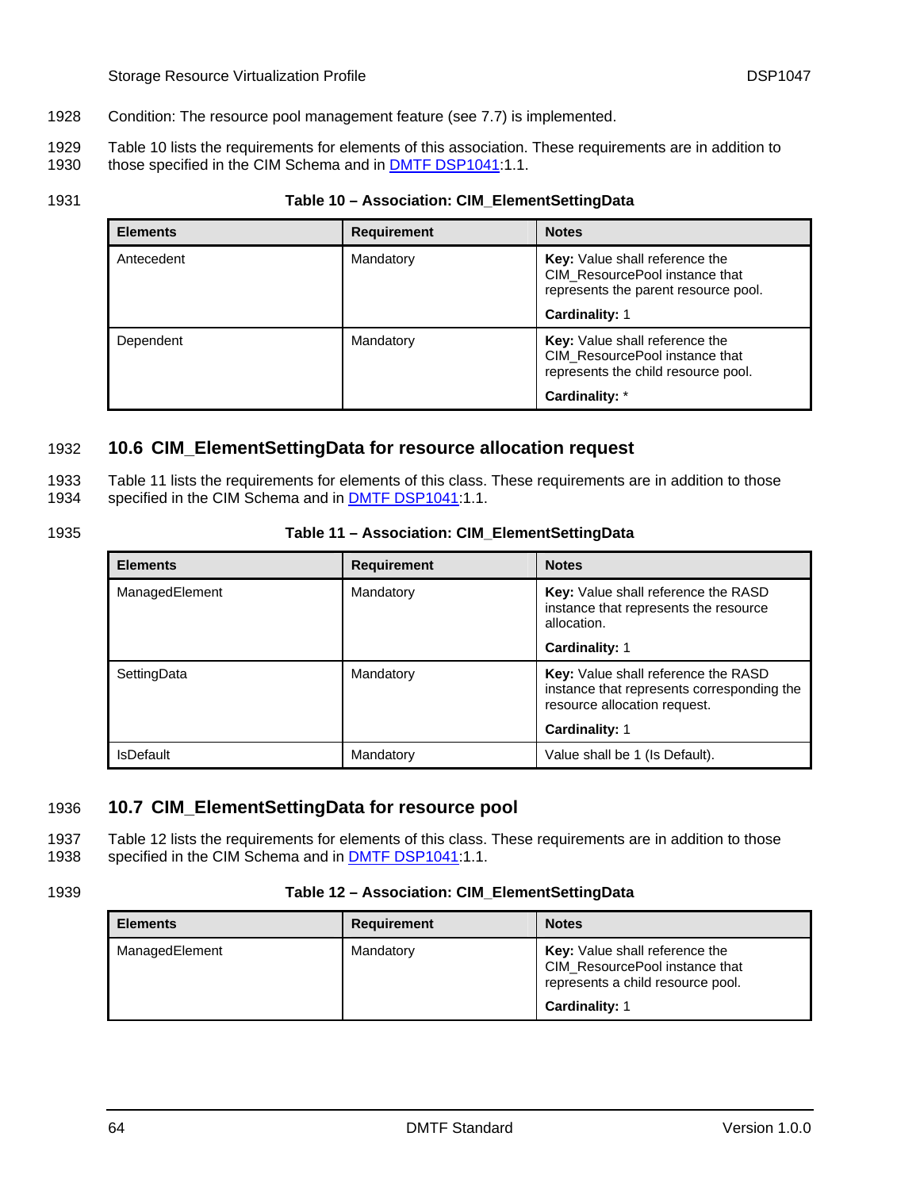Condition: The resource pool management feature (see 7.7) is implemented.

Table 10 lists the requirements for elements of this association. These requirements are in addition to those specified in the CIM Schema and in DMTF DSP1041:1.1.

**Table 10 – Association: CIM_ElementSettingData**

| Elements | Requirement | Notes |
| --- | --- | --- |
| Antecedent | Mandatory | **Key:** Value shall reference the CIM_ResourcePool instance that represents the parent resource pool.<br><br>**Cardinality:** 1 |
| Dependent | Mandatory | **Key:** Value shall reference the CIM_ResourcePool instance that represents the child resource pool.<br><br>**Cardinality:** * |

## 10.6 CIM_ElementSettingData for resource allocation request

Table 11 lists the requirements for elements of this class. These requirements are in addition to those specified in the CIM Schema and in DMTF DSP1041:1.1.

**Table 11 – Association: CIM_ElementSettingData**

| Elements | Requirement | Notes |
| --- | --- | --- |
| ManagedElement | Mandatory | **Key:** Value shall reference the RASD instance that represents the resource allocation.<br><br>**Cardinality:** 1 |
| SettingData | Mandatory | **Key:** Value shall reference the RASD instance that represents corresponding the resource allocation request.<br><br>**Cardinality:** 1 |
| IsDefault | Mandatory | Value shall be 1 (Is Default). |

## 10.7 CIM_ElementSettingData for resource pool

Table 12 lists the requirements for elements of this class. These requirements are in addition to those specified in the CIM Schema and in DMTF DSP1041:1.1.

**Table 12 – Association: CIM_ElementSettingData**

| Elements | Requirement | Notes |
| --- | --- | --- |
| ManagedElement | Mandatory | **Key:** Value shall reference the CIM_ResourcePool instance that represents a child resource pool.<br><br>**Cardinality:** 1 |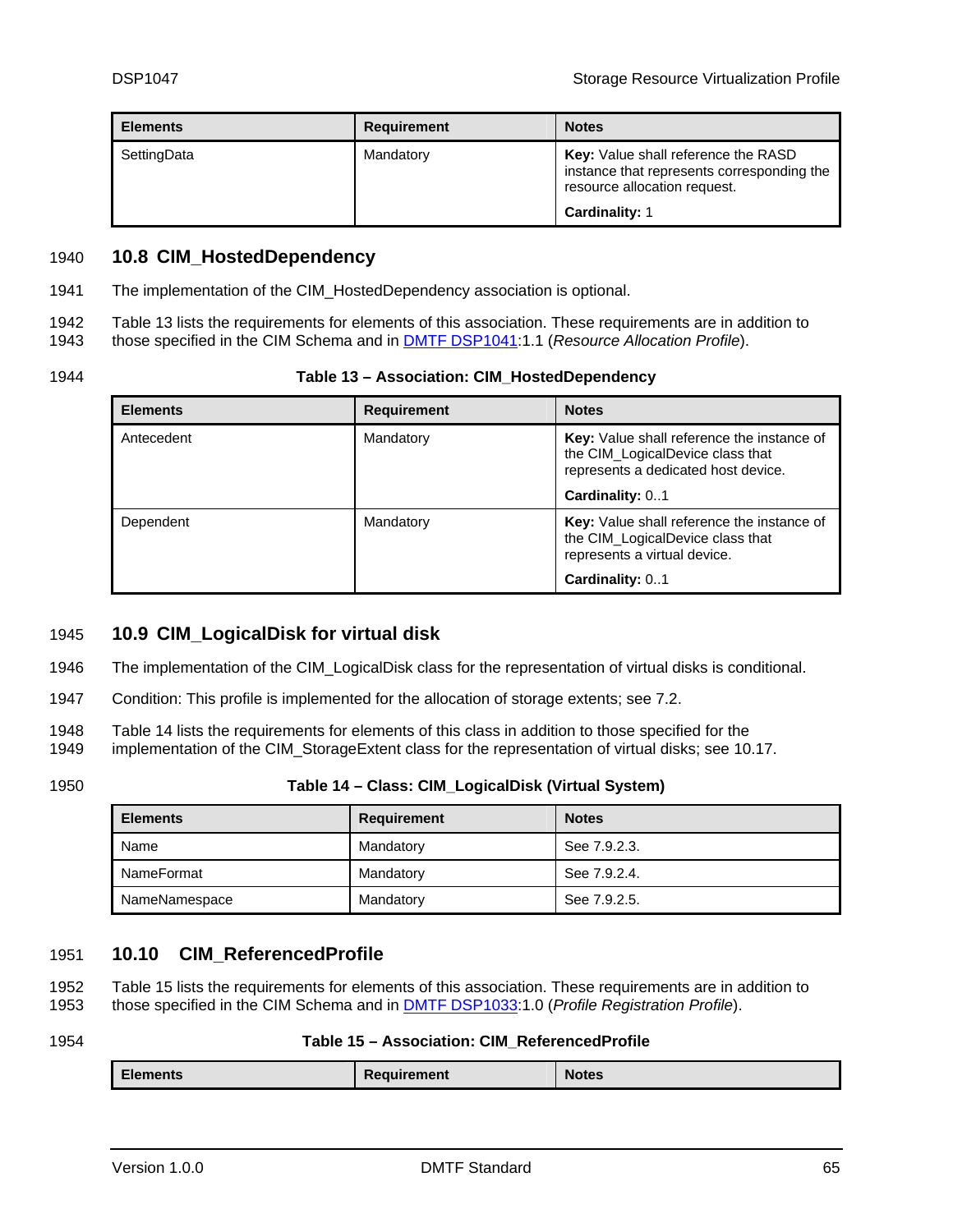| Elements | Requirement | Notes |
|---|---|---|
| SettingData | Mandatory | **Key:** Value shall reference the RASD instance that represents corresponding the resource allocation request.<br>**Cardinality:** 1 |

## 10.8 CIM_HostedDependency

The implementation of the CIM_HostedDependency association is optional.

Table 13 lists the requirements for elements of this association. These requirements are in addition to those specified in the CIM Schema and in DMTF DSP1041:1.1 (*Resource Allocation Profile*).

**Table 13 – Association: CIM_HostedDependency**

| Elements | Requirement | Notes |
|---|---|---|
| Antecedent | Mandatory | **Key:** Value shall reference the instance of the CIM_LogicalDevice class that represents a dedicated host device.<br>**Cardinality:** 0..1 |
| Dependent | Mandatory | **Key:** Value shall reference the instance of the CIM_LogicalDevice class that represents a virtual device.<br>**Cardinality:** 0..1 |

## 10.9 CIM_LogicalDisk for virtual disk

The implementation of the CIM_LogicalDisk class for the representation of virtual disks is conditional.

Condition: This profile is implemented for the allocation of storage extents; see 7.2.

Table 14 lists the requirements for elements of this class in addition to those specified for the implementation of the CIM_StorageExtent class for the representation of virtual disks; see 10.17.

**Table 14 – Class: CIM_LogicalDisk (Virtual System)**

| Elements | Requirement | Notes |
|---|---|---|
| Name | Mandatory | See 7.9.2.3. |
| NameFormat | Mandatory | See 7.9.2.4. |
| NameNamespace | Mandatory | See 7.9.2.5. |

## 10.10 CIM_ReferencedProfile

Table 15 lists the requirements for elements of this association. These requirements are in addition to those specified in the CIM Schema and in DMTF DSP1033:1.0 (*Profile Registration Profile*).

**Table 15 – Association: CIM_ReferencedProfile**

| Elements | Requirement | Notes |
|---|---|---|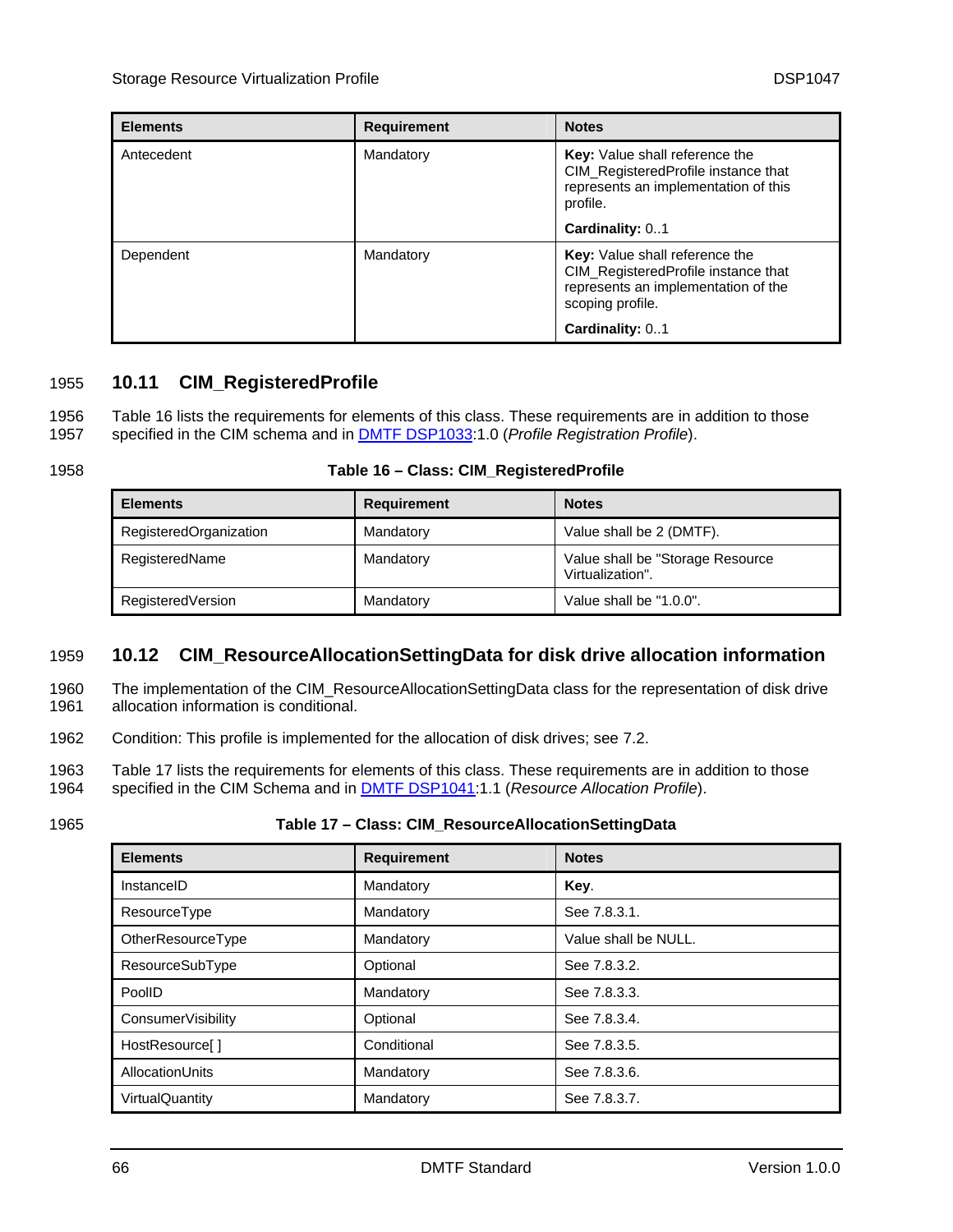| Elements | Requirement | Notes |
| --- | --- | --- |
| Antecedent | Mandatory | **Key:** Value shall reference the CIM_RegisteredProfile instance that represents an implementation of this profile.<br><br>**Cardinality:** 0..1 |
| Dependent | Mandatory | **Key:** Value shall reference the CIM_RegisteredProfile instance that represents an implementation of the scoping profile.<br><br>**Cardinality:** 0..1 |

## 10.11 CIM_RegisteredProfile

Table 16 lists the requirements for elements of this class. These requirements are in addition to those specified in the CIM schema and in DMTF DSP1033:1.0 (*Profile Registration Profile*).

**Table 16 – Class: CIM_RegisteredProfile**

| Elements | Requirement | Notes |
| --- | --- | --- |
| RegisteredOrganization | Mandatory | Value shall be 2 (DMTF). |
| RegisteredName | Mandatory | Value shall be "Storage Resource Virtualization". |
| RegisteredVersion | Mandatory | Value shall be "1.0.0". |

## 10.12 CIM_ResourceAllocationSettingData for disk drive allocation information

The implementation of the CIM_ResourceAllocationSettingData class for the representation of disk drive allocation information is conditional.

Condition: This profile is implemented for the allocation of disk drives; see 7.2.

Table 17 lists the requirements for elements of this class. These requirements are in addition to those specified in the CIM Schema and in DMTF DSP1041:1.1 (*Resource Allocation Profile*).

**Table 17 – Class: CIM_ResourceAllocationSettingData**

| Elements | Requirement | Notes |
| --- | --- | --- |
| InstanceID | Mandatory | **Key**. |
| ResourceType | Mandatory | See 7.8.3.1. |
| OtherResourceType | Mandatory | Value shall be NULL. |
| ResourceSubType | Optional | See 7.8.3.2. |
| PoolID | Mandatory | See 7.8.3.3. |
| ConsumerVisibility | Optional | See 7.8.3.4. |
| HostResource[ ] | Conditional | See 7.8.3.5. |
| AllocationUnits | Mandatory | See 7.8.3.6. |
| VirtualQuantity | Mandatory | See 7.8.3.7. |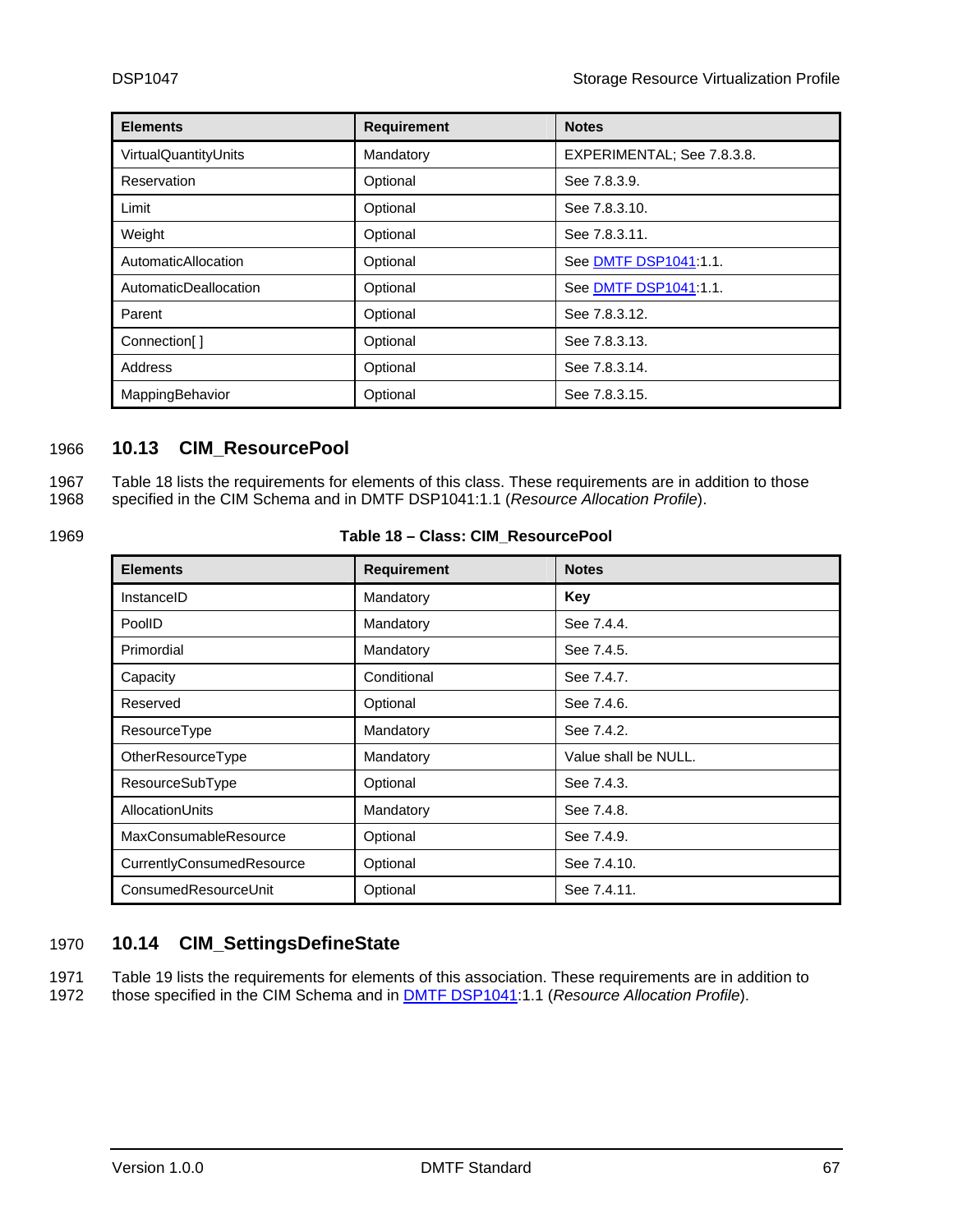| Elements | Requirement | Notes |
|---|---|---|
| VirtualQuantityUnits | Mandatory | EXPERIMENTAL; See 7.8.3.8. |
| Reservation | Optional | See 7.8.3.9. |
| Limit | Optional | See 7.8.3.10. |
| Weight | Optional | See 7.8.3.11. |
| AutomaticAllocation | Optional | See DMTF DSP1041:1.1. |
| AutomaticDeallocation | Optional | See DMTF DSP1041:1.1. |
| Parent | Optional | See 7.8.3.12. |
| Connection[ ] | Optional | See 7.8.3.13. |
| Address | Optional | See 7.8.3.14. |
| MappingBehavior | Optional | See 7.8.3.15. |

## 10.13 CIM_ResourcePool

Table 18 lists the requirements for elements of this class. These requirements are in addition to those specified in the CIM Schema and in DMTF DSP1041:1.1 (*Resource Allocation Profile*).

**Table 18 – Class: CIM_ResourcePool**

| Elements | Requirement | Notes |
|---|---|---|
| InstanceID | Mandatory | **Key** |
| PoolID | Mandatory | See 7.4.4. |
| Primordial | Mandatory | See 7.4.5. |
| Capacity | Conditional | See 7.4.7. |
| Reserved | Optional | See 7.4.6. |
| ResourceType | Mandatory | See 7.4.2. |
| OtherResourceType | Mandatory | Value shall be NULL. |
| ResourceSubType | Optional | See 7.4.3. |
| AllocationUnits | Mandatory | See 7.4.8. |
| MaxConsumableResource | Optional | See 7.4.9. |
| CurrentlyConsumedResource | Optional | See 7.4.10. |
| ConsumedResourceUnit | Optional | See 7.4.11. |

## 10.14 CIM_SettingsDefineState

Table 19 lists the requirements for elements of this association. These requirements are in addition to those specified in the CIM Schema and in DMTF DSP1041:1.1 (*Resource Allocation Profile*).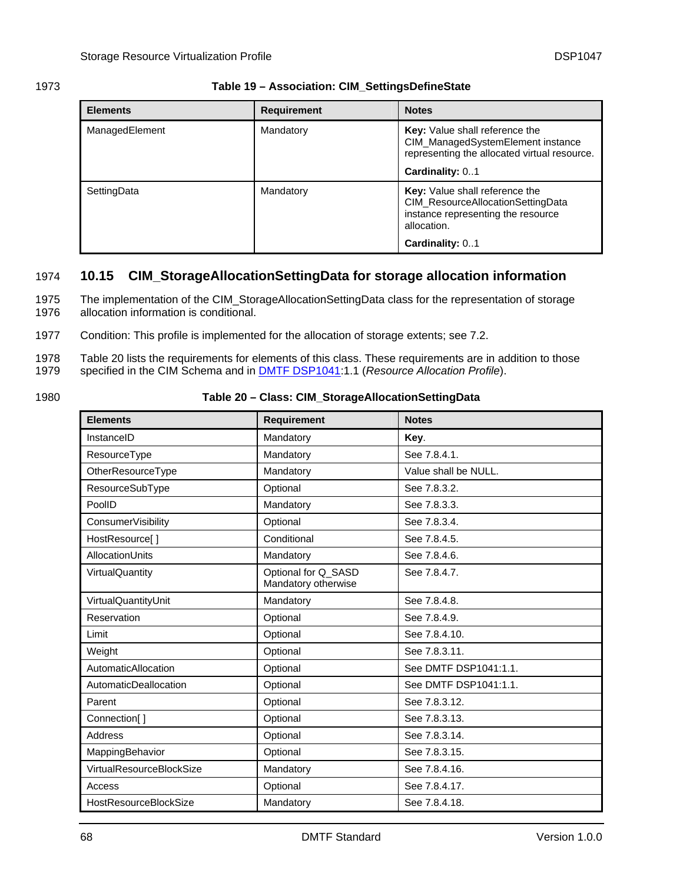**Table 19 – Association: CIM_SettingsDefineState**

| Elements | Requirement | Notes |
| --- | --- | --- |
| ManagedElement | Mandatory | **Key:** Value shall reference the CIM_ManagedSystemElement instance representing the allocated virtual resource.<br>**Cardinality:** 0..1 |
| SettingData | Mandatory | **Key:** Value shall reference the CIM_ResourceAllocationSettingData instance representing the resource allocation.<br>**Cardinality:** 0..1 |

## 10.15 CIM_StorageAllocationSettingData for storage allocation information

The implementation of the CIM_StorageAllocationSettingData class for the representation of storage allocation information is conditional.

Condition: This profile is implemented for the allocation of storage extents; see 7.2.

Table 20 lists the requirements for elements of this class. These requirements are in addition to those specified in the CIM Schema and in DMTF DSP1041:1.1 (*Resource Allocation Profile*).

**Table 20 – Class: CIM_StorageAllocationSettingData**

| Elements | Requirement | Notes |
| --- | --- | --- |
| InstanceID | Mandatory | **Key**. |
| ResourceType | Mandatory | See 7.8.4.1. |
| OtherResourceType | Mandatory | Value shall be NULL. |
| ResourceSubType | Optional | See 7.8.3.2. |
| PoolID | Mandatory | See 7.8.3.3. |
| ConsumerVisibility | Optional | See 7.8.3.4. |
| HostResource[ ] | Conditional | See 7.8.4.5. |
| AllocationUnits | Mandatory | See 7.8.4.6. |
| VirtualQuantity | Optional for Q_SASD<br>Mandatory otherwise | See 7.8.4.7. |
| VirtualQuantityUnit | Mandatory | See 7.8.4.8. |
| Reservation | Optional | See 7.8.4.9. |
| Limit | Optional | See 7.8.4.10. |
| Weight | Optional | See 7.8.3.11. |
| AutomaticAllocation | Optional | See DMTF DSP1041:1.1. |
| AutomaticDeallocation | Optional | See DMTF DSP1041:1.1. |
| Parent | Optional | See 7.8.3.12. |
| Connection[ ] | Optional | See 7.8.3.13. |
| Address | Optional | See 7.8.3.14. |
| MappingBehavior | Optional | See 7.8.3.15. |
| VirtualResourceBlockSize | Mandatory | See 7.8.4.16. |
| Access | Optional | See 7.8.4.17. |
| HostResourceBlockSize | Mandatory | See 7.8.4.18. |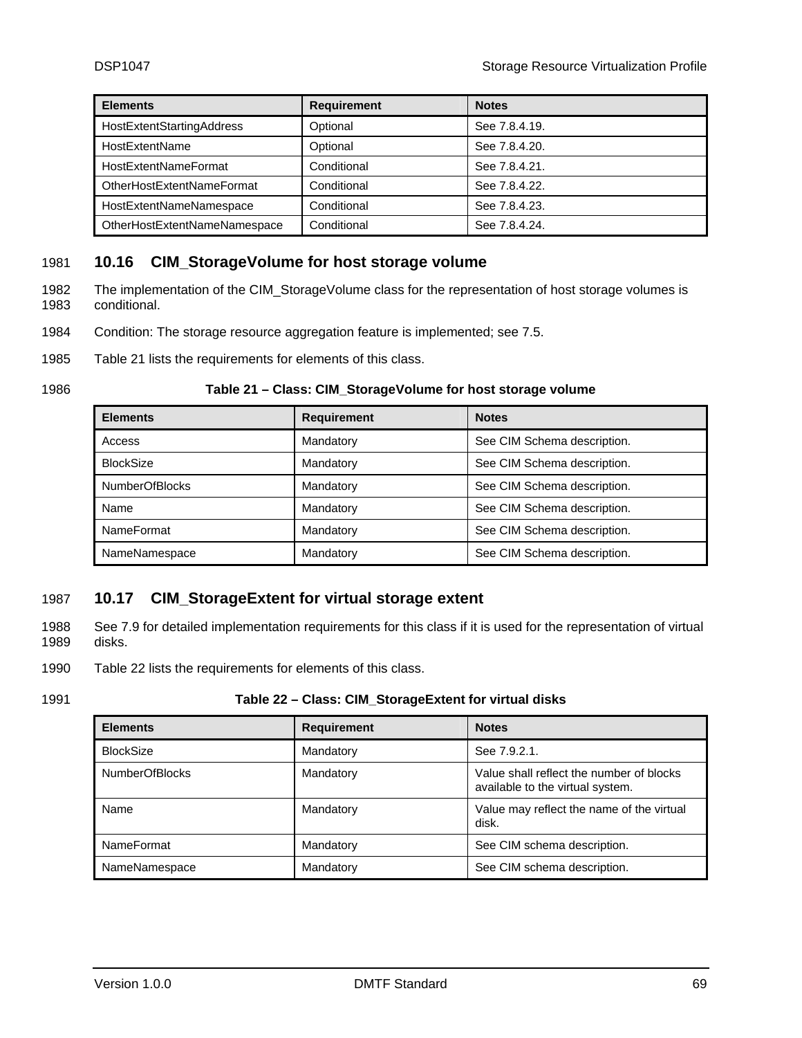| Elements | Requirement | Notes |
| --- | --- | --- |
| HostExtentStartingAddress | Optional | See 7.8.4.19. |
| HostExtentName | Optional | See 7.8.4.20. |
| HostExtentNameFormat | Conditional | See 7.8.4.21. |
| OtherHostExtentNameFormat | Conditional | See 7.8.4.22. |
| HostExtentNameNamespace | Conditional | See 7.8.4.23. |
| OtherHostExtentNameNamespace | Conditional | See 7.8.4.24. |

## 10.16 CIM_StorageVolume for host storage volume

The implementation of the CIM_StorageVolume class for the representation of host storage volumes is conditional.

Condition: The storage resource aggregation feature is implemented; see 7.5.

Table 21 lists the requirements for elements of this class.

**Table 21 – Class: CIM_StorageVolume for host storage volume**

| Elements | Requirement | Notes |
| --- | --- | --- |
| Access | Mandatory | See CIM Schema description. |
| BlockSize | Mandatory | See CIM Schema description. |
| NumberOfBlocks | Mandatory | See CIM Schema description. |
| Name | Mandatory | See CIM Schema description. |
| NameFormat | Mandatory | See CIM Schema description. |
| NameNamespace | Mandatory | See CIM Schema description. |

## 10.17 CIM_StorageExtent for virtual storage extent

See 7.9 for detailed implementation requirements for this class if it is used for the representation of virtual disks.

Table 22 lists the requirements for elements of this class.

**Table 22 – Class: CIM_StorageExtent for virtual disks**

| Elements | Requirement | Notes |
| --- | --- | --- |
| BlockSize | Mandatory | See 7.9.2.1. |
| NumberOfBlocks | Mandatory | Value shall reflect the number of blocks available to the virtual system. |
| Name | Mandatory | Value may reflect the name of the virtual disk. |
| NameFormat | Mandatory | See CIM schema description. |
| NameNamespace | Mandatory | See CIM schema description. |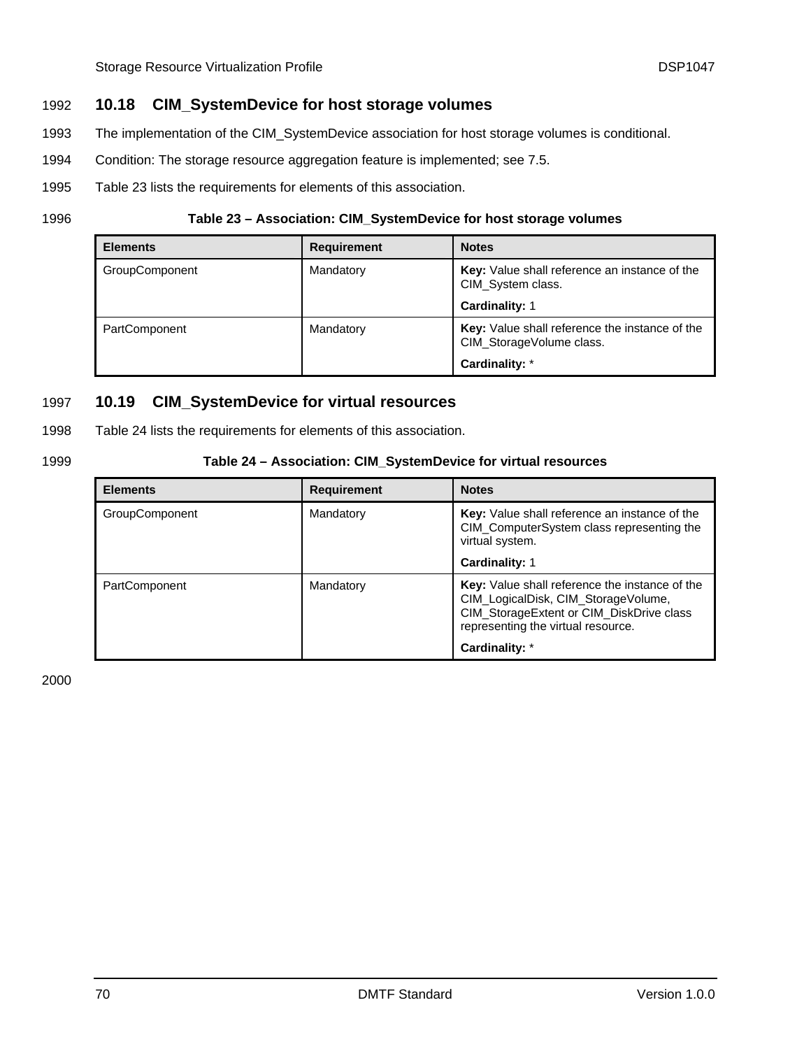## 10.18 CIM_SystemDevice for host storage volumes

The implementation of the CIM_SystemDevice association for host storage volumes is conditional.

Condition: The storage resource aggregation feature is implemented; see 7.5.

Table 23 lists the requirements for elements of this association.

**Table 23 – Association: CIM_SystemDevice for host storage volumes**

| Elements | Requirement | Notes |
|---|---|---|
| GroupComponent | Mandatory | **Key:** Value shall reference an instance of the CIM_System class.<br>**Cardinality:** 1 |
| PartComponent | Mandatory | **Key:** Value shall reference the instance of the CIM_StorageVolume class.<br>**Cardinality:** * |

## 10.19 CIM_SystemDevice for virtual resources

Table 24 lists the requirements for elements of this association.

**Table 24 – Association: CIM_SystemDevice for virtual resources**

| Elements | Requirement | Notes |
|---|---|---|
| GroupComponent | Mandatory | **Key:** Value shall reference an instance of the CIM_ComputerSystem class representing the virtual system.<br>**Cardinality:** 1 |
| PartComponent | Mandatory | **Key:** Value shall reference the instance of the CIM_LogicalDisk, CIM_StorageVolume, CIM_StorageExtent or CIM_DiskDrive class representing the virtual resource.<br>**Cardinality:** * |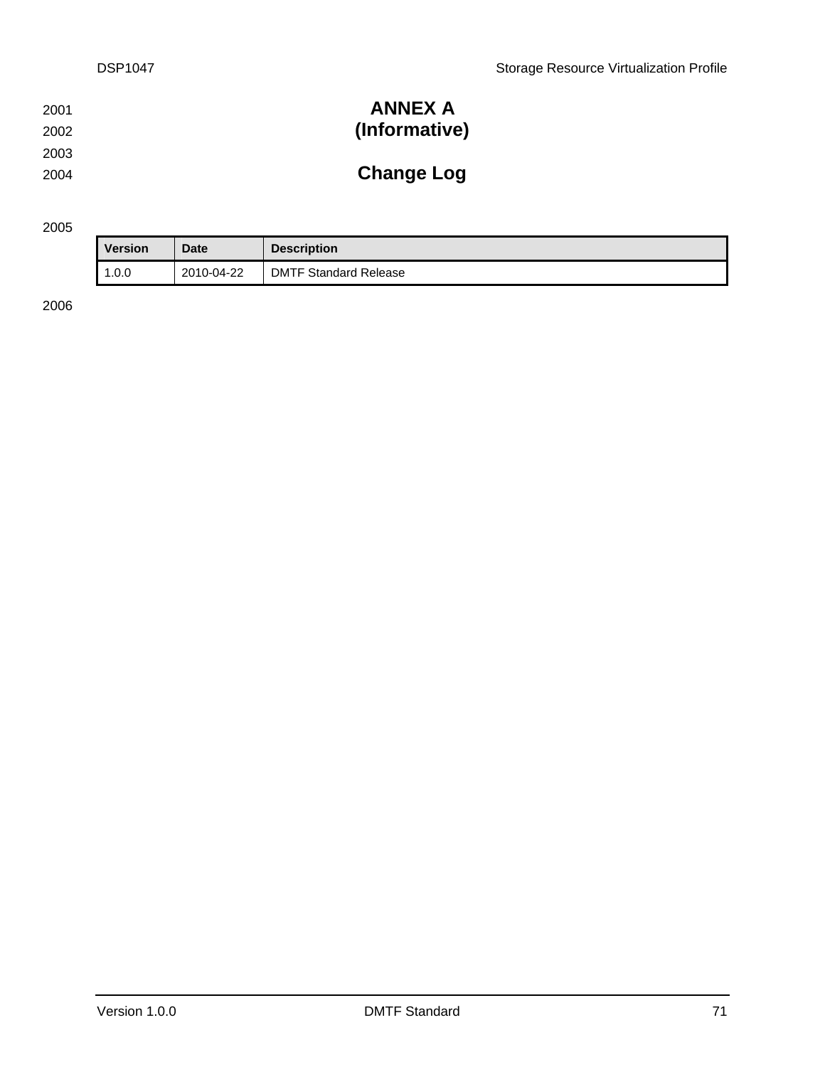# ANNEX A
# (Informative)

# Change Log

| Version | Date | Description |
|---|---|---|
| 1.0.0 | 2010-04-22 | DMTF Standard Release |